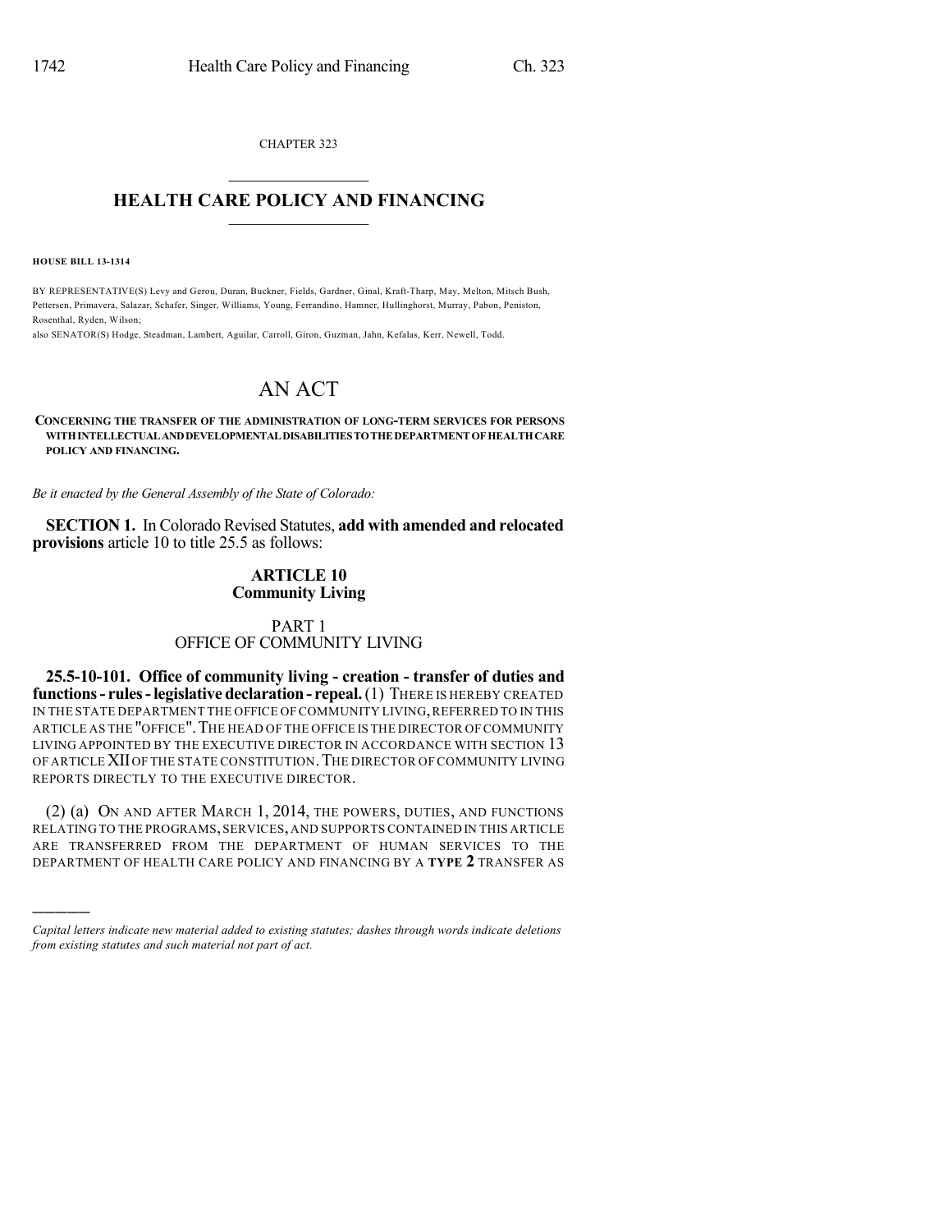CHAPTER 323

## HEALTH CARE POLICY AND FINANCING

**HOUSE BILL 13-1314**

BY REPRESENTATIVE(S) Levy and Gerou, Duran, Buckner, Fields, Gardner, Ginal, Kraft-Tharp, May, Melton, Mitsch Bush, Pettersen, Primavera, Salazar, Schafer, Singer, Williams, Young, Ferrandino, Hamner, Hullinghorst, Murray, Pabon, Peniston, Rosenthal, Ryden, Wilson;

also SENATOR(S) Hodge, Steadman, Lambert, Aguilar, Carroll, Giron, Guzman, Jahn, Kefalas, Kerr, Newell, Todd.

# AN ACT

**CONCERNING THE TRANSFER OF THE ADMINISTRATION OF LONG-TERM SERVICES FOR PERSONS WITH INTELLECTUAL AND DEVELOPMENTAL DISABILITIES TO THE DEPARTMENT OF HEALTH CARE POLICY AND FINANCING.**

*Be it enacted by the General Assembly of the State of Colorado:*

**SECTION 1.** In Colorado Revised Statutes, **add with amended and relocated provisions** article 10 to title 25.5 as follows:

**ARTICLE 10**
**Community Living**

PART 1
OFFICE OF COMMUNITY LIVING

**25.5-10-101. Office of community living - creation - transfer of duties and functions - rules - legislative declaration - repeal.** (1) THERE IS HEREBY CREATED IN THE STATE DEPARTMENT THE OFFICE OF COMMUNITY LIVING, REFERRED TO IN THIS ARTICLE AS THE "OFFICE". THE HEAD OF THE OFFICE IS THE DIRECTOR OF COMMUNITY LIVING APPOINTED BY THE EXECUTIVE DIRECTOR IN ACCORDANCE WITH SECTION 13 OF ARTICLE XII OF THE STATE CONSTITUTION. THE DIRECTOR OF COMMUNITY LIVING REPORTS DIRECTLY TO THE EXECUTIVE DIRECTOR.

(2) (a) ON AND AFTER MARCH 1, 2014, THE POWERS, DUTIES, AND FUNCTIONS RELATING TO THE PROGRAMS, SERVICES, AND SUPPORTS CONTAINED IN THIS ARTICLE ARE TRANSFERRED FROM THE DEPARTMENT OF HUMAN SERVICES TO THE DEPARTMENT OF HEALTH CARE POLICY AND FINANCING BY A **TYPE 2** TRANSFER AS

*Capital letters indicate new material added to existing statutes; dashes through words indicate deletions from existing statutes and such material not part of act.*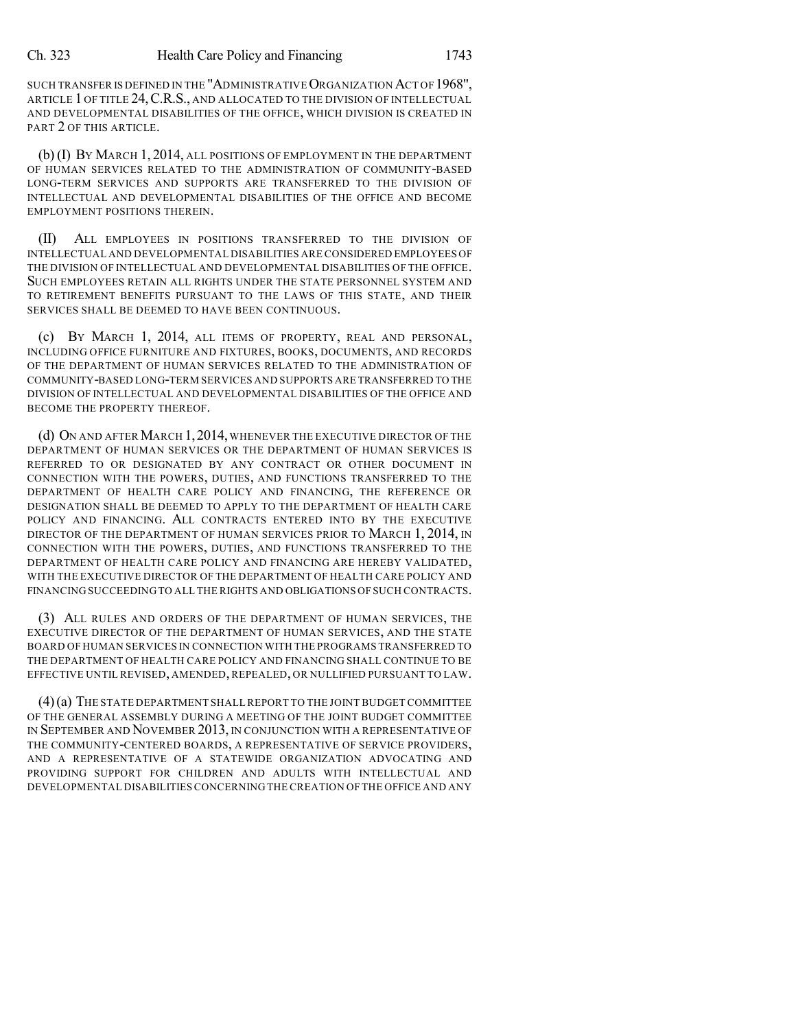SUCH TRANSFER IS DEFINED IN THE "ADMINISTRATIVE ORGANIZATION ACT OF 1968", ARTICLE 1 OF TITLE 24, C.R.S., AND ALLOCATED TO THE DIVISION OF INTELLECTUAL AND DEVELOPMENTAL DISABILITIES OF THE OFFICE, WHICH DIVISION IS CREATED IN PART 2 OF THIS ARTICLE.

(b) (I) BY MARCH 1, 2014, ALL POSITIONS OF EMPLOYMENT IN THE DEPARTMENT OF HUMAN SERVICES RELATED TO THE ADMINISTRATION OF COMMUNITY-BASED LONG-TERM SERVICES AND SUPPORTS ARE TRANSFERRED TO THE DIVISION OF INTELLECTUAL AND DEVELOPMENTAL DISABILITIES OF THE OFFICE AND BECOME EMPLOYMENT POSITIONS THEREIN.

(II) ALL EMPLOYEES IN POSITIONS TRANSFERRED TO THE DIVISION OF INTELLECTUAL AND DEVELOPMENTAL DISABILITIES ARE CONSIDERED EMPLOYEES OF THE DIVISION OF INTELLECTUAL AND DEVELOPMENTAL DISABILITIES OF THE OFFICE. SUCH EMPLOYEES RETAIN ALL RIGHTS UNDER THE STATE PERSONNEL SYSTEM AND TO RETIREMENT BENEFITS PURSUANT TO THE LAWS OF THIS STATE, AND THEIR SERVICES SHALL BE DEEMED TO HAVE BEEN CONTINUOUS.

(c) BY MARCH 1, 2014, ALL ITEMS OF PROPERTY, REAL AND PERSONAL, INCLUDING OFFICE FURNITURE AND FIXTURES, BOOKS, DOCUMENTS, AND RECORDS OF THE DEPARTMENT OF HUMAN SERVICES RELATED TO THE ADMINISTRATION OF COMMUNITY-BASED LONG-TERM SERVICES AND SUPPORTS ARE TRANSFERRED TO THE DIVISION OF INTELLECTUAL AND DEVELOPMENTAL DISABILITIES OF THE OFFICE AND BECOME THE PROPERTY THEREOF.

(d) ON AND AFTER MARCH 1, 2014, WHENEVER THE EXECUTIVE DIRECTOR OF THE DEPARTMENT OF HUMAN SERVICES OR THE DEPARTMENT OF HUMAN SERVICES IS REFERRED TO OR DESIGNATED BY ANY CONTRACT OR OTHER DOCUMENT IN CONNECTION WITH THE POWERS, DUTIES, AND FUNCTIONS TRANSFERRED TO THE DEPARTMENT OF HEALTH CARE POLICY AND FINANCING, THE REFERENCE OR DESIGNATION SHALL BE DEEMED TO APPLY TO THE DEPARTMENT OF HEALTH CARE POLICY AND FINANCING. ALL CONTRACTS ENTERED INTO BY THE EXECUTIVE DIRECTOR OF THE DEPARTMENT OF HUMAN SERVICES PRIOR TO MARCH 1, 2014, IN CONNECTION WITH THE POWERS, DUTIES, AND FUNCTIONS TRANSFERRED TO THE DEPARTMENT OF HEALTH CARE POLICY AND FINANCING ARE HEREBY VALIDATED, WITH THE EXECUTIVE DIRECTOR OF THE DEPARTMENT OF HEALTH CARE POLICY AND FINANCING SUCCEEDING TO ALL THE RIGHTS AND OBLIGATIONS OF SUCH CONTRACTS.

(3) ALL RULES AND ORDERS OF THE DEPARTMENT OF HUMAN SERVICES, THE EXECUTIVE DIRECTOR OF THE DEPARTMENT OF HUMAN SERVICES, AND THE STATE BOARD OF HUMAN SERVICES IN CONNECTION WITH THE PROGRAMS TRANSFERRED TO THE DEPARTMENT OF HEALTH CARE POLICY AND FINANCING SHALL CONTINUE TO BE EFFECTIVE UNTIL REVISED, AMENDED, REPEALED, OR NULLIFIED PURSUANT TO LAW.

(4) (a) THE STATE DEPARTMENT SHALL REPORT TO THE JOINT BUDGET COMMITTEE OF THE GENERAL ASSEMBLY DURING A MEETING OF THE JOINT BUDGET COMMITTEE IN SEPTEMBER AND NOVEMBER 2013, IN CONJUNCTION WITH A REPRESENTATIVE OF THE COMMUNITY-CENTERED BOARDS, A REPRESENTATIVE OF SERVICE PROVIDERS, AND A REPRESENTATIVE OF A STATEWIDE ORGANIZATION ADVOCATING AND PROVIDING SUPPORT FOR CHILDREN AND ADULTS WITH INTELLECTUAL AND DEVELOPMENTAL DISABILITIES CONCERNING THE CREATION OF THE OFFICE AND ANY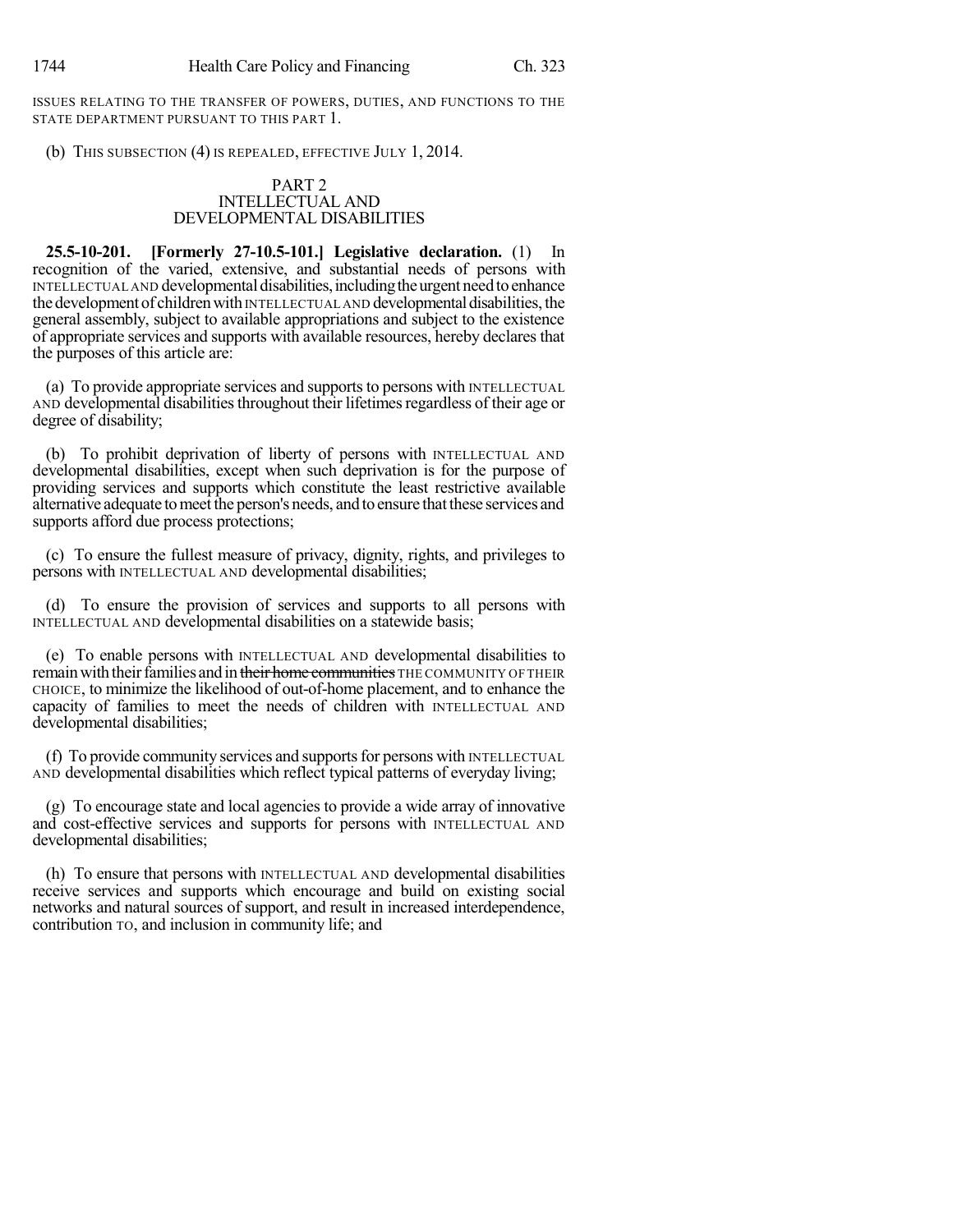ISSUES RELATING TO THE TRANSFER OF POWERS, DUTIES, AND FUNCTIONS TO THE STATE DEPARTMENT PURSUANT TO THIS PART 1.

(b) THIS SUBSECTION (4) IS REPEALED, EFFECTIVE JULY 1, 2014.

## PART 2
## INTELLECTUAL AND DEVELOPMENTAL DISABILITIES

**25.5-10-201. [Formerly 27-10.5-101.] Legislative declaration.** (1) In recognition of the varied, extensive, and substantial needs of persons with INTELLECTUAL AND developmental disabilities, including the urgent need to enhance the development of children with INTELLECTUAL AND developmental disabilities, the general assembly, subject to available appropriations and subject to the existence of appropriate services and supports with available resources, hereby declares that the purposes of this article are:

(a) To provide appropriate services and supports to persons with INTELLECTUAL AND developmental disabilities throughout their lifetimes regardless of their age or degree of disability;

(b) To prohibit deprivation of liberty of persons with INTELLECTUAL AND developmental disabilities, except when such deprivation is for the purpose of providing services and supports which constitute the least restrictive available alternative adequate to meet the person's needs, and to ensure that these services and supports afford due process protections;

(c) To ensure the fullest measure of privacy, dignity, rights, and privileges to persons with INTELLECTUAL AND developmental disabilities;

(d) To ensure the provision of services and supports to all persons with INTELLECTUAL AND developmental disabilities on a statewide basis;

(e) To enable persons with INTELLECTUAL AND developmental disabilities to remain with their families and in ~~their home communities~~ THE COMMUNITY OF THEIR CHOICE, to minimize the likelihood of out-of-home placement, and to enhance the capacity of families to meet the needs of children with INTELLECTUAL AND developmental disabilities;

(f) To provide community services and supports for persons with INTELLECTUAL AND developmental disabilities which reflect typical patterns of everyday living;

(g) To encourage state and local agencies to provide a wide array of innovative and cost-effective services and supports for persons with INTELLECTUAL AND developmental disabilities;

(h) To ensure that persons with INTELLECTUAL AND developmental disabilities receive services and supports which encourage and build on existing social networks and natural sources of support, and result in increased interdependence, contribution TO, and inclusion in community life; and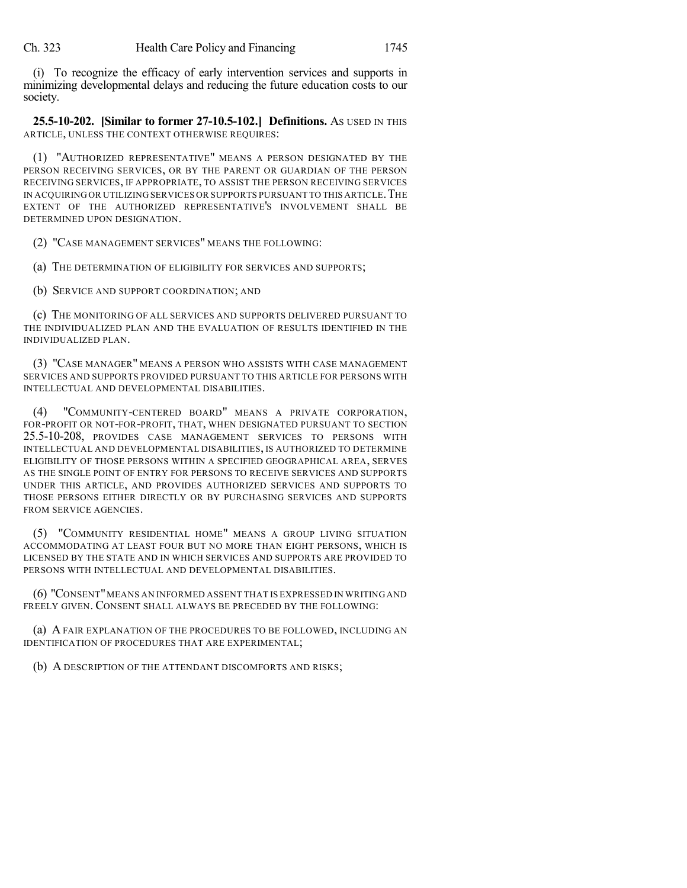(i) To recognize the efficacy of early intervention services and supports in minimizing developmental delays and reducing the future education costs to our society.

**25.5-10-202. [Similar to former 27-10.5-102.] Definitions.** AS USED IN THIS ARTICLE, UNLESS THE CONTEXT OTHERWISE REQUIRES:

(1) "AUTHORIZED REPRESENTATIVE" MEANS A PERSON DESIGNATED BY THE PERSON RECEIVING SERVICES, OR BY THE PARENT OR GUARDIAN OF THE PERSON RECEIVING SERVICES, IF APPROPRIATE, TO ASSIST THE PERSON RECEIVING SERVICES IN ACQUIRING OR UTILIZING SERVICES OR SUPPORTS PURSUANT TO THIS ARTICLE. THE EXTENT OF THE AUTHORIZED REPRESENTATIVE'S INVOLVEMENT SHALL BE DETERMINED UPON DESIGNATION.

(2) "CASE MANAGEMENT SERVICES" MEANS THE FOLLOWING:

(a) THE DETERMINATION OF ELIGIBILITY FOR SERVICES AND SUPPORTS;

(b) SERVICE AND SUPPORT COORDINATION; AND

(c) THE MONITORING OF ALL SERVICES AND SUPPORTS DELIVERED PURSUANT TO THE INDIVIDUALIZED PLAN AND THE EVALUATION OF RESULTS IDENTIFIED IN THE INDIVIDUALIZED PLAN.

(3) "CASE MANAGER" MEANS A PERSON WHO ASSISTS WITH CASE MANAGEMENT SERVICES AND SUPPORTS PROVIDED PURSUANT TO THIS ARTICLE FOR PERSONS WITH INTELLECTUAL AND DEVELOPMENTAL DISABILITIES.

(4) "COMMUNITY-CENTERED BOARD" MEANS A PRIVATE CORPORATION, FOR-PROFIT OR NOT-FOR-PROFIT, THAT, WHEN DESIGNATED PURSUANT TO SECTION 25.5-10-208, PROVIDES CASE MANAGEMENT SERVICES TO PERSONS WITH INTELLECTUAL AND DEVELOPMENTAL DISABILITIES, IS AUTHORIZED TO DETERMINE ELIGIBILITY OF THOSE PERSONS WITHIN A SPECIFIED GEOGRAPHICAL AREA, SERVES AS THE SINGLE POINT OF ENTRY FOR PERSONS TO RECEIVE SERVICES AND SUPPORTS UNDER THIS ARTICLE, AND PROVIDES AUTHORIZED SERVICES AND SUPPORTS TO THOSE PERSONS EITHER DIRECTLY OR BY PURCHASING SERVICES AND SUPPORTS FROM SERVICE AGENCIES.

(5) "COMMUNITY RESIDENTIAL HOME" MEANS A GROUP LIVING SITUATION ACCOMMODATING AT LEAST FOUR BUT NO MORE THAN EIGHT PERSONS, WHICH IS LICENSED BY THE STATE AND IN WHICH SERVICES AND SUPPORTS ARE PROVIDED TO PERSONS WITH INTELLECTUAL AND DEVELOPMENTAL DISABILITIES.

(6) "CONSENT" MEANS AN INFORMED ASSENT THAT IS EXPRESSED IN WRITING AND FREELY GIVEN. CONSENT SHALL ALWAYS BE PRECEDED BY THE FOLLOWING:

(a) A FAIR EXPLANATION OF THE PROCEDURES TO BE FOLLOWED, INCLUDING AN IDENTIFICATION OF PROCEDURES THAT ARE EXPERIMENTAL;

(b) A DESCRIPTION OF THE ATTENDANT DISCOMFORTS AND RISKS;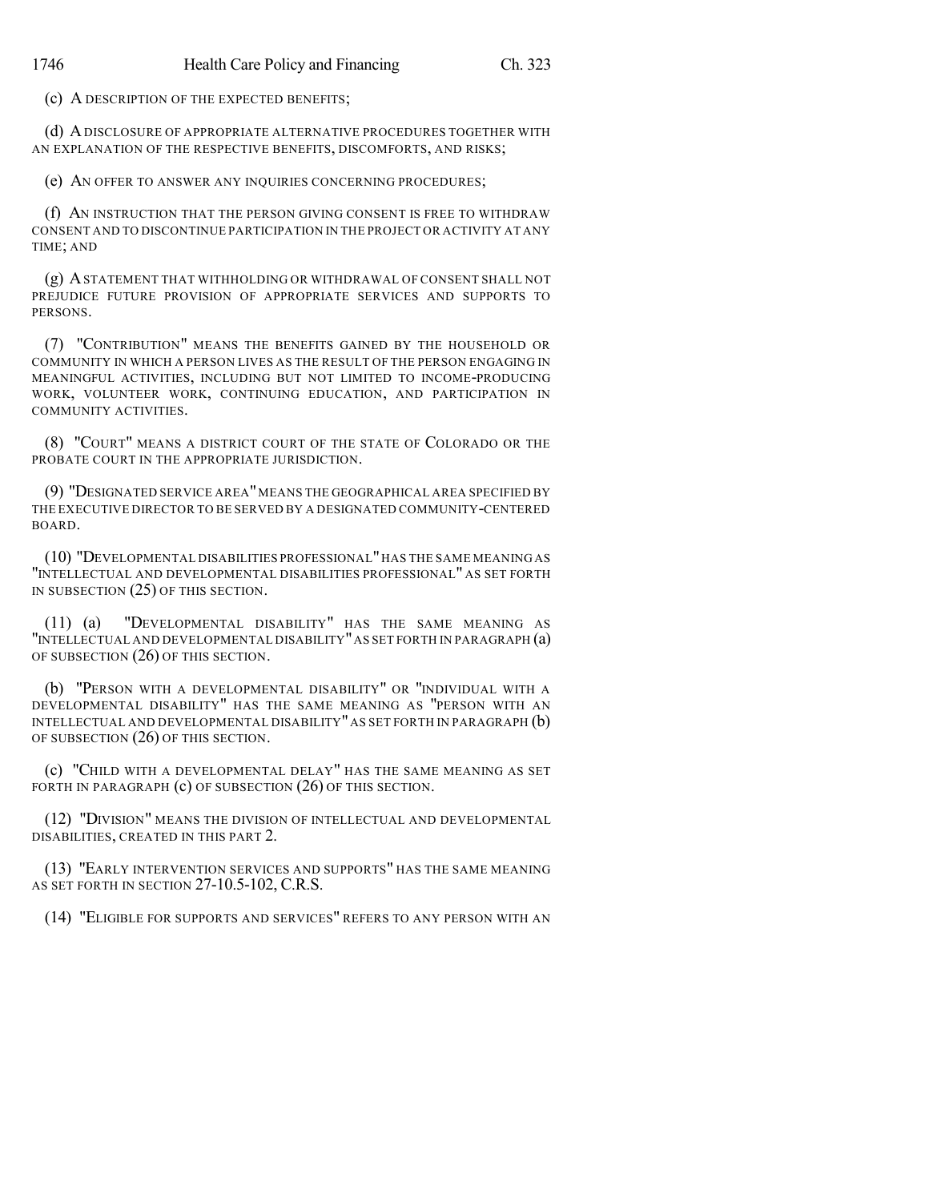(c) A DESCRIPTION OF THE EXPECTED BENEFITS;

(d) A DISCLOSURE OF APPROPRIATE ALTERNATIVE PROCEDURES TOGETHER WITH AN EXPLANATION OF THE RESPECTIVE BENEFITS, DISCOMFORTS, AND RISKS;

(e) AN OFFER TO ANSWER ANY INQUIRIES CONCERNING PROCEDURES;

(f) AN INSTRUCTION THAT THE PERSON GIVING CONSENT IS FREE TO WITHDRAW CONSENT AND TO DISCONTINUE PARTICIPATION IN THE PROJECT OR ACTIVITY AT ANY TIME; AND

(g) A STATEMENT THAT WITHHOLDING OR WITHDRAWAL OF CONSENT SHALL NOT PREJUDICE FUTURE PROVISION OF APPROPRIATE SERVICES AND SUPPORTS TO PERSONS.

(7) "CONTRIBUTION" MEANS THE BENEFITS GAINED BY THE HOUSEHOLD OR COMMUNITY IN WHICH A PERSON LIVES AS THE RESULT OF THE PERSON ENGAGING IN MEANINGFUL ACTIVITIES, INCLUDING BUT NOT LIMITED TO INCOME-PRODUCING WORK, VOLUNTEER WORK, CONTINUING EDUCATION, AND PARTICIPATION IN COMMUNITY ACTIVITIES.

(8) "COURT" MEANS A DISTRICT COURT OF THE STATE OF COLORADO OR THE PROBATE COURT IN THE APPROPRIATE JURISDICTION.

(9) "DESIGNATED SERVICE AREA" MEANS THE GEOGRAPHICAL AREA SPECIFIED BY THE EXECUTIVE DIRECTOR TO BE SERVED BY A DESIGNATED COMMUNITY-CENTERED BOARD.

(10) "DEVELOPMENTAL DISABILITIES PROFESSIONAL" HAS THE SAME MEANING AS "INTELLECTUAL AND DEVELOPMENTAL DISABILITIES PROFESSIONAL" AS SET FORTH IN SUBSECTION (25) OF THIS SECTION.

(11) (a) "DEVELOPMENTAL DISABILITY" HAS THE SAME MEANING AS "INTELLECTUAL AND DEVELOPMENTAL DISABILITY" AS SET FORTH IN PARAGRAPH (a) OF SUBSECTION (26) OF THIS SECTION.

(b) "PERSON WITH A DEVELOPMENTAL DISABILITY" OR "INDIVIDUAL WITH A DEVELOPMENTAL DISABILITY" HAS THE SAME MEANING AS "PERSON WITH AN INTELLECTUAL AND DEVELOPMENTAL DISABILITY" AS SET FORTH IN PARAGRAPH (b) OF SUBSECTION (26) OF THIS SECTION.

(c) "CHILD WITH A DEVELOPMENTAL DELAY" HAS THE SAME MEANING AS SET FORTH IN PARAGRAPH (c) OF SUBSECTION (26) OF THIS SECTION.

(12) "DIVISION" MEANS THE DIVISION OF INTELLECTUAL AND DEVELOPMENTAL DISABILITIES, CREATED IN THIS PART 2.

(13) "EARLY INTERVENTION SERVICES AND SUPPORTS" HAS THE SAME MEANING AS SET FORTH IN SECTION 27-10.5-102, C.R.S.

(14) "ELIGIBLE FOR SUPPORTS AND SERVICES" REFERS TO ANY PERSON WITH AN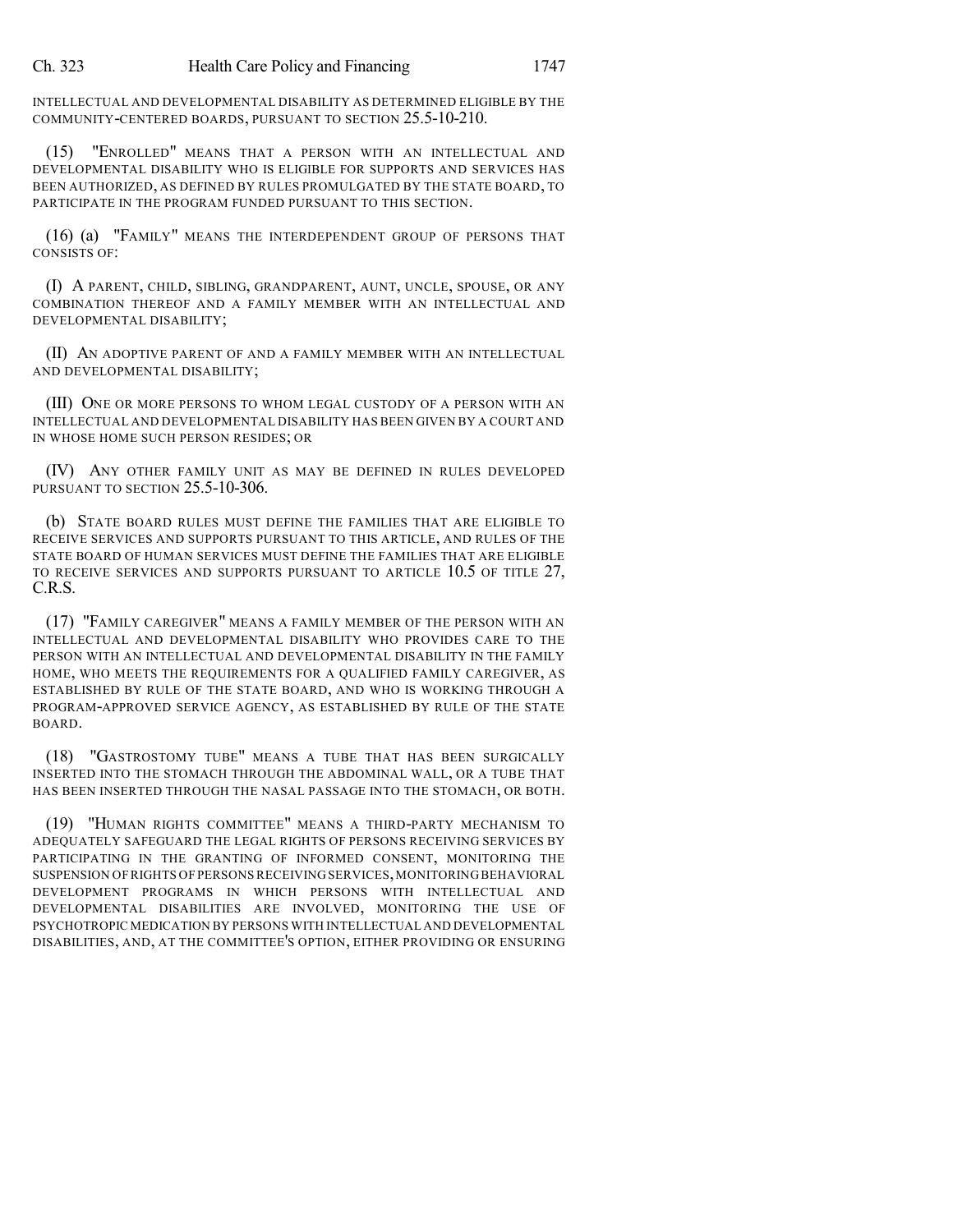INTELLECTUAL AND DEVELOPMENTAL DISABILITY AS DETERMINED ELIGIBLE BY THE COMMUNITY-CENTERED BOARDS, PURSUANT TO SECTION 25.5-10-210.

(15) "ENROLLED" MEANS THAT A PERSON WITH AN INTELLECTUAL AND DEVELOPMENTAL DISABILITY WHO IS ELIGIBLE FOR SUPPORTS AND SERVICES HAS BEEN AUTHORIZED, AS DEFINED BY RULES PROMULGATED BY THE STATE BOARD, TO PARTICIPATE IN THE PROGRAM FUNDED PURSUANT TO THIS SECTION.

(16) (a) "FAMILY" MEANS THE INTERDEPENDENT GROUP OF PERSONS THAT CONSISTS OF:

(I) A PARENT, CHILD, SIBLING, GRANDPARENT, AUNT, UNCLE, SPOUSE, OR ANY COMBINATION THEREOF AND A FAMILY MEMBER WITH AN INTELLECTUAL AND DEVELOPMENTAL DISABILITY;

(II) AN ADOPTIVE PARENT OF AND A FAMILY MEMBER WITH AN INTELLECTUAL AND DEVELOPMENTAL DISABILITY;

(III) ONE OR MORE PERSONS TO WHOM LEGAL CUSTODY OF A PERSON WITH AN INTELLECTUAL AND DEVELOPMENTAL DISABILITY HAS BEEN GIVEN BY A COURT AND IN WHOSE HOME SUCH PERSON RESIDES; OR

(IV) ANY OTHER FAMILY UNIT AS MAY BE DEFINED IN RULES DEVELOPED PURSUANT TO SECTION 25.5-10-306.

(b) STATE BOARD RULES MUST DEFINE THE FAMILIES THAT ARE ELIGIBLE TO RECEIVE SERVICES AND SUPPORTS PURSUANT TO THIS ARTICLE, AND RULES OF THE STATE BOARD OF HUMAN SERVICES MUST DEFINE THE FAMILIES THAT ARE ELIGIBLE TO RECEIVE SERVICES AND SUPPORTS PURSUANT TO ARTICLE 10.5 OF TITLE 27, C.R.S.

(17) "FAMILY CAREGIVER" MEANS A FAMILY MEMBER OF THE PERSON WITH AN INTELLECTUAL AND DEVELOPMENTAL DISABILITY WHO PROVIDES CARE TO THE PERSON WITH AN INTELLECTUAL AND DEVELOPMENTAL DISABILITY IN THE FAMILY HOME, WHO MEETS THE REQUIREMENTS FOR A QUALIFIED FAMILY CAREGIVER, AS ESTABLISHED BY RULE OF THE STATE BOARD, AND WHO IS WORKING THROUGH A PROGRAM-APPROVED SERVICE AGENCY, AS ESTABLISHED BY RULE OF THE STATE BOARD.

(18) "GASTROSTOMY TUBE" MEANS A TUBE THAT HAS BEEN SURGICALLY INSERTED INTO THE STOMACH THROUGH THE ABDOMINAL WALL, OR A TUBE THAT HAS BEEN INSERTED THROUGH THE NASAL PASSAGE INTO THE STOMACH, OR BOTH.

(19) "HUMAN RIGHTS COMMITTEE" MEANS A THIRD-PARTY MECHANISM TO ADEQUATELY SAFEGUARD THE LEGAL RIGHTS OF PERSONS RECEIVING SERVICES BY PARTICIPATING IN THE GRANTING OF INFORMED CONSENT, MONITORING THE SUSPENSION OF RIGHTS OF PERSONS RECEIVING SERVICES, MONITORING BEHAVIORAL DEVELOPMENT PROGRAMS IN WHICH PERSONS WITH INTELLECTUAL AND DEVELOPMENTAL DISABILITIES ARE INVOLVED, MONITORING THE USE OF PSYCHOTROPIC MEDICATION BY PERSONS WITH INTELLECTUAL AND DEVELOPMENTAL DISABILITIES, AND, AT THE COMMITTEE'S OPTION, EITHER PROVIDING OR ENSURING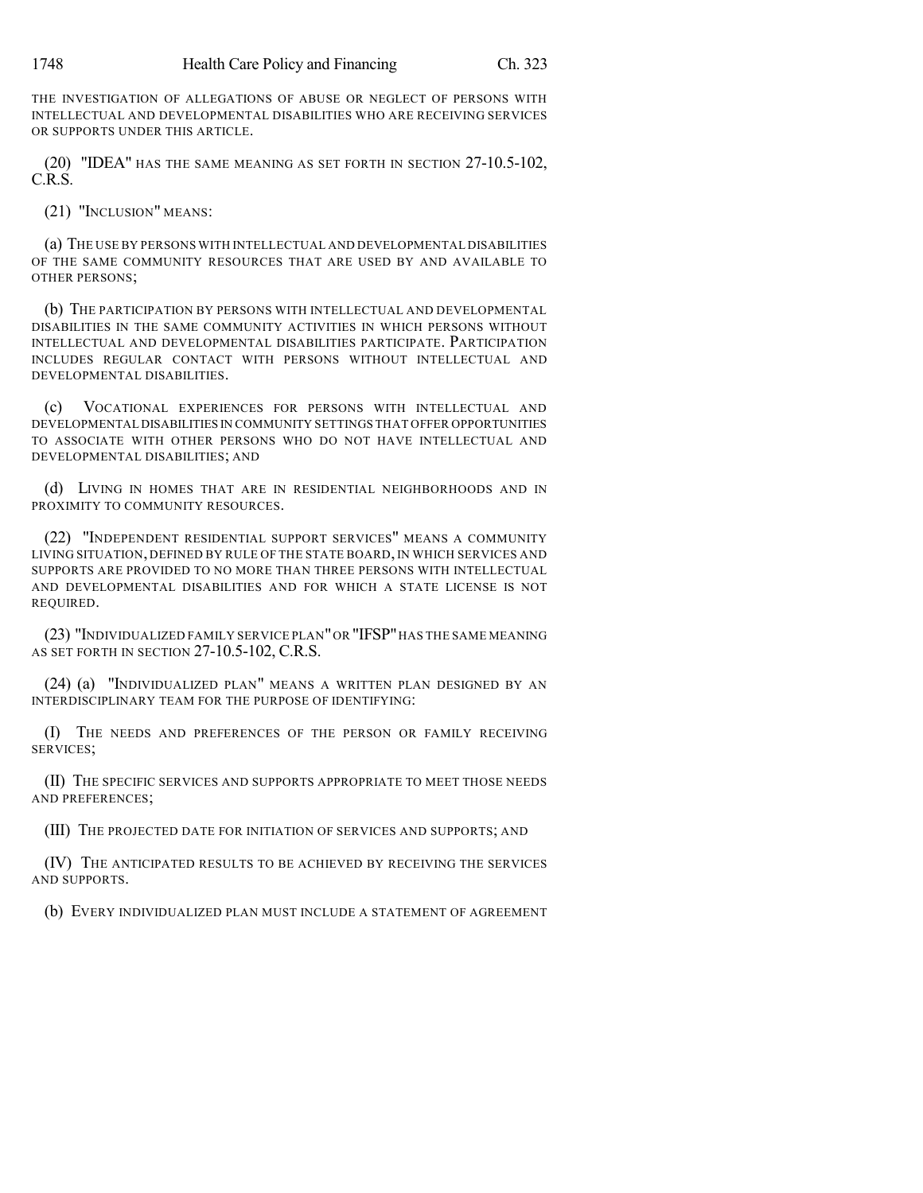THE INVESTIGATION OF ALLEGATIONS OF ABUSE OR NEGLECT OF PERSONS WITH INTELLECTUAL AND DEVELOPMENTAL DISABILITIES WHO ARE RECEIVING SERVICES OR SUPPORTS UNDER THIS ARTICLE.

(20) "IDEA" HAS THE SAME MEANING AS SET FORTH IN SECTION 27-10.5-102, C.R.S.

(21) "INCLUSION" MEANS:

(a) THE USE BY PERSONS WITH INTELLECTUAL AND DEVELOPMENTAL DISABILITIES OF THE SAME COMMUNITY RESOURCES THAT ARE USED BY AND AVAILABLE TO OTHER PERSONS;

(b) THE PARTICIPATION BY PERSONS WITH INTELLECTUAL AND DEVELOPMENTAL DISABILITIES IN THE SAME COMMUNITY ACTIVITIES IN WHICH PERSONS WITHOUT INTELLECTUAL AND DEVELOPMENTAL DISABILITIES PARTICIPATE. PARTICIPATION INCLUDES REGULAR CONTACT WITH PERSONS WITHOUT INTELLECTUAL AND DEVELOPMENTAL DISABILITIES.

(c) VOCATIONAL EXPERIENCES FOR PERSONS WITH INTELLECTUAL AND DEVELOPMENTAL DISABILITIES IN COMMUNITY SETTINGS THAT OFFER OPPORTUNITIES TO ASSOCIATE WITH OTHER PERSONS WHO DO NOT HAVE INTELLECTUAL AND DEVELOPMENTAL DISABILITIES; AND

(d) LIVING IN HOMES THAT ARE IN RESIDENTIAL NEIGHBORHOODS AND IN PROXIMITY TO COMMUNITY RESOURCES.

(22) "INDEPENDENT RESIDENTIAL SUPPORT SERVICES" MEANS A COMMUNITY LIVING SITUATION, DEFINED BY RULE OF THE STATE BOARD, IN WHICH SERVICES AND SUPPORTS ARE PROVIDED TO NO MORE THAN THREE PERSONS WITH INTELLECTUAL AND DEVELOPMENTAL DISABILITIES AND FOR WHICH A STATE LICENSE IS NOT REQUIRED.

(23) "INDIVIDUALIZED FAMILY SERVICE PLAN" OR "IFSP" HAS THE SAME MEANING AS SET FORTH IN SECTION 27-10.5-102, C.R.S.

(24) (a) "INDIVIDUALIZED PLAN" MEANS A WRITTEN PLAN DESIGNED BY AN INTERDISCIPLINARY TEAM FOR THE PURPOSE OF IDENTIFYING:

(I) THE NEEDS AND PREFERENCES OF THE PERSON OR FAMILY RECEIVING SERVICES;

(II) THE SPECIFIC SERVICES AND SUPPORTS APPROPRIATE TO MEET THOSE NEEDS AND PREFERENCES;

(III) THE PROJECTED DATE FOR INITIATION OF SERVICES AND SUPPORTS; AND

(IV) THE ANTICIPATED RESULTS TO BE ACHIEVED BY RECEIVING THE SERVICES AND SUPPORTS.

(b) EVERY INDIVIDUALIZED PLAN MUST INCLUDE A STATEMENT OF AGREEMENT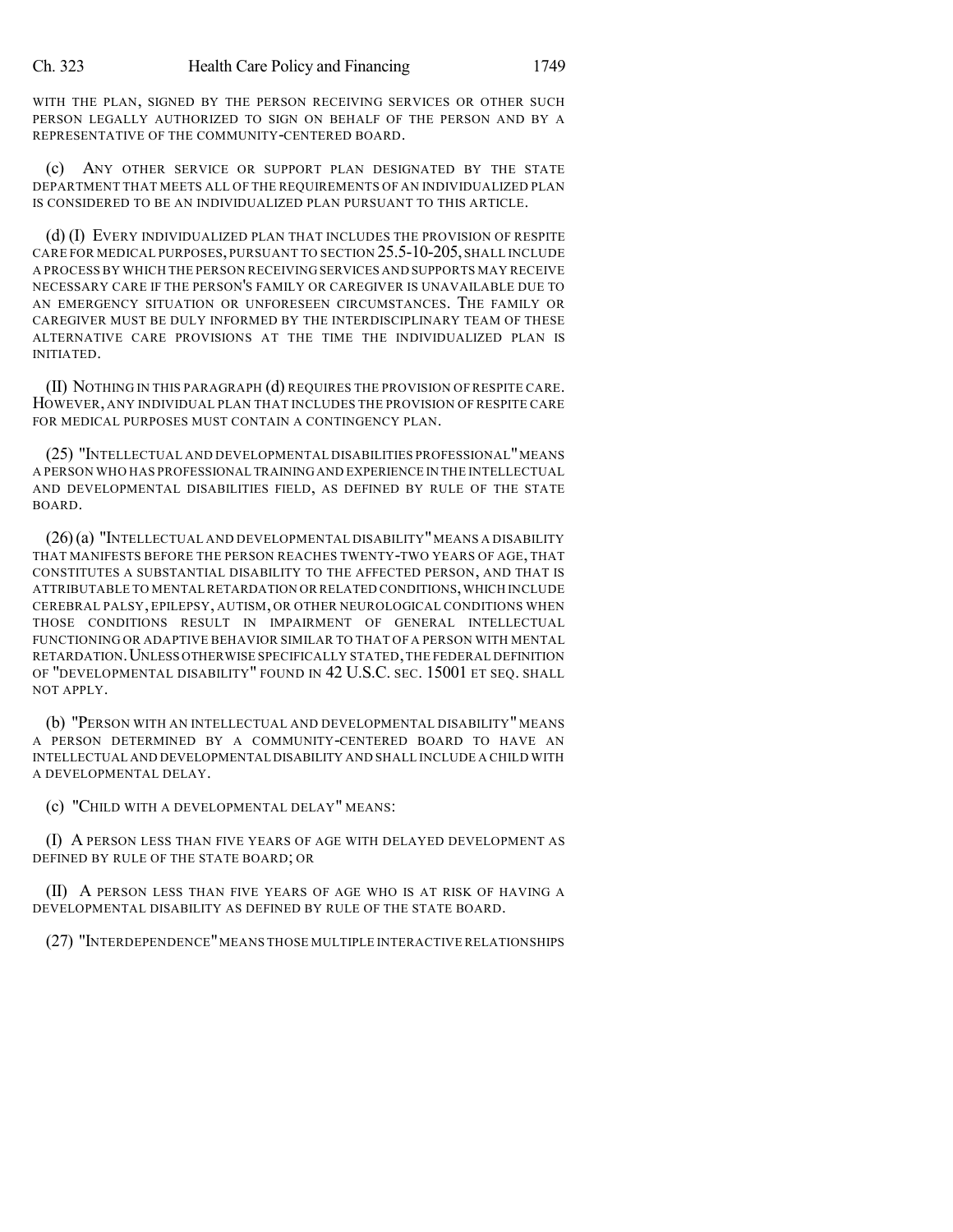WITH THE PLAN, SIGNED BY THE PERSON RECEIVING SERVICES OR OTHER SUCH PERSON LEGALLY AUTHORIZED TO SIGN ON BEHALF OF THE PERSON AND BY A REPRESENTATIVE OF THE COMMUNITY-CENTERED BOARD.

(c) ANY OTHER SERVICE OR SUPPORT PLAN DESIGNATED BY THE STATE DEPARTMENT THAT MEETS ALL OF THE REQUIREMENTS OF AN INDIVIDUALIZED PLAN IS CONSIDERED TO BE AN INDIVIDUALIZED PLAN PURSUANT TO THIS ARTICLE.

(d) (I) EVERY INDIVIDUALIZED PLAN THAT INCLUDES THE PROVISION OF RESPITE CARE FOR MEDICAL PURPOSES, PURSUANT TO SECTION 25.5-10-205, SHALL INCLUDE A PROCESS BY WHICH THE PERSON RECEIVING SERVICES AND SUPPORTS MAY RECEIVE NECESSARY CARE IF THE PERSON'S FAMILY OR CAREGIVER IS UNAVAILABLE DUE TO AN EMERGENCY SITUATION OR UNFORESEEN CIRCUMSTANCES. THE FAMILY OR CAREGIVER MUST BE DULY INFORMED BY THE INTERDISCIPLINARY TEAM OF THESE ALTERNATIVE CARE PROVISIONS AT THE TIME THE INDIVIDUALIZED PLAN IS INITIATED.

(II) NOTHING IN THIS PARAGRAPH (d) REQUIRES THE PROVISION OF RESPITE CARE. HOWEVER, ANY INDIVIDUAL PLAN THAT INCLUDES THE PROVISION OF RESPITE CARE FOR MEDICAL PURPOSES MUST CONTAIN A CONTINGENCY PLAN.

(25) "INTELLECTUAL AND DEVELOPMENTAL DISABILITIES PROFESSIONAL" MEANS A PERSON WHO HAS PROFESSIONAL TRAINING AND EXPERIENCE IN THE INTELLECTUAL AND DEVELOPMENTAL DISABILITIES FIELD, AS DEFINED BY RULE OF THE STATE BOARD.

(26) (a) "INTELLECTUAL AND DEVELOPMENTAL DISABILITY" MEANS A DISABILITY THAT MANIFESTS BEFORE THE PERSON REACHES TWENTY-TWO YEARS OF AGE, THAT CONSTITUTES A SUBSTANTIAL DISABILITY TO THE AFFECTED PERSON, AND THAT IS ATTRIBUTABLE TO MENTAL RETARDATION OR RELATED CONDITIONS, WHICH INCLUDE CEREBRAL PALSY, EPILEPSY, AUTISM, OR OTHER NEUROLOGICAL CONDITIONS WHEN THOSE CONDITIONS RESULT IN IMPAIRMENT OF GENERAL INTELLECTUAL FUNCTIONING OR ADAPTIVE BEHAVIOR SIMILAR TO THAT OF A PERSON WITH MENTAL RETARDATION. UNLESS OTHERWISE SPECIFICALLY STATED, THE FEDERAL DEFINITION OF "DEVELOPMENTAL DISABILITY" FOUND IN 42 U.S.C. SEC. 15001 ET SEQ. SHALL NOT APPLY.

(b) "PERSON WITH AN INTELLECTUAL AND DEVELOPMENTAL DISABILITY" MEANS A PERSON DETERMINED BY A COMMUNITY-CENTERED BOARD TO HAVE AN INTELLECTUAL AND DEVELOPMENTAL DISABILITY AND SHALL INCLUDE A CHILD WITH A DEVELOPMENTAL DELAY.

(c) "CHILD WITH A DEVELOPMENTAL DELAY" MEANS:

(I) A PERSON LESS THAN FIVE YEARS OF AGE WITH DELAYED DEVELOPMENT AS DEFINED BY RULE OF THE STATE BOARD; OR

(II) A PERSON LESS THAN FIVE YEARS OF AGE WHO IS AT RISK OF HAVING A DEVELOPMENTAL DISABILITY AS DEFINED BY RULE OF THE STATE BOARD.

(27) "INTERDEPENDENCE" MEANS THOSE MULTIPLE INTERACTIVE RELATIONSHIPS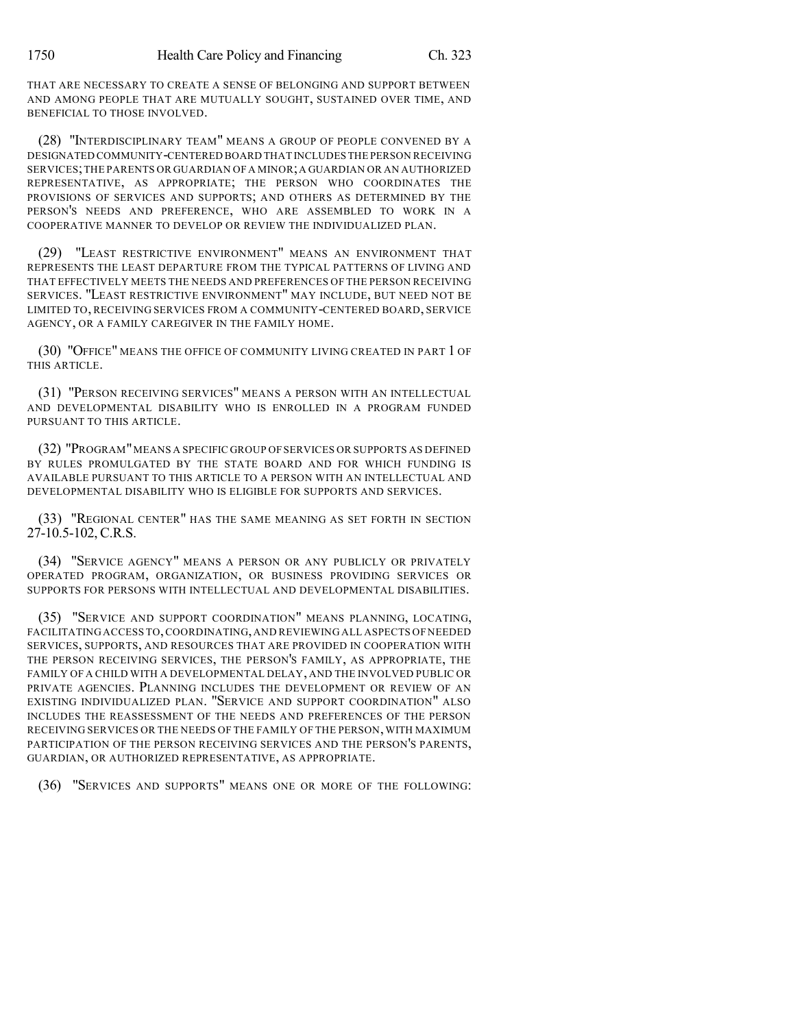THAT ARE NECESSARY TO CREATE A SENSE OF BELONGING AND SUPPORT BETWEEN AND AMONG PEOPLE THAT ARE MUTUALLY SOUGHT, SUSTAINED OVER TIME, AND BENEFICIAL TO THOSE INVOLVED.

(28) "INTERDISCIPLINARY TEAM" MEANS A GROUP OF PEOPLE CONVENED BY A DESIGNATED COMMUNITY-CENTERED BOARD THAT INCLUDES THE PERSON RECEIVING SERVICES; THE PARENTS OR GUARDIAN OF A MINOR; A GUARDIAN OR AN AUTHORIZED REPRESENTATIVE, AS APPROPRIATE; THE PERSON WHO COORDINATES THE PROVISIONS OF SERVICES AND SUPPORTS; AND OTHERS AS DETERMINED BY THE PERSON'S NEEDS AND PREFERENCE, WHO ARE ASSEMBLED TO WORK IN A COOPERATIVE MANNER TO DEVELOP OR REVIEW THE INDIVIDUALIZED PLAN.

(29) "LEAST RESTRICTIVE ENVIRONMENT" MEANS AN ENVIRONMENT THAT REPRESENTS THE LEAST DEPARTURE FROM THE TYPICAL PATTERNS OF LIVING AND THAT EFFECTIVELY MEETS THE NEEDS AND PREFERENCES OF THE PERSON RECEIVING SERVICES. "LEAST RESTRICTIVE ENVIRONMENT" MAY INCLUDE, BUT NEED NOT BE LIMITED TO, RECEIVING SERVICES FROM A COMMUNITY-CENTERED BOARD, SERVICE AGENCY, OR A FAMILY CAREGIVER IN THE FAMILY HOME.

(30) "OFFICE" MEANS THE OFFICE OF COMMUNITY LIVING CREATED IN PART 1 OF THIS ARTICLE.

(31) "PERSON RECEIVING SERVICES" MEANS A PERSON WITH AN INTELLECTUAL AND DEVELOPMENTAL DISABILITY WHO IS ENROLLED IN A PROGRAM FUNDED PURSUANT TO THIS ARTICLE.

(32) "PROGRAM" MEANS A SPECIFIC GROUP OF SERVICES OR SUPPORTS AS DEFINED BY RULES PROMULGATED BY THE STATE BOARD AND FOR WHICH FUNDING IS AVAILABLE PURSUANT TO THIS ARTICLE TO A PERSON WITH AN INTELLECTUAL AND DEVELOPMENTAL DISABILITY WHO IS ELIGIBLE FOR SUPPORTS AND SERVICES.

(33) "REGIONAL CENTER" HAS THE SAME MEANING AS SET FORTH IN SECTION 27-10.5-102, C.R.S.

(34) "SERVICE AGENCY" MEANS A PERSON OR ANY PUBLICLY OR PRIVATELY OPERATED PROGRAM, ORGANIZATION, OR BUSINESS PROVIDING SERVICES OR SUPPORTS FOR PERSONS WITH INTELLECTUAL AND DEVELOPMENTAL DISABILITIES.

(35) "SERVICE AND SUPPORT COORDINATION" MEANS PLANNING, LOCATING, FACILITATING ACCESS TO, COORDINATING, AND REVIEWING ALL ASPECTS OF NEEDED SERVICES, SUPPORTS, AND RESOURCES THAT ARE PROVIDED IN COOPERATION WITH THE PERSON RECEIVING SERVICES, THE PERSON'S FAMILY, AS APPROPRIATE, THE FAMILY OF A CHILD WITH A DEVELOPMENTAL DELAY, AND THE INVOLVED PUBLIC OR PRIVATE AGENCIES. PLANNING INCLUDES THE DEVELOPMENT OR REVIEW OF AN EXISTING INDIVIDUALIZED PLAN. "SERVICE AND SUPPORT COORDINATION" ALSO INCLUDES THE REASSESSMENT OF THE NEEDS AND PREFERENCES OF THE PERSON RECEIVING SERVICES OR THE NEEDS OF THE FAMILY OF THE PERSON, WITH MAXIMUM PARTICIPATION OF THE PERSON RECEIVING SERVICES AND THE PERSON'S PARENTS, GUARDIAN, OR AUTHORIZED REPRESENTATIVE, AS APPROPRIATE.

(36) "SERVICES AND SUPPORTS" MEANS ONE OR MORE OF THE FOLLOWING: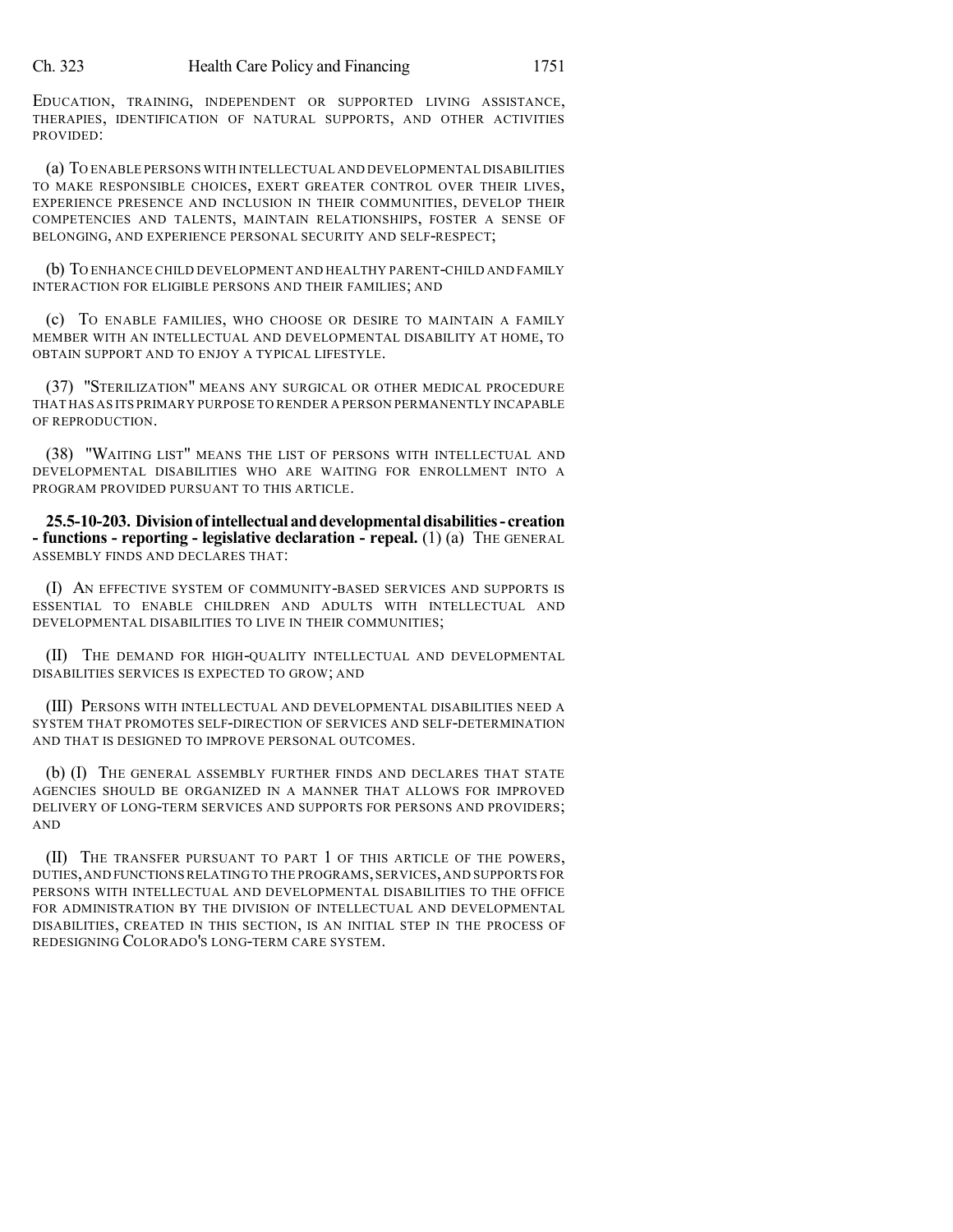EDUCATION, TRAINING, INDEPENDENT OR SUPPORTED LIVING ASSISTANCE, THERAPIES, IDENTIFICATION OF NATURAL SUPPORTS, AND OTHER ACTIVITIES PROVIDED:

(a) TO ENABLE PERSONS WITH INTELLECTUAL AND DEVELOPMENTAL DISABILITIES TO MAKE RESPONSIBLE CHOICES, EXERT GREATER CONTROL OVER THEIR LIVES, EXPERIENCE PRESENCE AND INCLUSION IN THEIR COMMUNITIES, DEVELOP THEIR COMPETENCIES AND TALENTS, MAINTAIN RELATIONSHIPS, FOSTER A SENSE OF BELONGING, AND EXPERIENCE PERSONAL SECURITY AND SELF-RESPECT;

(b) TO ENHANCE CHILD DEVELOPMENT AND HEALTHY PARENT-CHILD AND FAMILY INTERACTION FOR ELIGIBLE PERSONS AND THEIR FAMILIES; AND

(c) TO ENABLE FAMILIES, WHO CHOOSE OR DESIRE TO MAINTAIN A FAMILY MEMBER WITH AN INTELLECTUAL AND DEVELOPMENTAL DISABILITY AT HOME, TO OBTAIN SUPPORT AND TO ENJOY A TYPICAL LIFESTYLE.

(37) "STERILIZATION" MEANS ANY SURGICAL OR OTHER MEDICAL PROCEDURE THAT HAS AS ITS PRIMARY PURPOSE TO RENDER A PERSON PERMANENTLY INCAPABLE OF REPRODUCTION.

(38) "WAITING LIST" MEANS THE LIST OF PERSONS WITH INTELLECTUAL AND DEVELOPMENTAL DISABILITIES WHO ARE WAITING FOR ENROLLMENT INTO A PROGRAM PROVIDED PURSUANT TO THIS ARTICLE.

**25.5-10-203. Division of intellectual and developmental disabilities - creation - functions - reporting - legislative declaration - repeal.** (1) (a) THE GENERAL ASSEMBLY FINDS AND DECLARES THAT:

(I) AN EFFECTIVE SYSTEM OF COMMUNITY-BASED SERVICES AND SUPPORTS IS ESSENTIAL TO ENABLE CHILDREN AND ADULTS WITH INTELLECTUAL AND DEVELOPMENTAL DISABILITIES TO LIVE IN THEIR COMMUNITIES;

(II) THE DEMAND FOR HIGH-QUALITY INTELLECTUAL AND DEVELOPMENTAL DISABILITIES SERVICES IS EXPECTED TO GROW; AND

(III) PERSONS WITH INTELLECTUAL AND DEVELOPMENTAL DISABILITIES NEED A SYSTEM THAT PROMOTES SELF-DIRECTION OF SERVICES AND SELF-DETERMINATION AND THAT IS DESIGNED TO IMPROVE PERSONAL OUTCOMES.

(b) (I) THE GENERAL ASSEMBLY FURTHER FINDS AND DECLARES THAT STATE AGENCIES SHOULD BE ORGANIZED IN A MANNER THAT ALLOWS FOR IMPROVED DELIVERY OF LONG-TERM SERVICES AND SUPPORTS FOR PERSONS AND PROVIDERS; AND

(II) THE TRANSFER PURSUANT TO PART 1 OF THIS ARTICLE OF THE POWERS, DUTIES, AND FUNCTIONS RELATING TO THE PROGRAMS, SERVICES, AND SUPPORTS FOR PERSONS WITH INTELLECTUAL AND DEVELOPMENTAL DISABILITIES TO THE OFFICE FOR ADMINISTRATION BY THE DIVISION OF INTELLECTUAL AND DEVELOPMENTAL DISABILITIES, CREATED IN THIS SECTION, IS AN INITIAL STEP IN THE PROCESS OF REDESIGNING COLORADO'S LONG-TERM CARE SYSTEM.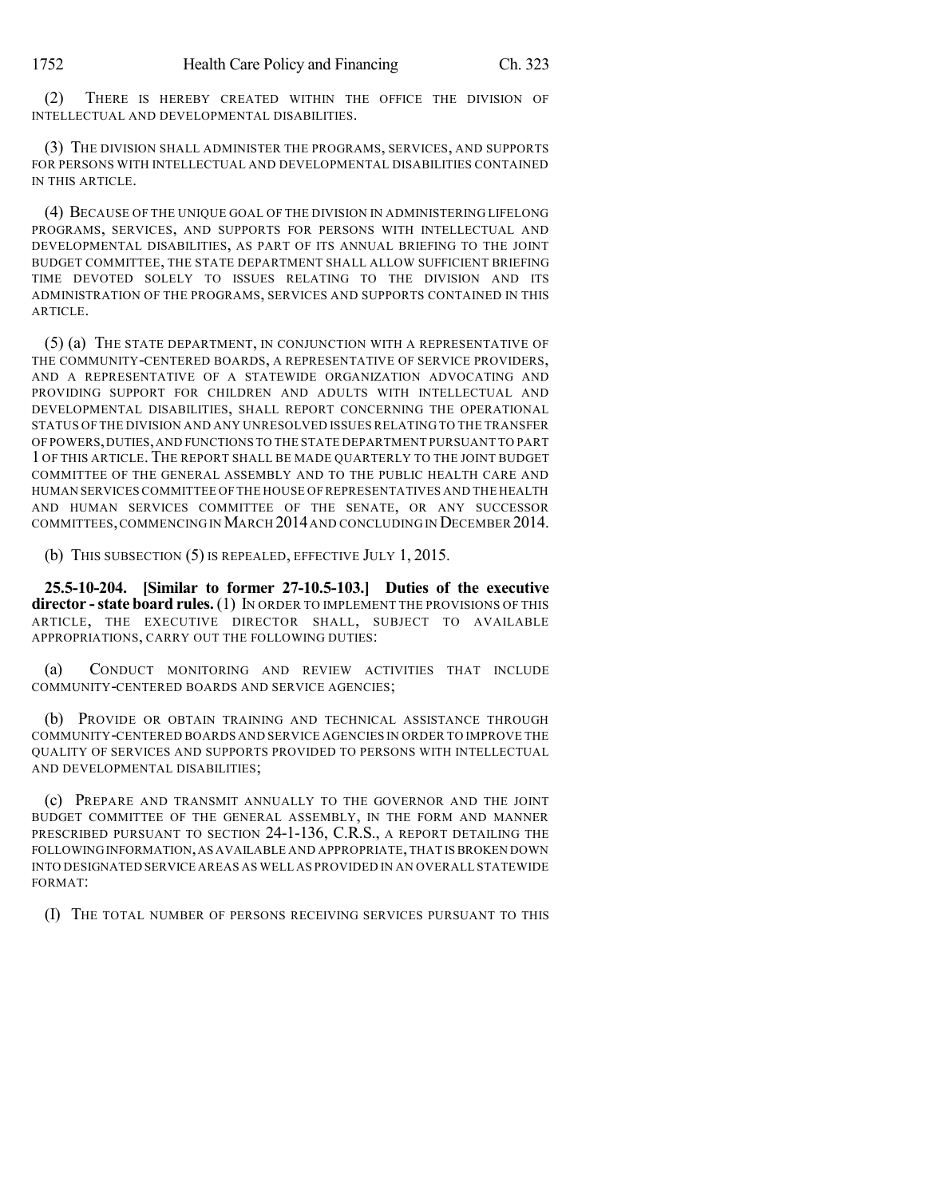(2) THERE IS HEREBY CREATED WITHIN THE OFFICE THE DIVISION OF INTELLECTUAL AND DEVELOPMENTAL DISABILITIES.

(3) THE DIVISION SHALL ADMINISTER THE PROGRAMS, SERVICES, AND SUPPORTS FOR PERSONS WITH INTELLECTUAL AND DEVELOPMENTAL DISABILITIES CONTAINED IN THIS ARTICLE.

(4) BECAUSE OF THE UNIQUE GOAL OF THE DIVISION IN ADMINISTERING LIFELONG PROGRAMS, SERVICES, AND SUPPORTS FOR PERSONS WITH INTELLECTUAL AND DEVELOPMENTAL DISABILITIES, AS PART OF ITS ANNUAL BRIEFING TO THE JOINT BUDGET COMMITTEE, THE STATE DEPARTMENT SHALL ALLOW SUFFICIENT BRIEFING TIME DEVOTED SOLELY TO ISSUES RELATING TO THE DIVISION AND ITS ADMINISTRATION OF THE PROGRAMS, SERVICES AND SUPPORTS CONTAINED IN THIS ARTICLE.

(5) (a) THE STATE DEPARTMENT, IN CONJUNCTION WITH A REPRESENTATIVE OF THE COMMUNITY-CENTERED BOARDS, A REPRESENTATIVE OF SERVICE PROVIDERS, AND A REPRESENTATIVE OF A STATEWIDE ORGANIZATION ADVOCATING AND PROVIDING SUPPORT FOR CHILDREN AND ADULTS WITH INTELLECTUAL AND DEVELOPMENTAL DISABILITIES, SHALL REPORT CONCERNING THE OPERATIONAL STATUS OF THE DIVISION AND ANY UNRESOLVED ISSUES RELATING TO THE TRANSFER OF POWERS, DUTIES, AND FUNCTIONS TO THE STATE DEPARTMENT PURSUANT TO PART 1 OF THIS ARTICLE. THE REPORT SHALL BE MADE QUARTERLY TO THE JOINT BUDGET COMMITTEE OF THE GENERAL ASSEMBLY AND TO THE PUBLIC HEALTH CARE AND HUMAN SERVICES COMMITTEE OF THE HOUSE OF REPRESENTATIVES AND THE HEALTH AND HUMAN SERVICES COMMITTEE OF THE SENATE, OR ANY SUCCESSOR COMMITTEES, COMMENCING IN MARCH 2014 AND CONCLUDING IN DECEMBER 2014.

(b) THIS SUBSECTION (5) IS REPEALED, EFFECTIVE JULY 1, 2015.

**25.5-10-204. [Similar to former 27-10.5-103.] Duties of the executive director - state board rules.** (1) IN ORDER TO IMPLEMENT THE PROVISIONS OF THIS ARTICLE, THE EXECUTIVE DIRECTOR SHALL, SUBJECT TO AVAILABLE APPROPRIATIONS, CARRY OUT THE FOLLOWING DUTIES:

(a) CONDUCT MONITORING AND REVIEW ACTIVITIES THAT INCLUDE COMMUNITY-CENTERED BOARDS AND SERVICE AGENCIES;

(b) PROVIDE OR OBTAIN TRAINING AND TECHNICAL ASSISTANCE THROUGH COMMUNITY-CENTERED BOARDS AND SERVICE AGENCIES IN ORDER TO IMPROVE THE QUALITY OF SERVICES AND SUPPORTS PROVIDED TO PERSONS WITH INTELLECTUAL AND DEVELOPMENTAL DISABILITIES;

(c) PREPARE AND TRANSMIT ANNUALLY TO THE GOVERNOR AND THE JOINT BUDGET COMMITTEE OF THE GENERAL ASSEMBLY, IN THE FORM AND MANNER PRESCRIBED PURSUANT TO SECTION 24-1-136, C.R.S., A REPORT DETAILING THE FOLLOWING INFORMATION, AS AVAILABLE AND APPROPRIATE, THAT IS BROKEN DOWN INTO DESIGNATED SERVICE AREAS AS WELL AS PROVIDED IN AN OVERALL STATEWIDE FORMAT:

(I) THE TOTAL NUMBER OF PERSONS RECEIVING SERVICES PURSUANT TO THIS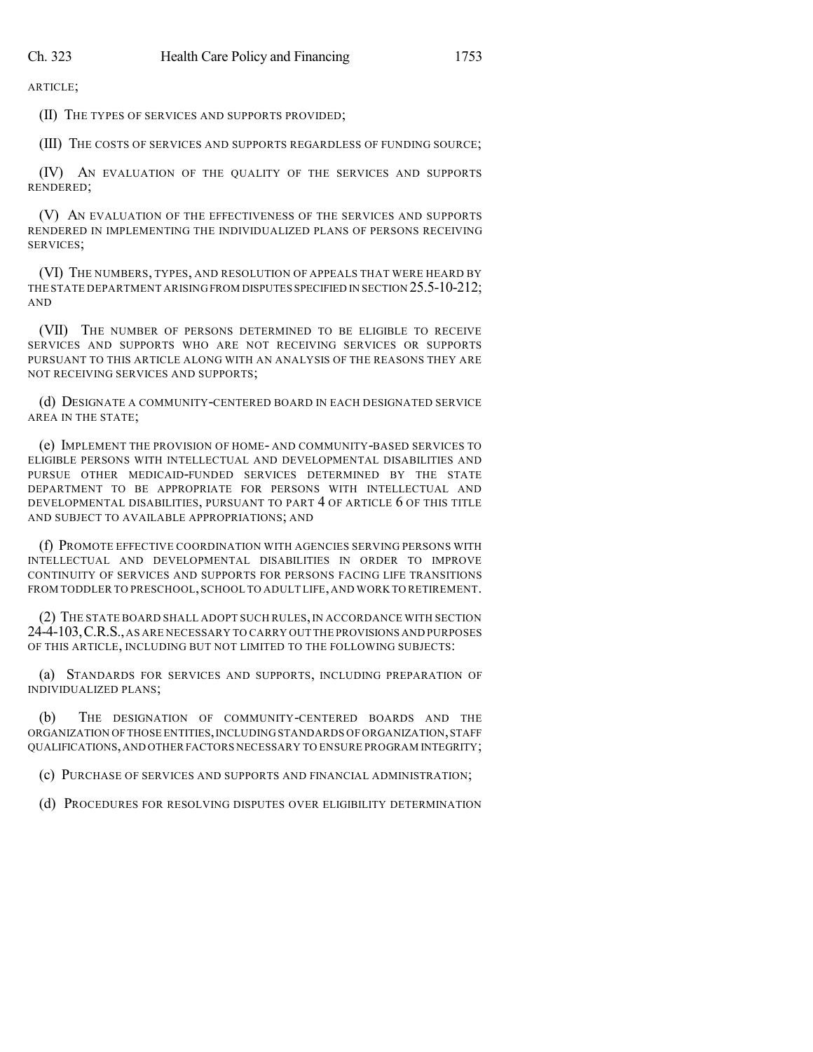ARTICLE;

(II) THE TYPES OF SERVICES AND SUPPORTS PROVIDED;

(III) THE COSTS OF SERVICES AND SUPPORTS REGARDLESS OF FUNDING SOURCE;

(IV) AN EVALUATION OF THE QUALITY OF THE SERVICES AND SUPPORTS RENDERED;

(V) AN EVALUATION OF THE EFFECTIVENESS OF THE SERVICES AND SUPPORTS RENDERED IN IMPLEMENTING THE INDIVIDUALIZED PLANS OF PERSONS RECEIVING SERVICES;

(VI) THE NUMBERS, TYPES, AND RESOLUTION OF APPEALS THAT WERE HEARD BY THE STATE DEPARTMENT ARISING FROM DISPUTES SPECIFIED IN SECTION 25.5-10-212; AND

(VII) THE NUMBER OF PERSONS DETERMINED TO BE ELIGIBLE TO RECEIVE SERVICES AND SUPPORTS WHO ARE NOT RECEIVING SERVICES OR SUPPORTS PURSUANT TO THIS ARTICLE ALONG WITH AN ANALYSIS OF THE REASONS THEY ARE NOT RECEIVING SERVICES AND SUPPORTS;

(d) DESIGNATE A COMMUNITY-CENTERED BOARD IN EACH DESIGNATED SERVICE AREA IN THE STATE;

(e) IMPLEMENT THE PROVISION OF HOME- AND COMMUNITY-BASED SERVICES TO ELIGIBLE PERSONS WITH INTELLECTUAL AND DEVELOPMENTAL DISABILITIES AND PURSUE OTHER MEDICAID-FUNDED SERVICES DETERMINED BY THE STATE DEPARTMENT TO BE APPROPRIATE FOR PERSONS WITH INTELLECTUAL AND DEVELOPMENTAL DISABILITIES, PURSUANT TO PART 4 OF ARTICLE 6 OF THIS TITLE AND SUBJECT TO AVAILABLE APPROPRIATIONS; AND

(f) PROMOTE EFFECTIVE COORDINATION WITH AGENCIES SERVING PERSONS WITH INTELLECTUAL AND DEVELOPMENTAL DISABILITIES IN ORDER TO IMPROVE CONTINUITY OF SERVICES AND SUPPORTS FOR PERSONS FACING LIFE TRANSITIONS FROM TODDLER TO PRESCHOOL, SCHOOL TO ADULT LIFE, AND WORK TO RETIREMENT.

(2) THE STATE BOARD SHALL ADOPT SUCH RULES, IN ACCORDANCE WITH SECTION 24-4-103, C.R.S., AS ARE NECESSARY TO CARRY OUT THE PROVISIONS AND PURPOSES OF THIS ARTICLE, INCLUDING BUT NOT LIMITED TO THE FOLLOWING SUBJECTS:

(a) STANDARDS FOR SERVICES AND SUPPORTS, INCLUDING PREPARATION OF INDIVIDUALIZED PLANS;

(b) THE DESIGNATION OF COMMUNITY-CENTERED BOARDS AND THE ORGANIZATION OF THOSE ENTITIES, INCLUDING STANDARDS OF ORGANIZATION, STAFF QUALIFICATIONS, AND OTHER FACTORS NECESSARY TO ENSURE PROGRAM INTEGRITY;

(c) PURCHASE OF SERVICES AND SUPPORTS AND FINANCIAL ADMINISTRATION;

(d) PROCEDURES FOR RESOLVING DISPUTES OVER ELIGIBILITY DETERMINATION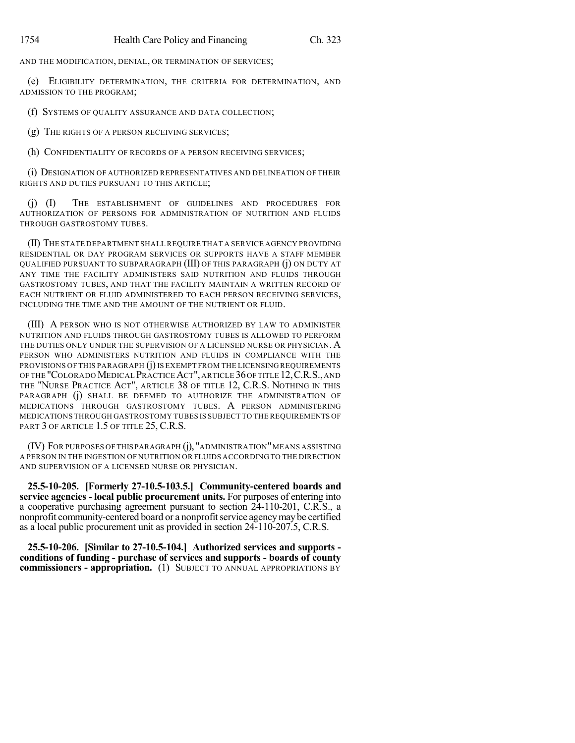AND THE MODIFICATION, DENIAL, OR TERMINATION OF SERVICES;

(e) ELIGIBILITY DETERMINATION, THE CRITERIA FOR DETERMINATION, AND ADMISSION TO THE PROGRAM;

(f) SYSTEMS OF QUALITY ASSURANCE AND DATA COLLECTION;

(g) THE RIGHTS OF A PERSON RECEIVING SERVICES;

(h) CONFIDENTIALITY OF RECORDS OF A PERSON RECEIVING SERVICES;

(i) DESIGNATION OF AUTHORIZED REPRESENTATIVES AND DELINEATION OF THEIR RIGHTS AND DUTIES PURSUANT TO THIS ARTICLE;

(j) (I) THE ESTABLISHMENT OF GUIDELINES AND PROCEDURES FOR AUTHORIZATION OF PERSONS FOR ADMINISTRATION OF NUTRITION AND FLUIDS THROUGH GASTROSTOMY TUBES.

(II) THE STATE DEPARTMENT SHALL REQUIRE THAT A SERVICE AGENCY PROVIDING RESIDENTIAL OR DAY PROGRAM SERVICES OR SUPPORTS HAVE A STAFF MEMBER QUALIFIED PURSUANT TO SUBPARAGRAPH (III) OF THIS PARAGRAPH (j) ON DUTY AT ANY TIME THE FACILITY ADMINISTERS SAID NUTRITION AND FLUIDS THROUGH GASTROSTOMY TUBES, AND THAT THE FACILITY MAINTAIN A WRITTEN RECORD OF EACH NUTRIENT OR FLUID ADMINISTERED TO EACH PERSON RECEIVING SERVICES, INCLUDING THE TIME AND THE AMOUNT OF THE NUTRIENT OR FLUID.

(III) A PERSON WHO IS NOT OTHERWISE AUTHORIZED BY LAW TO ADMINISTER NUTRITION AND FLUIDS THROUGH GASTROSTOMY TUBES IS ALLOWED TO PERFORM THE DUTIES ONLY UNDER THE SUPERVISION OF A LICENSED NURSE OR PHYSICIAN. A PERSON WHO ADMINISTERS NUTRITION AND FLUIDS IN COMPLIANCE WITH THE PROVISIONS OF THIS PARAGRAPH (j) IS EXEMPT FROM THE LICENSING REQUIREMENTS OF THE "COLORADO MEDICAL PRACTICE ACT", ARTICLE 36 OF TITLE 12, C.R.S., AND THE "NURSE PRACTICE ACT", ARTICLE 38 OF TITLE 12, C.R.S. NOTHING IN THIS PARAGRAPH (j) SHALL BE DEEMED TO AUTHORIZE THE ADMINISTRATION OF MEDICATIONS THROUGH GASTROSTOMY TUBES. A PERSON ADMINISTERING MEDICATIONS THROUGH GASTROSTOMY TUBES IS SUBJECT TO THE REQUIREMENTS OF PART 3 OF ARTICLE 1.5 OF TITLE 25, C.R.S.

(IV) FOR PURPOSES OF THIS PARAGRAPH (j), "ADMINISTRATION" MEANS ASSISTING A PERSON IN THE INGESTION OF NUTRITION OR FLUIDS ACCORDING TO THE DIRECTION AND SUPERVISION OF A LICENSED NURSE OR PHYSICIAN.

**25.5-10-205. [Formerly 27-10.5-103.5.] Community-centered boards and service agencies - local public procurement units.** For purposes of entering into a cooperative purchasing agreement pursuant to section 24-110-201, C.R.S., a nonprofit community-centered board or a nonprofit service agency may be certified as a local public procurement unit as provided in section 24-110-207.5, C.R.S.

**25.5-10-206. [Similar to 27-10.5-104.] Authorized services and supports - conditions of funding - purchase of services and supports - boards of county commissioners - appropriation.** (1) SUBJECT TO ANNUAL APPROPRIATIONS BY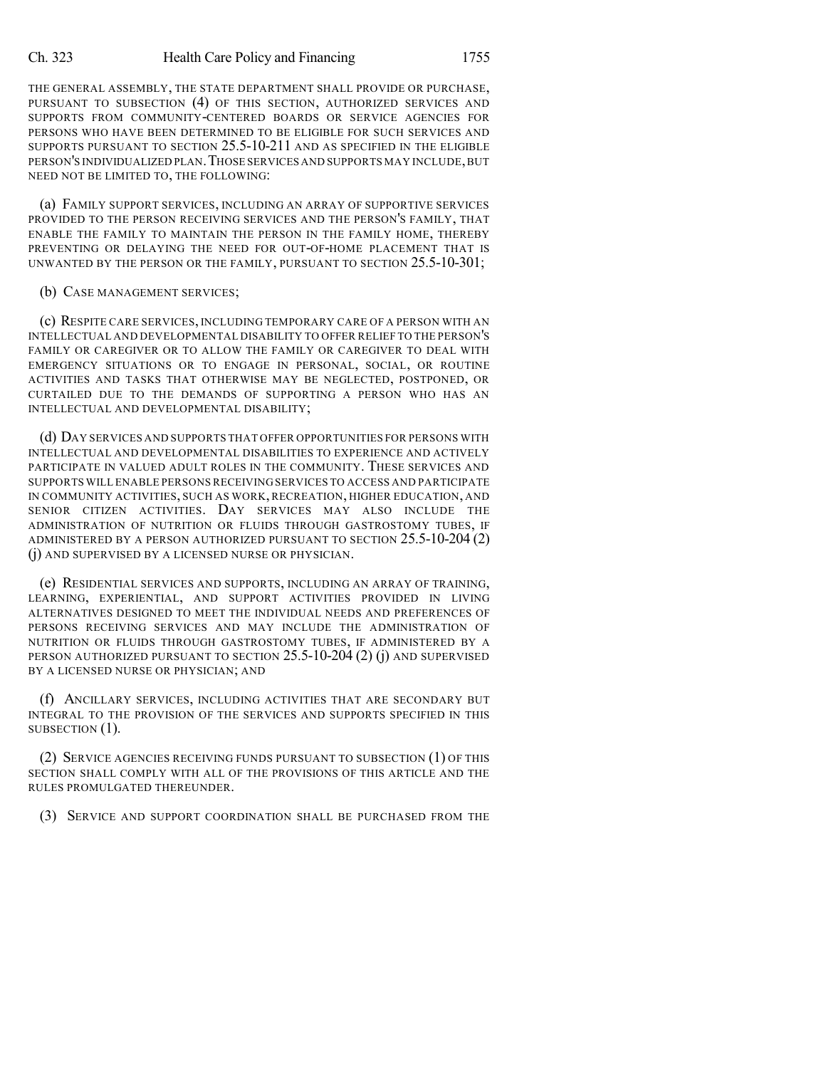THE GENERAL ASSEMBLY, THE STATE DEPARTMENT SHALL PROVIDE OR PURCHASE, PURSUANT TO SUBSECTION (4) OF THIS SECTION, AUTHORIZED SERVICES AND SUPPORTS FROM COMMUNITY-CENTERED BOARDS OR SERVICE AGENCIES FOR PERSONS WHO HAVE BEEN DETERMINED TO BE ELIGIBLE FOR SUCH SERVICES AND SUPPORTS PURSUANT TO SECTION 25.5-10-211 AND AS SPECIFIED IN THE ELIGIBLE PERSON'S INDIVIDUALIZED PLAN. THOSE SERVICES AND SUPPORTS MAY INCLUDE, BUT NEED NOT BE LIMITED TO, THE FOLLOWING:

(a) FAMILY SUPPORT SERVICES, INCLUDING AN ARRAY OF SUPPORTIVE SERVICES PROVIDED TO THE PERSON RECEIVING SERVICES AND THE PERSON'S FAMILY, THAT ENABLE THE FAMILY TO MAINTAIN THE PERSON IN THE FAMILY HOME, THEREBY PREVENTING OR DELAYING THE NEED FOR OUT-OF-HOME PLACEMENT THAT IS UNWANTED BY THE PERSON OR THE FAMILY, PURSUANT TO SECTION 25.5-10-301;

(b) CASE MANAGEMENT SERVICES;

(c) RESPITE CARE SERVICES, INCLUDING TEMPORARY CARE OF A PERSON WITH AN INTELLECTUAL AND DEVELOPMENTAL DISABILITY TO OFFER RELIEF TO THE PERSON'S FAMILY OR CAREGIVER OR TO ALLOW THE FAMILY OR CAREGIVER TO DEAL WITH EMERGENCY SITUATIONS OR TO ENGAGE IN PERSONAL, SOCIAL, OR ROUTINE ACTIVITIES AND TASKS THAT OTHERWISE MAY BE NEGLECTED, POSTPONED, OR CURTAILED DUE TO THE DEMANDS OF SUPPORTING A PERSON WHO HAS AN INTELLECTUAL AND DEVELOPMENTAL DISABILITY;

(d) DAY SERVICES AND SUPPORTS THAT OFFER OPPORTUNITIES FOR PERSONS WITH INTELLECTUAL AND DEVELOPMENTAL DISABILITIES TO EXPERIENCE AND ACTIVELY PARTICIPATE IN VALUED ADULT ROLES IN THE COMMUNITY. THESE SERVICES AND SUPPORTS WILL ENABLE PERSONS RECEIVING SERVICES TO ACCESS AND PARTICIPATE IN COMMUNITY ACTIVITIES, SUCH AS WORK, RECREATION, HIGHER EDUCATION, AND SENIOR CITIZEN ACTIVITIES. DAY SERVICES MAY ALSO INCLUDE THE ADMINISTRATION OF NUTRITION OR FLUIDS THROUGH GASTROSTOMY TUBES, IF ADMINISTERED BY A PERSON AUTHORIZED PURSUANT TO SECTION 25.5-10-204 (2) (j) AND SUPERVISED BY A LICENSED NURSE OR PHYSICIAN.

(e) RESIDENTIAL SERVICES AND SUPPORTS, INCLUDING AN ARRAY OF TRAINING, LEARNING, EXPERIENTIAL, AND SUPPORT ACTIVITIES PROVIDED IN LIVING ALTERNATIVES DESIGNED TO MEET THE INDIVIDUAL NEEDS AND PREFERENCES OF PERSONS RECEIVING SERVICES AND MAY INCLUDE THE ADMINISTRATION OF NUTRITION OR FLUIDS THROUGH GASTROSTOMY TUBES, IF ADMINISTERED BY A PERSON AUTHORIZED PURSUANT TO SECTION 25.5-10-204 (2) (j) AND SUPERVISED BY A LICENSED NURSE OR PHYSICIAN; AND

(f) ANCILLARY SERVICES, INCLUDING ACTIVITIES THAT ARE SECONDARY BUT INTEGRAL TO THE PROVISION OF THE SERVICES AND SUPPORTS SPECIFIED IN THIS SUBSECTION (1).

(2) SERVICE AGENCIES RECEIVING FUNDS PURSUANT TO SUBSECTION (1) OF THIS SECTION SHALL COMPLY WITH ALL OF THE PROVISIONS OF THIS ARTICLE AND THE RULES PROMULGATED THEREUNDER.

(3) SERVICE AND SUPPORT COORDINATION SHALL BE PURCHASED FROM THE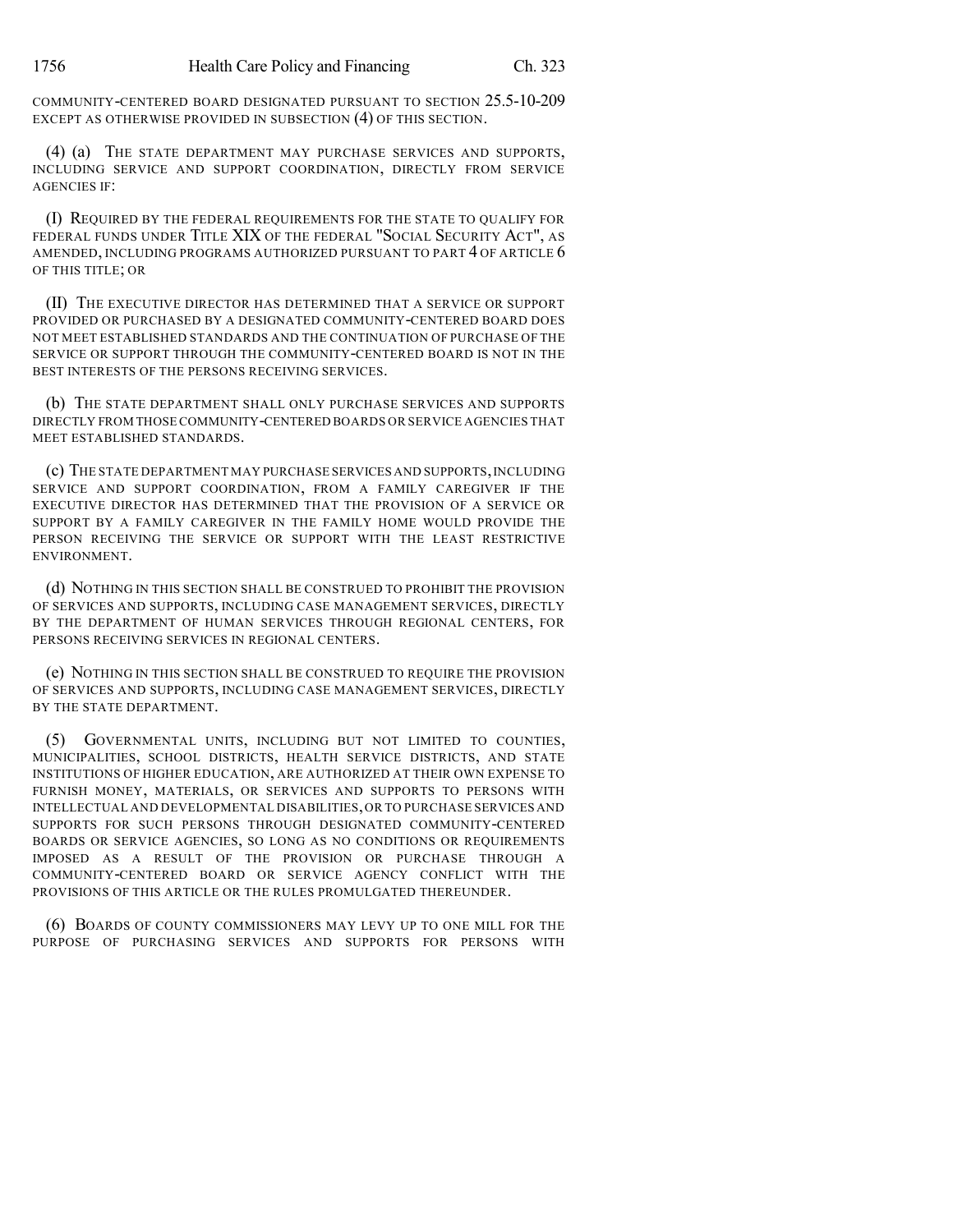COMMUNITY-CENTERED BOARD DESIGNATED PURSUANT TO SECTION 25.5-10-209 EXCEPT AS OTHERWISE PROVIDED IN SUBSECTION (4) OF THIS SECTION.

(4) (a) THE STATE DEPARTMENT MAY PURCHASE SERVICES AND SUPPORTS, INCLUDING SERVICE AND SUPPORT COORDINATION, DIRECTLY FROM SERVICE AGENCIES IF:

(I) REQUIRED BY THE FEDERAL REQUIREMENTS FOR THE STATE TO QUALIFY FOR FEDERAL FUNDS UNDER TITLE XIX OF THE FEDERAL "SOCIAL SECURITY ACT", AS AMENDED, INCLUDING PROGRAMS AUTHORIZED PURSUANT TO PART 4 OF ARTICLE 6 OF THIS TITLE; OR

(II) THE EXECUTIVE DIRECTOR HAS DETERMINED THAT A SERVICE OR SUPPORT PROVIDED OR PURCHASED BY A DESIGNATED COMMUNITY-CENTERED BOARD DOES NOT MEET ESTABLISHED STANDARDS AND THE CONTINUATION OF PURCHASE OF THE SERVICE OR SUPPORT THROUGH THE COMMUNITY-CENTERED BOARD IS NOT IN THE BEST INTERESTS OF THE PERSONS RECEIVING SERVICES.

(b) THE STATE DEPARTMENT SHALL ONLY PURCHASE SERVICES AND SUPPORTS DIRECTLY FROM THOSE COMMUNITY-CENTERED BOARDS OR SERVICE AGENCIES THAT MEET ESTABLISHED STANDARDS.

(c) THE STATE DEPARTMENT MAY PURCHASE SERVICES AND SUPPORTS, INCLUDING SERVICE AND SUPPORT COORDINATION, FROM A FAMILY CAREGIVER IF THE EXECUTIVE DIRECTOR HAS DETERMINED THAT THE PROVISION OF A SERVICE OR SUPPORT BY A FAMILY CAREGIVER IN THE FAMILY HOME WOULD PROVIDE THE PERSON RECEIVING THE SERVICE OR SUPPORT WITH THE LEAST RESTRICTIVE ENVIRONMENT.

(d) NOTHING IN THIS SECTION SHALL BE CONSTRUED TO PROHIBIT THE PROVISION OF SERVICES AND SUPPORTS, INCLUDING CASE MANAGEMENT SERVICES, DIRECTLY BY THE DEPARTMENT OF HUMAN SERVICES THROUGH REGIONAL CENTERS, FOR PERSONS RECEIVING SERVICES IN REGIONAL CENTERS.

(e) NOTHING IN THIS SECTION SHALL BE CONSTRUED TO REQUIRE THE PROVISION OF SERVICES AND SUPPORTS, INCLUDING CASE MANAGEMENT SERVICES, DIRECTLY BY THE STATE DEPARTMENT.

(5) GOVERNMENTAL UNITS, INCLUDING BUT NOT LIMITED TO COUNTIES, MUNICIPALITIES, SCHOOL DISTRICTS, HEALTH SERVICE DISTRICTS, AND STATE INSTITUTIONS OF HIGHER EDUCATION, ARE AUTHORIZED AT THEIR OWN EXPENSE TO FURNISH MONEY, MATERIALS, OR SERVICES AND SUPPORTS TO PERSONS WITH INTELLECTUAL AND DEVELOPMENTAL DISABILITIES, OR TO PURCHASE SERVICES AND SUPPORTS FOR SUCH PERSONS THROUGH DESIGNATED COMMUNITY-CENTERED BOARDS OR SERVICE AGENCIES, SO LONG AS NO CONDITIONS OR REQUIREMENTS IMPOSED AS A RESULT OF THE PROVISION OR PURCHASE THROUGH A COMMUNITY-CENTERED BOARD OR SERVICE AGENCY CONFLICT WITH THE PROVISIONS OF THIS ARTICLE OR THE RULES PROMULGATED THEREUNDER.

(6) BOARDS OF COUNTY COMMISSIONERS MAY LEVY UP TO ONE MILL FOR THE PURPOSE OF PURCHASING SERVICES AND SUPPORTS FOR PERSONS WITH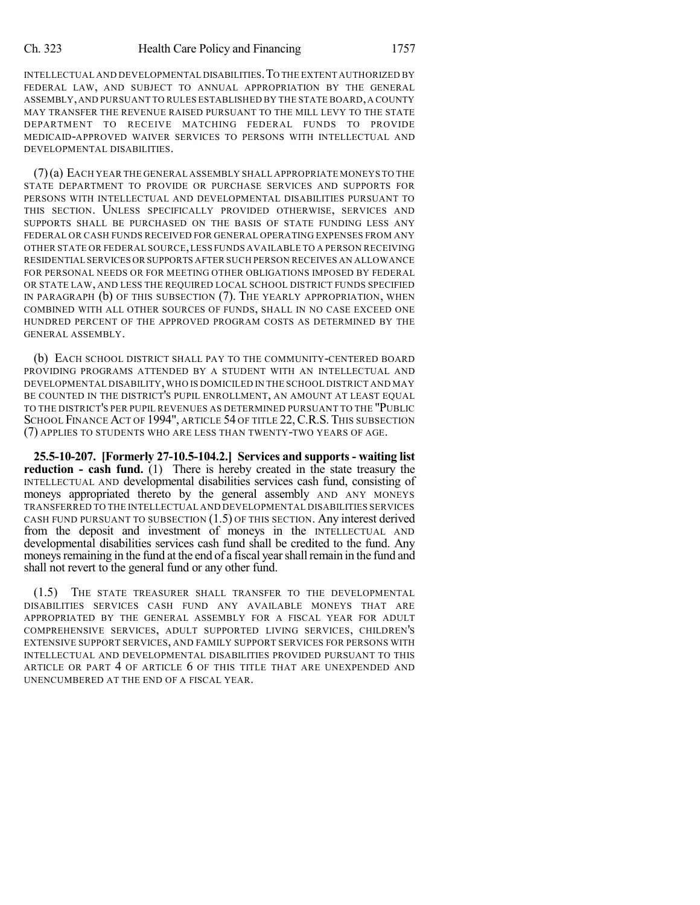INTELLECTUAL AND DEVELOPMENTAL DISABILITIES. TO THE EXTENT AUTHORIZED BY FEDERAL LAW, AND SUBJECT TO ANNUAL APPROPRIATION BY THE GENERAL ASSEMBLY, AND PURSUANT TO RULES ESTABLISHED BY THE STATE BOARD, A COUNTY MAY TRANSFER THE REVENUE RAISED PURSUANT TO THE MILL LEVY TO THE STATE DEPARTMENT TO RECEIVE MATCHING FEDERAL FUNDS TO PROVIDE MEDICAID-APPROVED WAIVER SERVICES TO PERSONS WITH INTELLECTUAL AND DEVELOPMENTAL DISABILITIES.

(7) (a) EACH YEAR THE GENERAL ASSEMBLY SHALL APPROPRIATE MONEYS TO THE STATE DEPARTMENT TO PROVIDE OR PURCHASE SERVICES AND SUPPORTS FOR PERSONS WITH INTELLECTUAL AND DEVELOPMENTAL DISABILITIES PURSUANT TO THIS SECTION. UNLESS SPECIFICALLY PROVIDED OTHERWISE, SERVICES AND SUPPORTS SHALL BE PURCHASED ON THE BASIS OF STATE FUNDING LESS ANY FEDERAL OR CASH FUNDS RECEIVED FOR GENERAL OPERATING EXPENSES FROM ANY OTHER STATE OR FEDERAL SOURCE, LESS FUNDS AVAILABLE TO A PERSON RECEIVING RESIDENTIAL SERVICES OR SUPPORTS AFTER SUCH PERSON RECEIVES AN ALLOWANCE FOR PERSONAL NEEDS OR FOR MEETING OTHER OBLIGATIONS IMPOSED BY FEDERAL OR STATE LAW, AND LESS THE REQUIRED LOCAL SCHOOL DISTRICT FUNDS SPECIFIED IN PARAGRAPH (b) OF THIS SUBSECTION (7). THE YEARLY APPROPRIATION, WHEN COMBINED WITH ALL OTHER SOURCES OF FUNDS, SHALL IN NO CASE EXCEED ONE HUNDRED PERCENT OF THE APPROVED PROGRAM COSTS AS DETERMINED BY THE GENERAL ASSEMBLY.

(b) EACH SCHOOL DISTRICT SHALL PAY TO THE COMMUNITY-CENTERED BOARD PROVIDING PROGRAMS ATTENDED BY A STUDENT WITH AN INTELLECTUAL AND DEVELOPMENTAL DISABILITY, WHO IS DOMICILED IN THE SCHOOL DISTRICT AND MAY BE COUNTED IN THE DISTRICT'S PUPIL ENROLLMENT, AN AMOUNT AT LEAST EQUAL TO THE DISTRICT'S PER PUPIL REVENUES AS DETERMINED PURSUANT TO THE "PUBLIC SCHOOL FINANCE ACT OF 1994", ARTICLE 54 OF TITLE 22, C.R.S. THIS SUBSECTION (7) APPLIES TO STUDENTS WHO ARE LESS THAN TWENTY-TWO YEARS OF AGE.

**25.5-10-207. [Formerly 27-10.5-104.2.] Services and supports - waiting list reduction - cash fund.** (1) There is hereby created in the state treasury the INTELLECTUAL AND developmental disabilities services cash fund, consisting of moneys appropriated thereto by the general assembly AND ANY MONEYS TRANSFERRED TO THE INTELLECTUAL AND DEVELOPMENTAL DISABILITIES SERVICES CASH FUND PURSUANT TO SUBSECTION (1.5) OF THIS SECTION. Any interest derived from the deposit and investment of moneys in the INTELLECTUAL AND developmental disabilities services cash fund shall be credited to the fund. Any moneys remaining in the fund at the end of a fiscal year shall remain in the fund and shall not revert to the general fund or any other fund.

(1.5) THE STATE TREASURER SHALL TRANSFER TO THE DEVELOPMENTAL DISABILITIES SERVICES CASH FUND ANY AVAILABLE MONEYS THAT ARE APPROPRIATED BY THE GENERAL ASSEMBLY FOR A FISCAL YEAR FOR ADULT COMPREHENSIVE SERVICES, ADULT SUPPORTED LIVING SERVICES, CHILDREN'S EXTENSIVE SUPPORT SERVICES, AND FAMILY SUPPORT SERVICES FOR PERSONS WITH INTELLECTUAL AND DEVELOPMENTAL DISABILITIES PROVIDED PURSUANT TO THIS ARTICLE OR PART 4 OF ARTICLE 6 OF THIS TITLE THAT ARE UNEXPENDED AND UNENCUMBERED AT THE END OF A FISCAL YEAR.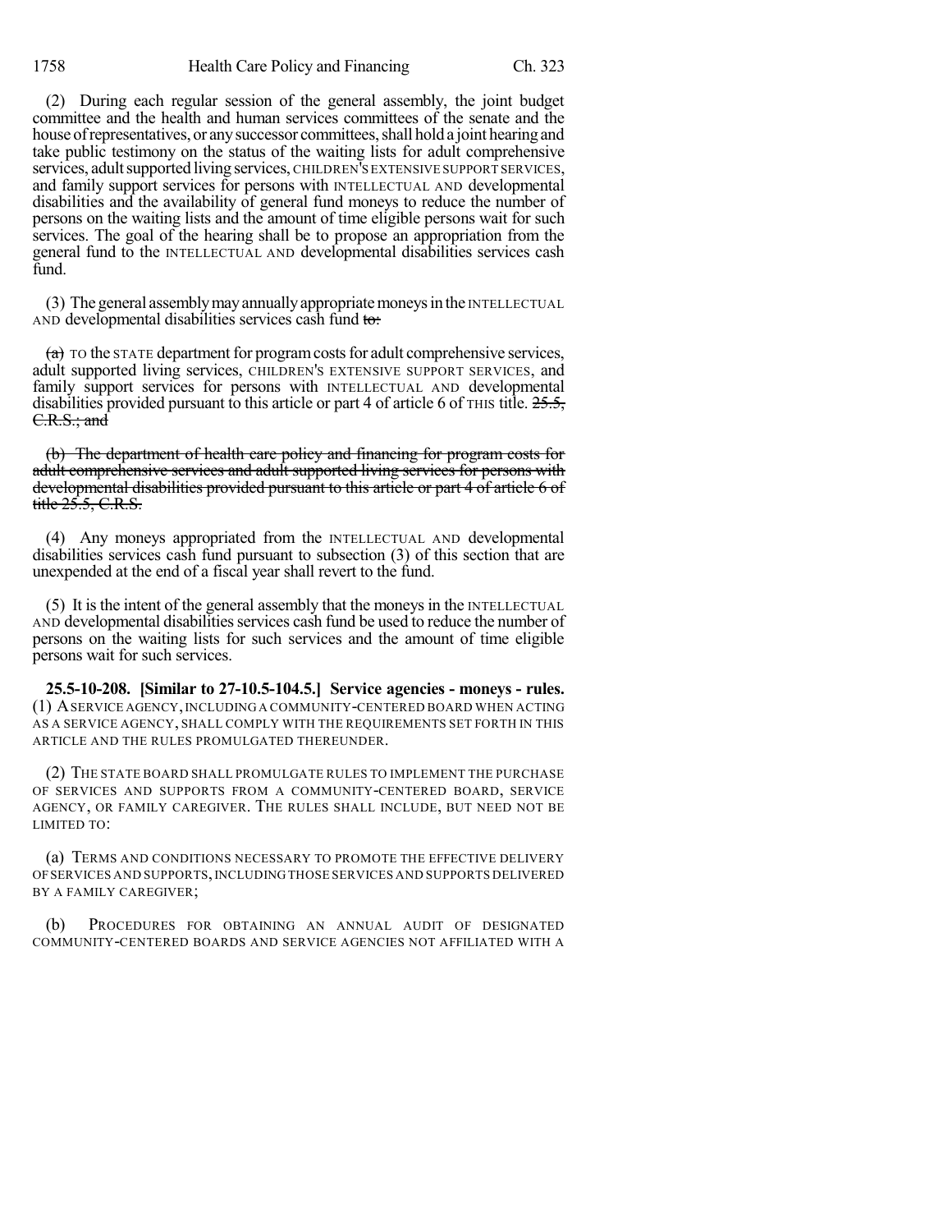(2) During each regular session of the general assembly, the joint budget committee and the health and human services committees of the senate and the house of representatives, or any successor committees, shall hold a joint hearing and take public testimony on the status of the waiting lists for adult comprehensive services, adult supported living services, CHILDREN'S EXTENSIVE SUPPORT SERVICES, and family support services for persons with INTELLECTUAL AND developmental disabilities and the availability of general fund moneys to reduce the number of persons on the waiting lists and the amount of time eligible persons wait for such services. The goal of the hearing shall be to propose an appropriation from the general fund to the INTELLECTUAL AND developmental disabilities services cash fund.

(3) The general assembly may annually appropriate moneys in the INTELLECTUAL AND developmental disabilities services cash fund ~~to:~~

~~(a)~~ TO the STATE department for program costs for adult comprehensive services, adult supported living services, CHILDREN'S EXTENSIVE SUPPORT SERVICES, and family support services for persons with INTELLECTUAL AND developmental disabilities provided pursuant to this article or part 4 of article 6 of THIS title. ~~25.5, C.R.S.; and~~

~~(b) The department of health care policy and financing for program costs for adult comprehensive services and adult supported living services for persons with developmental disabilities provided pursuant to this article or part 4 of article 6 of title 25.5, C.R.S.~~

(4) Any moneys appropriated from the INTELLECTUAL AND developmental disabilities services cash fund pursuant to subsection (3) of this section that are unexpended at the end of a fiscal year shall revert to the fund.

(5) It is the intent of the general assembly that the moneys in the INTELLECTUAL AND developmental disabilities services cash fund be used to reduce the number of persons on the waiting lists for such services and the amount of time eligible persons wait for such services.

**25.5-10-208. [Similar to 27-10.5-104.5.] Service agencies - moneys - rules.** (1) A SERVICE AGENCY, INCLUDING A COMMUNITY-CENTERED BOARD WHEN ACTING AS A SERVICE AGENCY, SHALL COMPLY WITH THE REQUIREMENTS SET FORTH IN THIS ARTICLE AND THE RULES PROMULGATED THEREUNDER.

(2) THE STATE BOARD SHALL PROMULGATE RULES TO IMPLEMENT THE PURCHASE OF SERVICES AND SUPPORTS FROM A COMMUNITY-CENTERED BOARD, SERVICE AGENCY, OR FAMILY CAREGIVER. THE RULES SHALL INCLUDE, BUT NEED NOT BE LIMITED TO:

(a) TERMS AND CONDITIONS NECESSARY TO PROMOTE THE EFFECTIVE DELIVERY OF SERVICES AND SUPPORTS, INCLUDING THOSE SERVICES AND SUPPORTS DELIVERED BY A FAMILY CAREGIVER;

(b) PROCEDURES FOR OBTAINING AN ANNUAL AUDIT OF DESIGNATED COMMUNITY-CENTERED BOARDS AND SERVICE AGENCIES NOT AFFILIATED WITH A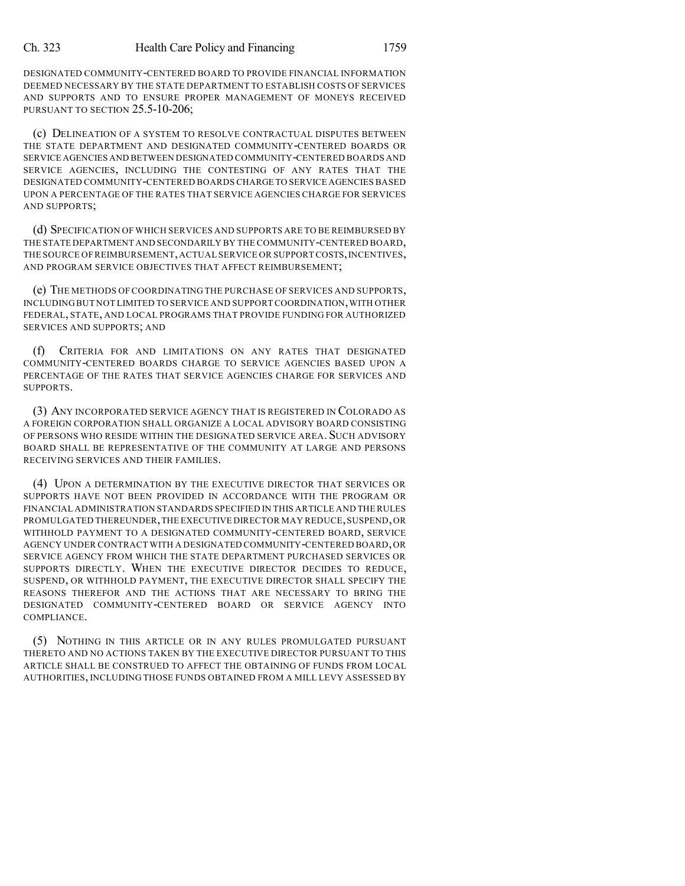DESIGNATED COMMUNITY-CENTERED BOARD TO PROVIDE FINANCIAL INFORMATION DEEMED NECESSARY BY THE STATE DEPARTMENT TO ESTABLISH COSTS OF SERVICES AND SUPPORTS AND TO ENSURE PROPER MANAGEMENT OF MONEYS RECEIVED PURSUANT TO SECTION 25.5-10-206;

(c) DELINEATION OF A SYSTEM TO RESOLVE CONTRACTUAL DISPUTES BETWEEN THE STATE DEPARTMENT AND DESIGNATED COMMUNITY-CENTERED BOARDS OR SERVICE AGENCIES AND BETWEEN DESIGNATED COMMUNITY-CENTERED BOARDS AND SERVICE AGENCIES, INCLUDING THE CONTESTING OF ANY RATES THAT THE DESIGNATED COMMUNITY-CENTERED BOARDS CHARGE TO SERVICE AGENCIES BASED UPON A PERCENTAGE OF THE RATES THAT SERVICE AGENCIES CHARGE FOR SERVICES AND SUPPORTS;

(d) SPECIFICATION OF WHICH SERVICES AND SUPPORTS ARE TO BE REIMBURSED BY THE STATE DEPARTMENT AND SECONDARILY BY THE COMMUNITY-CENTERED BOARD, THE SOURCE OF REIMBURSEMENT, ACTUAL SERVICE OR SUPPORT COSTS, INCENTIVES, AND PROGRAM SERVICE OBJECTIVES THAT AFFECT REIMBURSEMENT;

(e) THE METHODS OF COORDINATING THE PURCHASE OF SERVICES AND SUPPORTS, INCLUDING BUT NOT LIMITED TO SERVICE AND SUPPORT COORDINATION, WITH OTHER FEDERAL, STATE, AND LOCAL PROGRAMS THAT PROVIDE FUNDING FOR AUTHORIZED SERVICES AND SUPPORTS; AND

(f) CRITERIA FOR AND LIMITATIONS ON ANY RATES THAT DESIGNATED COMMUNITY-CENTERED BOARDS CHARGE TO SERVICE AGENCIES BASED UPON A PERCENTAGE OF THE RATES THAT SERVICE AGENCIES CHARGE FOR SERVICES AND SUPPORTS.

(3) ANY INCORPORATED SERVICE AGENCY THAT IS REGISTERED IN COLORADO AS A FOREIGN CORPORATION SHALL ORGANIZE A LOCAL ADVISORY BOARD CONSISTING OF PERSONS WHO RESIDE WITHIN THE DESIGNATED SERVICE AREA. SUCH ADVISORY BOARD SHALL BE REPRESENTATIVE OF THE COMMUNITY AT LARGE AND PERSONS RECEIVING SERVICES AND THEIR FAMILIES.

(4) UPON A DETERMINATION BY THE EXECUTIVE DIRECTOR THAT SERVICES OR SUPPORTS HAVE NOT BEEN PROVIDED IN ACCORDANCE WITH THE PROGRAM OR FINANCIAL ADMINISTRATION STANDARDS SPECIFIED IN THIS ARTICLE AND THE RULES PROMULGATED THEREUNDER, THE EXECUTIVE DIRECTOR MAY REDUCE, SUSPEND, OR WITHHOLD PAYMENT TO A DESIGNATED COMMUNITY-CENTERED BOARD, SERVICE AGENCY UNDER CONTRACT WITH A DESIGNATED COMMUNITY-CENTERED BOARD, OR SERVICE AGENCY FROM WHICH THE STATE DEPARTMENT PURCHASED SERVICES OR SUPPORTS DIRECTLY. WHEN THE EXECUTIVE DIRECTOR DECIDES TO REDUCE, SUSPEND, OR WITHHOLD PAYMENT, THE EXECUTIVE DIRECTOR SHALL SPECIFY THE REASONS THEREFOR AND THE ACTIONS THAT ARE NECESSARY TO BRING THE DESIGNATED COMMUNITY-CENTERED BOARD OR SERVICE AGENCY INTO COMPLIANCE.

(5) NOTHING IN THIS ARTICLE OR IN ANY RULES PROMULGATED PURSUANT THERETO AND NO ACTIONS TAKEN BY THE EXECUTIVE DIRECTOR PURSUANT TO THIS ARTICLE SHALL BE CONSTRUED TO AFFECT THE OBTAINING OF FUNDS FROM LOCAL AUTHORITIES, INCLUDING THOSE FUNDS OBTAINED FROM A MILL LEVY ASSESSED BY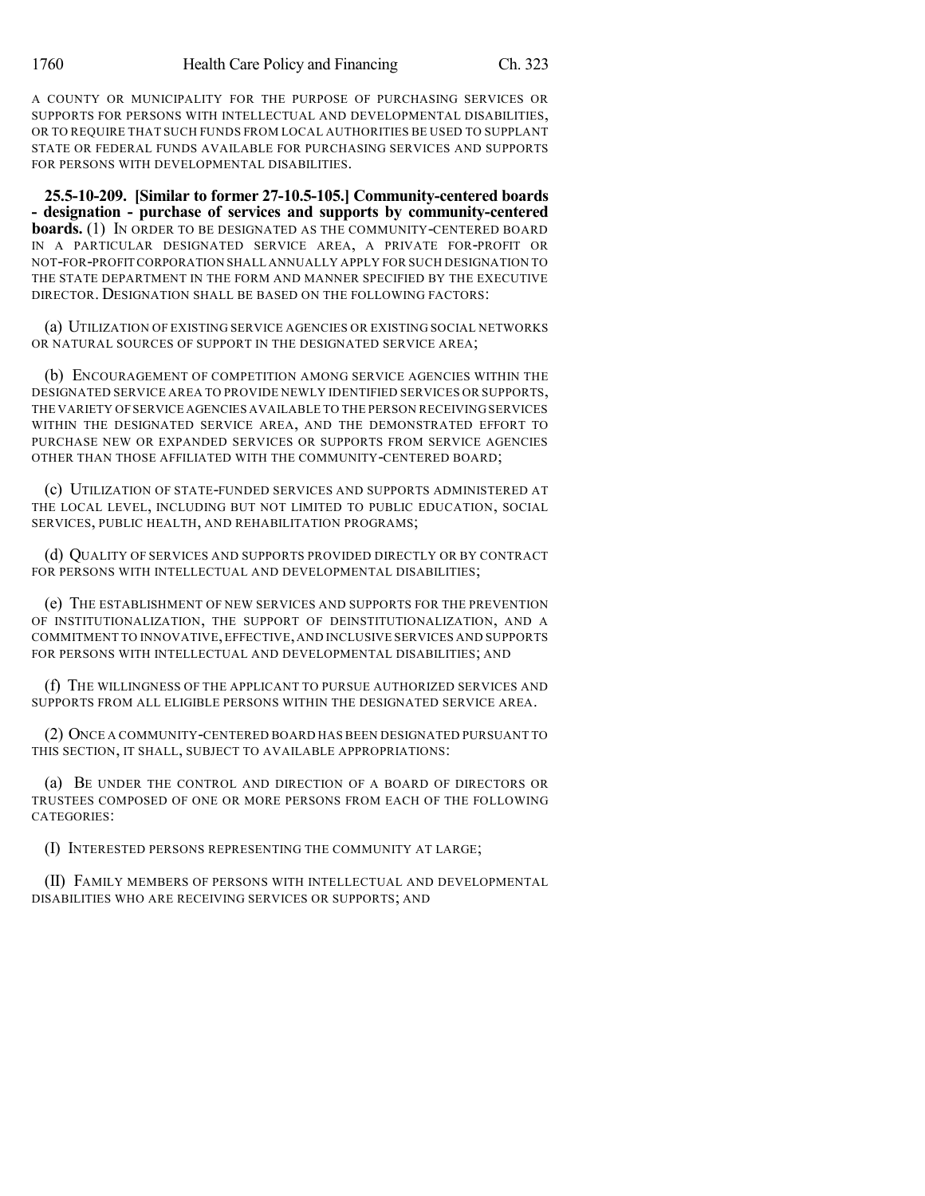A COUNTY OR MUNICIPALITY FOR THE PURPOSE OF PURCHASING SERVICES OR SUPPORTS FOR PERSONS WITH INTELLECTUAL AND DEVELOPMENTAL DISABILITIES, OR TO REQUIRE THAT SUCH FUNDS FROM LOCAL AUTHORITIES BE USED TO SUPPLANT STATE OR FEDERAL FUNDS AVAILABLE FOR PURCHASING SERVICES AND SUPPORTS FOR PERSONS WITH DEVELOPMENTAL DISABILITIES.

**25.5-10-209. [Similar to former 27-10.5-105.] Community-centered boards - designation - purchase of services and supports by community-centered boards.** (1) IN ORDER TO BE DESIGNATED AS THE COMMUNITY-CENTERED BOARD IN A PARTICULAR DESIGNATED SERVICE AREA, A PRIVATE FOR-PROFIT OR NOT-FOR-PROFIT CORPORATION SHALL ANNUALLY APPLY FOR SUCH DESIGNATION TO THE STATE DEPARTMENT IN THE FORM AND MANNER SPECIFIED BY THE EXECUTIVE DIRECTOR. DESIGNATION SHALL BE BASED ON THE FOLLOWING FACTORS:

(a) UTILIZATION OF EXISTING SERVICE AGENCIES OR EXISTING SOCIAL NETWORKS OR NATURAL SOURCES OF SUPPORT IN THE DESIGNATED SERVICE AREA;

(b) ENCOURAGEMENT OF COMPETITION AMONG SERVICE AGENCIES WITHIN THE DESIGNATED SERVICE AREA TO PROVIDE NEWLY IDENTIFIED SERVICES OR SUPPORTS, THE VARIETY OF SERVICE AGENCIES AVAILABLE TO THE PERSON RECEIVING SERVICES WITHIN THE DESIGNATED SERVICE AREA, AND THE DEMONSTRATED EFFORT TO PURCHASE NEW OR EXPANDED SERVICES OR SUPPORTS FROM SERVICE AGENCIES OTHER THAN THOSE AFFILIATED WITH THE COMMUNITY-CENTERED BOARD;

(c) UTILIZATION OF STATE-FUNDED SERVICES AND SUPPORTS ADMINISTERED AT THE LOCAL LEVEL, INCLUDING BUT NOT LIMITED TO PUBLIC EDUCATION, SOCIAL SERVICES, PUBLIC HEALTH, AND REHABILITATION PROGRAMS;

(d) QUALITY OF SERVICES AND SUPPORTS PROVIDED DIRECTLY OR BY CONTRACT FOR PERSONS WITH INTELLECTUAL AND DEVELOPMENTAL DISABILITIES;

(e) THE ESTABLISHMENT OF NEW SERVICES AND SUPPORTS FOR THE PREVENTION OF INSTITUTIONALIZATION, THE SUPPORT OF DEINSTITUTIONALIZATION, AND A COMMITMENT TO INNOVATIVE, EFFECTIVE, AND INCLUSIVE SERVICES AND SUPPORTS FOR PERSONS WITH INTELLECTUAL AND DEVELOPMENTAL DISABILITIES; AND

(f) THE WILLINGNESS OF THE APPLICANT TO PURSUE AUTHORIZED SERVICES AND SUPPORTS FROM ALL ELIGIBLE PERSONS WITHIN THE DESIGNATED SERVICE AREA.

(2) ONCE A COMMUNITY-CENTERED BOARD HAS BEEN DESIGNATED PURSUANT TO THIS SECTION, IT SHALL, SUBJECT TO AVAILABLE APPROPRIATIONS:

(a) BE UNDER THE CONTROL AND DIRECTION OF A BOARD OF DIRECTORS OR TRUSTEES COMPOSED OF ONE OR MORE PERSONS FROM EACH OF THE FOLLOWING CATEGORIES:

(I) INTERESTED PERSONS REPRESENTING THE COMMUNITY AT LARGE;

(II) FAMILY MEMBERS OF PERSONS WITH INTELLECTUAL AND DEVELOPMENTAL DISABILITIES WHO ARE RECEIVING SERVICES OR SUPPORTS; AND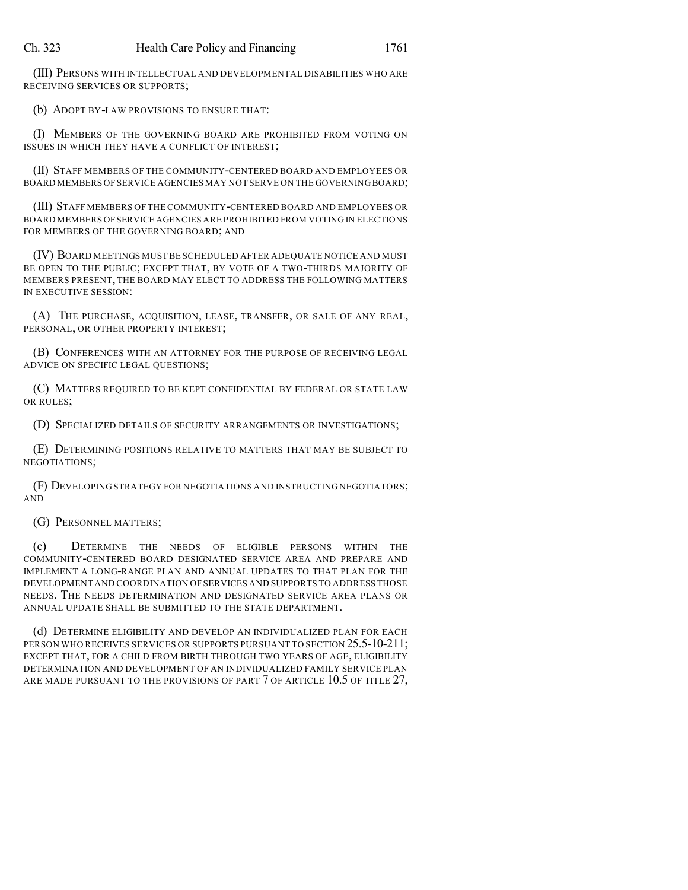(III) PERSONS WITH INTELLECTUAL AND DEVELOPMENTAL DISABILITIES WHO ARE RECEIVING SERVICES OR SUPPORTS;

(b) ADOPT BY-LAW PROVISIONS TO ENSURE THAT:

(I) MEMBERS OF THE GOVERNING BOARD ARE PROHIBITED FROM VOTING ON ISSUES IN WHICH THEY HAVE A CONFLICT OF INTEREST;

(II) STAFF MEMBERS OF THE COMMUNITY-CENTERED BOARD AND EMPLOYEES OR BOARD MEMBERS OF SERVICE AGENCIES MAY NOT SERVE ON THE GOVERNING BOARD;

(III) STAFF MEMBERS OF THE COMMUNITY-CENTERED BOARD AND EMPLOYEES OR BOARD MEMBERS OF SERVICE AGENCIES ARE PROHIBITED FROM VOTING IN ELECTIONS FOR MEMBERS OF THE GOVERNING BOARD; AND

(IV) BOARD MEETINGS MUST BE SCHEDULED AFTER ADEQUATE NOTICE AND MUST BE OPEN TO THE PUBLIC; EXCEPT THAT, BY VOTE OF A TWO-THIRDS MAJORITY OF MEMBERS PRESENT, THE BOARD MAY ELECT TO ADDRESS THE FOLLOWING MATTERS IN EXECUTIVE SESSION:

(A) THE PURCHASE, ACQUISITION, LEASE, TRANSFER, OR SALE OF ANY REAL, PERSONAL, OR OTHER PROPERTY INTEREST;

(B) CONFERENCES WITH AN ATTORNEY FOR THE PURPOSE OF RECEIVING LEGAL ADVICE ON SPECIFIC LEGAL QUESTIONS;

(C) MATTERS REQUIRED TO BE KEPT CONFIDENTIAL BY FEDERAL OR STATE LAW OR RULES;

(D) SPECIALIZED DETAILS OF SECURITY ARRANGEMENTS OR INVESTIGATIONS;

(E) DETERMINING POSITIONS RELATIVE TO MATTERS THAT MAY BE SUBJECT TO NEGOTIATIONS;

(F) DEVELOPING STRATEGY FOR NEGOTIATIONS AND INSTRUCTING NEGOTIATORS; AND

(G) PERSONNEL MATTERS;

(c) DETERMINE THE NEEDS OF ELIGIBLE PERSONS WITHIN THE COMMUNITY-CENTERED BOARD DESIGNATED SERVICE AREA AND PREPARE AND IMPLEMENT A LONG-RANGE PLAN AND ANNUAL UPDATES TO THAT PLAN FOR THE DEVELOPMENT AND COORDINATION OF SERVICES AND SUPPORTS TO ADDRESS THOSE NEEDS. THE NEEDS DETERMINATION AND DESIGNATED SERVICE AREA PLANS OR ANNUAL UPDATE SHALL BE SUBMITTED TO THE STATE DEPARTMENT.

(d) DETERMINE ELIGIBILITY AND DEVELOP AN INDIVIDUALIZED PLAN FOR EACH PERSON WHO RECEIVES SERVICES OR SUPPORTS PURSUANT TO SECTION 25.5-10-211; EXCEPT THAT, FOR A CHILD FROM BIRTH THROUGH TWO YEARS OF AGE, ELIGIBILITY DETERMINATION AND DEVELOPMENT OF AN INDIVIDUALIZED FAMILY SERVICE PLAN ARE MADE PURSUANT TO THE PROVISIONS OF PART 7 OF ARTICLE 10.5 OF TITLE 27,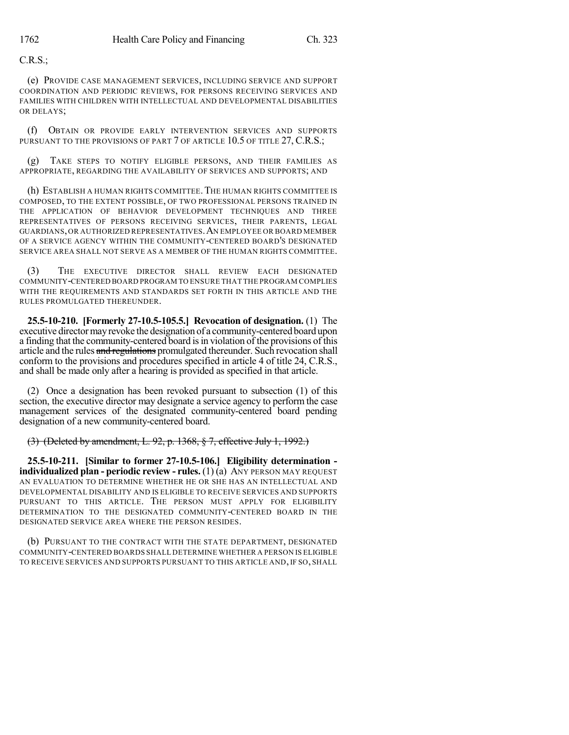C.R.S.;

(e) PROVIDE CASE MANAGEMENT SERVICES, INCLUDING SERVICE AND SUPPORT COORDINATION AND PERIODIC REVIEWS, FOR PERSONS RECEIVING SERVICES AND FAMILIES WITH CHILDREN WITH INTELLECTUAL AND DEVELOPMENTAL DISABILITIES OR DELAYS;

(f) OBTAIN OR PROVIDE EARLY INTERVENTION SERVICES AND SUPPORTS PURSUANT TO THE PROVISIONS OF PART 7 OF ARTICLE 10.5 OF TITLE 27, C.R.S.;

(g) TAKE STEPS TO NOTIFY ELIGIBLE PERSONS, AND THEIR FAMILIES AS APPROPRIATE, REGARDING THE AVAILABILITY OF SERVICES AND SUPPORTS; AND

(h) ESTABLISH A HUMAN RIGHTS COMMITTEE. THE HUMAN RIGHTS COMMITTEE IS COMPOSED, TO THE EXTENT POSSIBLE, OF TWO PROFESSIONAL PERSONS TRAINED IN THE APPLICATION OF BEHAVIOR DEVELOPMENT TECHNIQUES AND THREE REPRESENTATIVES OF PERSONS RECEIVING SERVICES, THEIR PARENTS, LEGAL GUARDIANS, OR AUTHORIZED REPRESENTATIVES. AN EMPLOYEE OR BOARD MEMBER OF A SERVICE AGENCY WITHIN THE COMMUNITY-CENTERED BOARD'S DESIGNATED SERVICE AREA SHALL NOT SERVE AS A MEMBER OF THE HUMAN RIGHTS COMMITTEE.

(3) THE EXECUTIVE DIRECTOR SHALL REVIEW EACH DESIGNATED COMMUNITY-CENTERED BOARD PROGRAM TO ENSURE THAT THE PROGRAM COMPLIES WITH THE REQUIREMENTS AND STANDARDS SET FORTH IN THIS ARTICLE AND THE RULES PROMULGATED THEREUNDER.

**25.5-10-210. [Formerly 27-10.5-105.5.] Revocation of designation.** (1) The executive director may revoke the designation of a community-centered board upon a finding that the community-centered board is in violation of the provisions of this article and the rules ~~and regulations~~ promulgated thereunder. Such revocation shall conform to the provisions and procedures specified in article 4 of title 24, C.R.S., and shall be made only after a hearing is provided as specified in that article.

(2) Once a designation has been revoked pursuant to subsection (1) of this section, the executive director may designate a service agency to perform the case management services of the designated community-centered board pending designation of a new community-centered board.

~~(3) (Deleted by amendment, L. 92, p. 1368, § 7, effective July 1, 1992.)~~

**25.5-10-211. [Similar to former 27-10.5-106.] Eligibility determination - individualized plan - periodic review - rules.** (1) (a) ANY PERSON MAY REQUEST AN EVALUATION TO DETERMINE WHETHER HE OR SHE HAS AN INTELLECTUAL AND DEVELOPMENTAL DISABILITY AND IS ELIGIBLE TO RECEIVE SERVICES AND SUPPORTS PURSUANT TO THIS ARTICLE. THE PERSON MUST APPLY FOR ELIGIBILITY DETERMINATION TO THE DESIGNATED COMMUNITY-CENTERED BOARD IN THE DESIGNATED SERVICE AREA WHERE THE PERSON RESIDES.

(b) PURSUANT TO THE CONTRACT WITH THE STATE DEPARTMENT, DESIGNATED COMMUNITY-CENTERED BOARDS SHALL DETERMINE WHETHER A PERSON IS ELIGIBLE TO RECEIVE SERVICES AND SUPPORTS PURSUANT TO THIS ARTICLE AND, IF SO, SHALL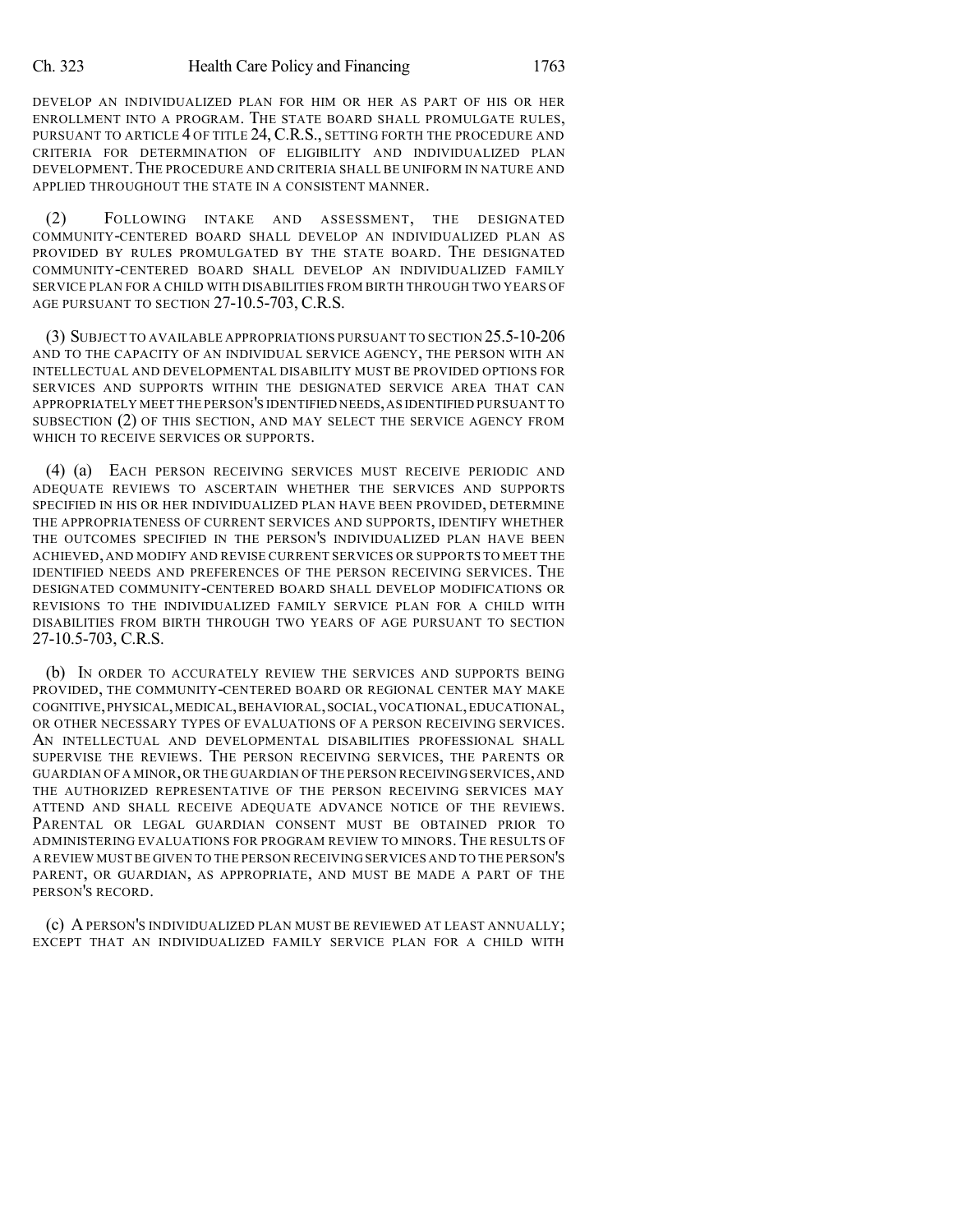DEVELOP AN INDIVIDUALIZED PLAN FOR HIM OR HER AS PART OF HIS OR HER ENROLLMENT INTO A PROGRAM. THE STATE BOARD SHALL PROMULGATE RULES, PURSUANT TO ARTICLE 4 OF TITLE 24, C.R.S., SETTING FORTH THE PROCEDURE AND CRITERIA FOR DETERMINATION OF ELIGIBILITY AND INDIVIDUALIZED PLAN DEVELOPMENT. THE PROCEDURE AND CRITERIA SHALL BE UNIFORM IN NATURE AND APPLIED THROUGHOUT THE STATE IN A CONSISTENT MANNER.

(2) FOLLOWING INTAKE AND ASSESSMENT, THE DESIGNATED COMMUNITY-CENTERED BOARD SHALL DEVELOP AN INDIVIDUALIZED PLAN AS PROVIDED BY RULES PROMULGATED BY THE STATE BOARD. THE DESIGNATED COMMUNITY-CENTERED BOARD SHALL DEVELOP AN INDIVIDUALIZED FAMILY SERVICE PLAN FOR A CHILD WITH DISABILITIES FROM BIRTH THROUGH TWO YEARS OF AGE PURSUANT TO SECTION 27-10.5-703, C.R.S.

(3) SUBJECT TO AVAILABLE APPROPRIATIONS PURSUANT TO SECTION 25.5-10-206 AND TO THE CAPACITY OF AN INDIVIDUAL SERVICE AGENCY, THE PERSON WITH AN INTELLECTUAL AND DEVELOPMENTAL DISABILITY MUST BE PROVIDED OPTIONS FOR SERVICES AND SUPPORTS WITHIN THE DESIGNATED SERVICE AREA THAT CAN APPROPRIATELY MEET THE PERSON'S IDENTIFIED NEEDS, AS IDENTIFIED PURSUANT TO SUBSECTION (2) OF THIS SECTION, AND MAY SELECT THE SERVICE AGENCY FROM WHICH TO RECEIVE SERVICES OR SUPPORTS.

(4) (a) EACH PERSON RECEIVING SERVICES MUST RECEIVE PERIODIC AND ADEQUATE REVIEWS TO ASCERTAIN WHETHER THE SERVICES AND SUPPORTS SPECIFIED IN HIS OR HER INDIVIDUALIZED PLAN HAVE BEEN PROVIDED, DETERMINE THE APPROPRIATENESS OF CURRENT SERVICES AND SUPPORTS, IDENTIFY WHETHER THE OUTCOMES SPECIFIED IN THE PERSON'S INDIVIDUALIZED PLAN HAVE BEEN ACHIEVED, AND MODIFY AND REVISE CURRENT SERVICES OR SUPPORTS TO MEET THE IDENTIFIED NEEDS AND PREFERENCES OF THE PERSON RECEIVING SERVICES. THE DESIGNATED COMMUNITY-CENTERED BOARD SHALL DEVELOP MODIFICATIONS OR REVISIONS TO THE INDIVIDUALIZED FAMILY SERVICE PLAN FOR A CHILD WITH DISABILITIES FROM BIRTH THROUGH TWO YEARS OF AGE PURSUANT TO SECTION 27-10.5-703, C.R.S.

(b) IN ORDER TO ACCURATELY REVIEW THE SERVICES AND SUPPORTS BEING PROVIDED, THE COMMUNITY-CENTERED BOARD OR REGIONAL CENTER MAY MAKE COGNITIVE, PHYSICAL, MEDICAL, BEHAVIORAL, SOCIAL, VOCATIONAL, EDUCATIONAL, OR OTHER NECESSARY TYPES OF EVALUATIONS OF A PERSON RECEIVING SERVICES. AN INTELLECTUAL AND DEVELOPMENTAL DISABILITIES PROFESSIONAL SHALL SUPERVISE THE REVIEWS. THE PERSON RECEIVING SERVICES, THE PARENTS OR GUARDIAN OF A MINOR, OR THE GUARDIAN OF THE PERSON RECEIVING SERVICES, AND THE AUTHORIZED REPRESENTATIVE OF THE PERSON RECEIVING SERVICES MAY ATTEND AND SHALL RECEIVE ADEQUATE ADVANCE NOTICE OF THE REVIEWS. PARENTAL OR LEGAL GUARDIAN CONSENT MUST BE OBTAINED PRIOR TO ADMINISTERING EVALUATIONS FOR PROGRAM REVIEW TO MINORS. THE RESULTS OF A REVIEW MUST BE GIVEN TO THE PERSON RECEIVING SERVICES AND TO THE PERSON'S PARENT, OR GUARDIAN, AS APPROPRIATE, AND MUST BE MADE A PART OF THE PERSON'S RECORD.

(c) A PERSON'S INDIVIDUALIZED PLAN MUST BE REVIEWED AT LEAST ANNUALLY; EXCEPT THAT AN INDIVIDUALIZED FAMILY SERVICE PLAN FOR A CHILD WITH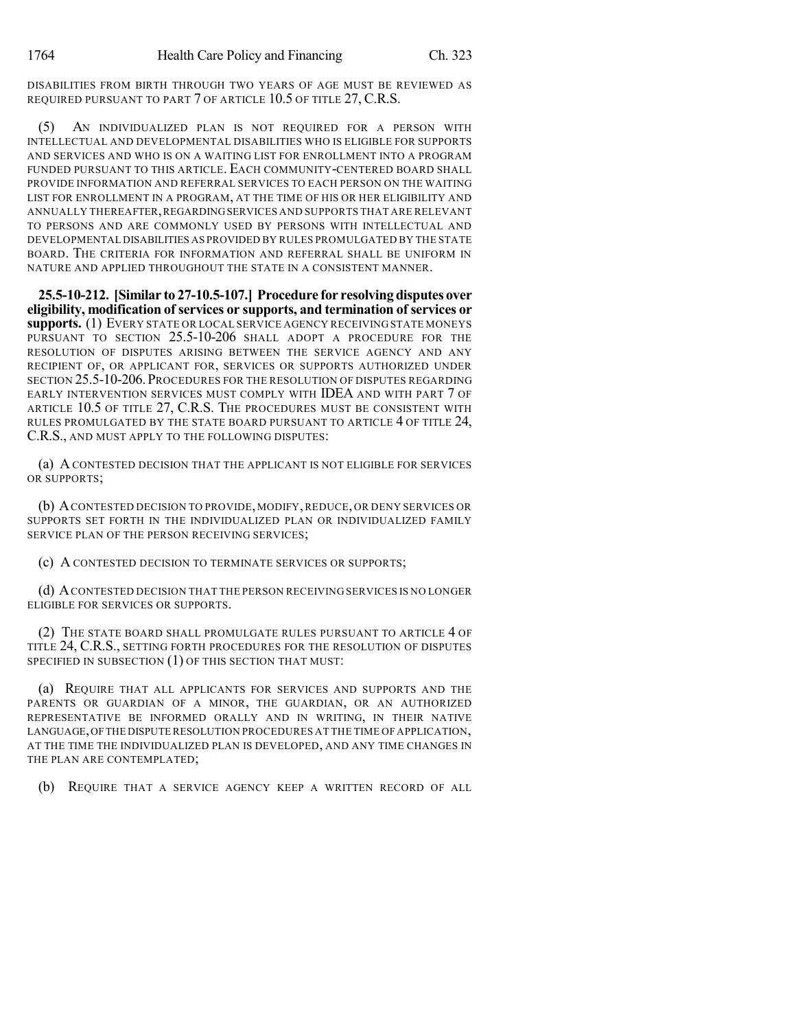DISABILITIES FROM BIRTH THROUGH TWO YEARS OF AGE MUST BE REVIEWED AS REQUIRED PURSUANT TO PART 7 OF ARTICLE 10.5 OF TITLE 27, C.R.S.

(5) AN INDIVIDUALIZED PLAN IS NOT REQUIRED FOR A PERSON WITH INTELLECTUAL AND DEVELOPMENTAL DISABILITIES WHO IS ELIGIBLE FOR SUPPORTS AND SERVICES AND WHO IS ON A WAITING LIST FOR ENROLLMENT INTO A PROGRAM FUNDED PURSUANT TO THIS ARTICLE. EACH COMMUNITY-CENTERED BOARD SHALL PROVIDE INFORMATION AND REFERRAL SERVICES TO EACH PERSON ON THE WAITING LIST FOR ENROLLMENT IN A PROGRAM, AT THE TIME OF HIS OR HER ELIGIBILITY AND ANNUALLY THEREAFTER, REGARDING SERVICES AND SUPPORTS THAT ARE RELEVANT TO PERSONS AND ARE COMMONLY USED BY PERSONS WITH INTELLECTUAL AND DEVELOPMENTAL DISABILITIES AS PROVIDED BY RULES PROMULGATED BY THE STATE BOARD. THE CRITERIA FOR INFORMATION AND REFERRAL SHALL BE UNIFORM IN NATURE AND APPLIED THROUGHOUT THE STATE IN A CONSISTENT MANNER.

**25.5-10-212. [Similar to 27-10.5-107.] Procedure for resolving disputes over eligibility, modification of services or supports, and termination of services or supports.** (1) EVERY STATE OR LOCAL SERVICE AGENCY RECEIVING STATE MONEYS PURSUANT TO SECTION 25.5-10-206 SHALL ADOPT A PROCEDURE FOR THE RESOLUTION OF DISPUTES ARISING BETWEEN THE SERVICE AGENCY AND ANY RECIPIENT OF, OR APPLICANT FOR, SERVICES OR SUPPORTS AUTHORIZED UNDER SECTION 25.5-10-206. PROCEDURES FOR THE RESOLUTION OF DISPUTES REGARDING EARLY INTERVENTION SERVICES MUST COMPLY WITH IDEA AND WITH PART 7 OF ARTICLE 10.5 OF TITLE 27, C.R.S. THE PROCEDURES MUST BE CONSISTENT WITH RULES PROMULGATED BY THE STATE BOARD PURSUANT TO ARTICLE 4 OF TITLE 24, C.R.S., AND MUST APPLY TO THE FOLLOWING DISPUTES:

(a) A CONTESTED DECISION THAT THE APPLICANT IS NOT ELIGIBLE FOR SERVICES OR SUPPORTS;

(b) A CONTESTED DECISION TO PROVIDE, MODIFY, REDUCE, OR DENY SERVICES OR SUPPORTS SET FORTH IN THE INDIVIDUALIZED PLAN OR INDIVIDUALIZED FAMILY SERVICE PLAN OF THE PERSON RECEIVING SERVICES;

(c) A CONTESTED DECISION TO TERMINATE SERVICES OR SUPPORTS;

(d) A CONTESTED DECISION THAT THE PERSON RECEIVING SERVICES IS NO LONGER ELIGIBLE FOR SERVICES OR SUPPORTS.

(2) THE STATE BOARD SHALL PROMULGATE RULES PURSUANT TO ARTICLE 4 OF TITLE 24, C.R.S., SETTING FORTH PROCEDURES FOR THE RESOLUTION OF DISPUTES SPECIFIED IN SUBSECTION (1) OF THIS SECTION THAT MUST:

(a) REQUIRE THAT ALL APPLICANTS FOR SERVICES AND SUPPORTS AND THE PARENTS OR GUARDIAN OF A MINOR, THE GUARDIAN, OR AN AUTHORIZED REPRESENTATIVE BE INFORMED ORALLY AND IN WRITING, IN THEIR NATIVE LANGUAGE, OF THE DISPUTE RESOLUTION PROCEDURES AT THE TIME OF APPLICATION, AT THE TIME THE INDIVIDUALIZED PLAN IS DEVELOPED, AND ANY TIME CHANGES IN THE PLAN ARE CONTEMPLATED;

(b) REQUIRE THAT A SERVICE AGENCY KEEP A WRITTEN RECORD OF ALL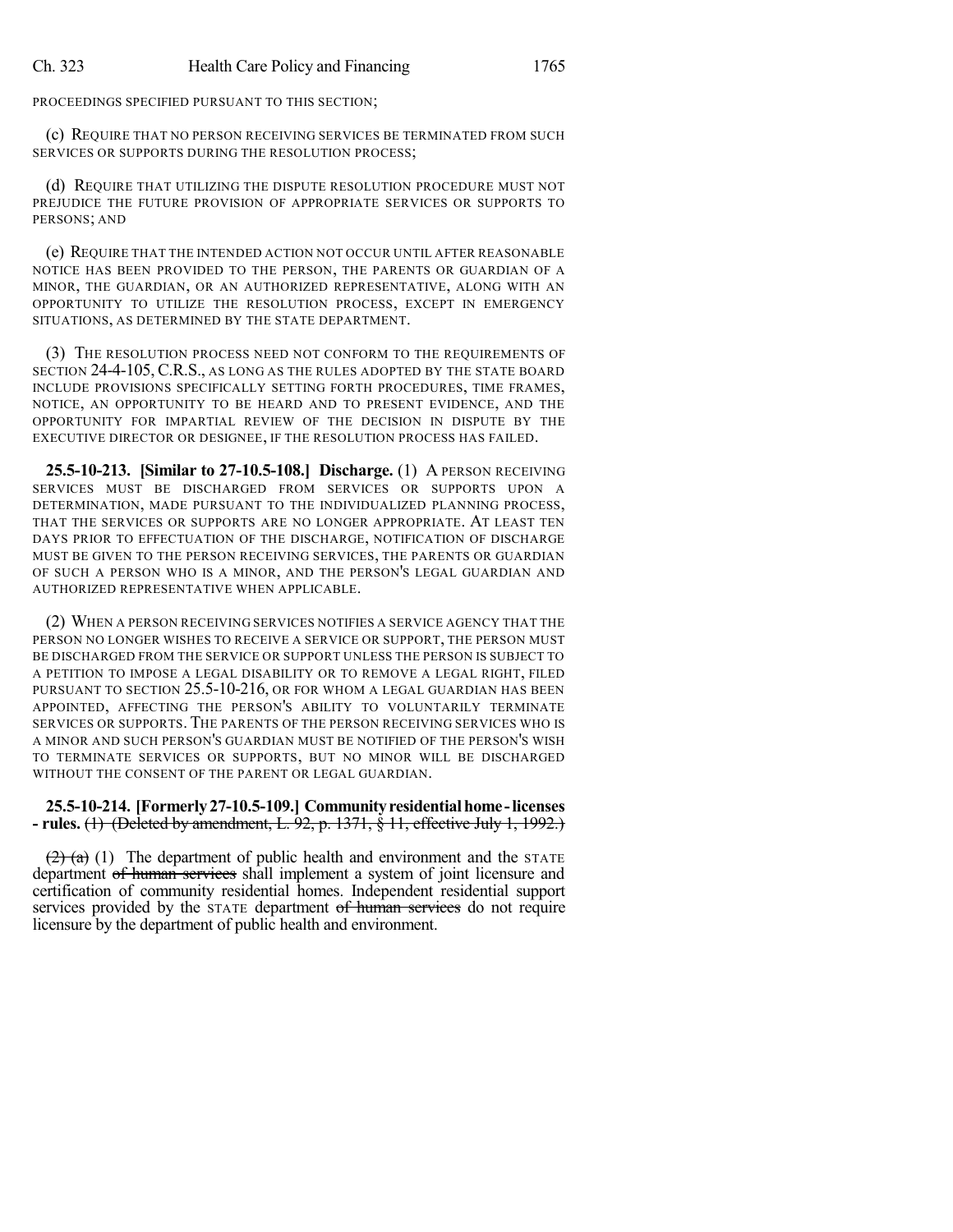PROCEEDINGS SPECIFIED PURSUANT TO THIS SECTION;

(c) REQUIRE THAT NO PERSON RECEIVING SERVICES BE TERMINATED FROM SUCH SERVICES OR SUPPORTS DURING THE RESOLUTION PROCESS;

(d) REQUIRE THAT UTILIZING THE DISPUTE RESOLUTION PROCEDURE MUST NOT PREJUDICE THE FUTURE PROVISION OF APPROPRIATE SERVICES OR SUPPORTS TO PERSONS; AND

(e) REQUIRE THAT THE INTENDED ACTION NOT OCCUR UNTIL AFTER REASONABLE NOTICE HAS BEEN PROVIDED TO THE PERSON, THE PARENTS OR GUARDIAN OF A MINOR, THE GUARDIAN, OR AN AUTHORIZED REPRESENTATIVE, ALONG WITH AN OPPORTUNITY TO UTILIZE THE RESOLUTION PROCESS, EXCEPT IN EMERGENCY SITUATIONS, AS DETERMINED BY THE STATE DEPARTMENT.

(3) THE RESOLUTION PROCESS NEED NOT CONFORM TO THE REQUIREMENTS OF SECTION 24-4-105, C.R.S., AS LONG AS THE RULES ADOPTED BY THE STATE BOARD INCLUDE PROVISIONS SPECIFICALLY SETTING FORTH PROCEDURES, TIME FRAMES, NOTICE, AN OPPORTUNITY TO BE HEARD AND TO PRESENT EVIDENCE, AND THE OPPORTUNITY FOR IMPARTIAL REVIEW OF THE DECISION IN DISPUTE BY THE EXECUTIVE DIRECTOR OR DESIGNEE, IF THE RESOLUTION PROCESS HAS FAILED.

**25.5-10-213. [Similar to 27-10.5-108.] Discharge.** (1) A PERSON RECEIVING SERVICES MUST BE DISCHARGED FROM SERVICES OR SUPPORTS UPON A DETERMINATION, MADE PURSUANT TO THE INDIVIDUALIZED PLANNING PROCESS, THAT THE SERVICES OR SUPPORTS ARE NO LONGER APPROPRIATE. AT LEAST TEN DAYS PRIOR TO EFFECTUATION OF THE DISCHARGE, NOTIFICATION OF DISCHARGE MUST BE GIVEN TO THE PERSON RECEIVING SERVICES, THE PARENTS OR GUARDIAN OF SUCH A PERSON WHO IS A MINOR, AND THE PERSON'S LEGAL GUARDIAN AND AUTHORIZED REPRESENTATIVE WHEN APPLICABLE.

(2) WHEN A PERSON RECEIVING SERVICES NOTIFIES A SERVICE AGENCY THAT THE PERSON NO LONGER WISHES TO RECEIVE A SERVICE OR SUPPORT, THE PERSON MUST BE DISCHARGED FROM THE SERVICE OR SUPPORT UNLESS THE PERSON IS SUBJECT TO A PETITION TO IMPOSE A LEGAL DISABILITY OR TO REMOVE A LEGAL RIGHT, FILED PURSUANT TO SECTION 25.5-10-216, OR FOR WHOM A LEGAL GUARDIAN HAS BEEN APPOINTED, AFFECTING THE PERSON'S ABILITY TO VOLUNTARILY TERMINATE SERVICES OR SUPPORTS. THE PARENTS OF THE PERSON RECEIVING SERVICES WHO IS A MINOR AND SUCH PERSON'S GUARDIAN MUST BE NOTIFIED OF THE PERSON'S WISH TO TERMINATE SERVICES OR SUPPORTS, BUT NO MINOR WILL BE DISCHARGED WITHOUT THE CONSENT OF THE PARENT OR LEGAL GUARDIAN.

**25.5-10-214. [Formerly 27-10.5-109.] Community residential home - licenses - rules.** ~~(1) (Deleted by amendment, L. 92, p. 1371, § 11, effective July 1, 1992.)~~

~~(2) (a)~~ (1) The department of public health and environment and the STATE department ~~of human services~~ shall implement a system of joint licensure and certification of community residential homes. Independent residential support services provided by the STATE department ~~of human services~~ do not require licensure by the department of public health and environment.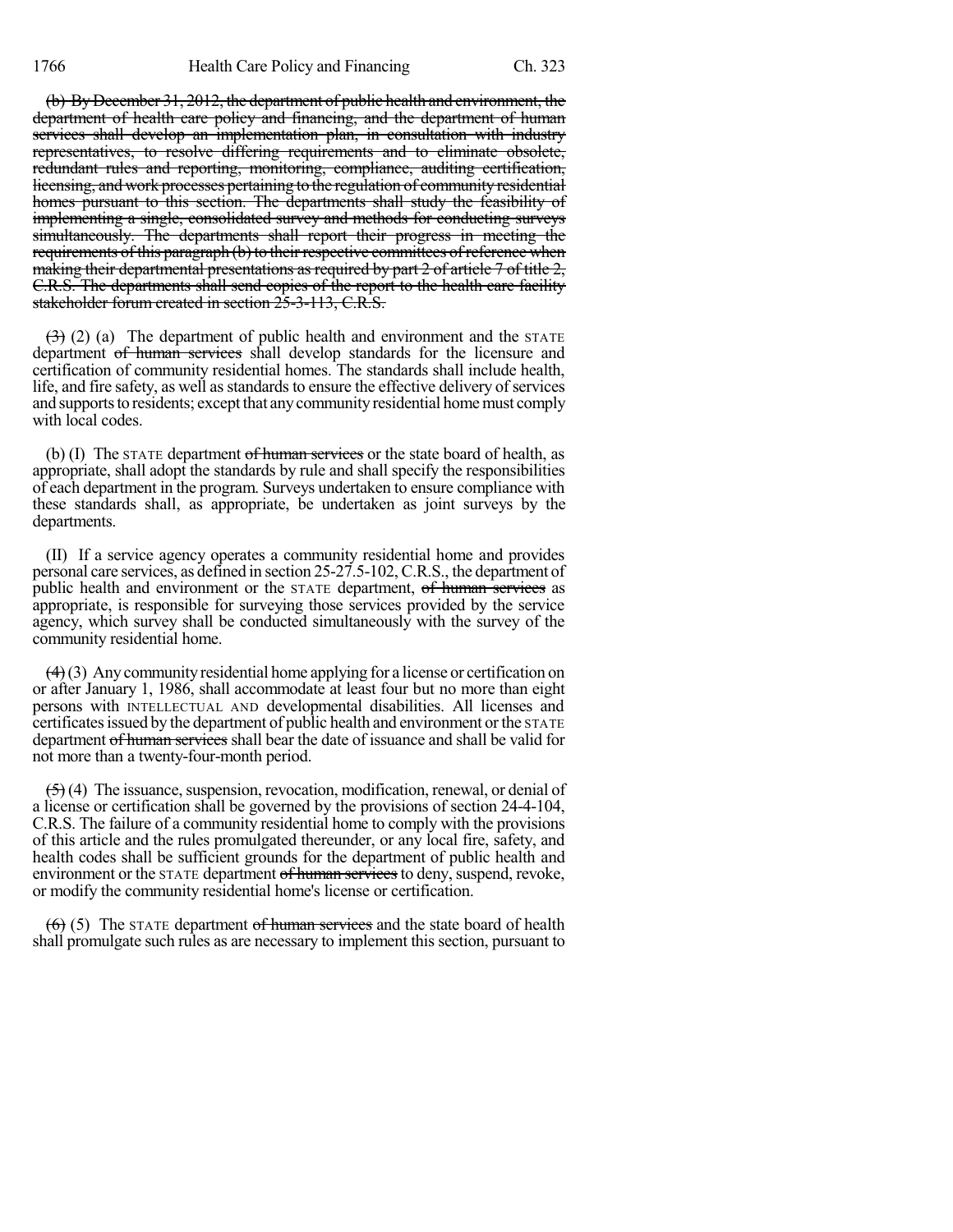~~(b) By December 31, 2012, the department of public health and environment, the department of health care policy and financing, and the department of human services shall develop an implementation plan, in consultation with industry representatives, to resolve differing requirements and to eliminate obsolete, redundant rules and reporting, monitoring, compliance, auditing certification, licensing, and work processes pertaining to the regulation of community residential homes pursuant to this section. The departments shall study the feasibility of implementing a single, consolidated survey and methods for conducting surveys simultaneously. The departments shall report their progress in meeting the requirements of this paragraph (b) to their respective committees of reference when making their departmental presentations as required by part 2 of article 7 of title 2, C.R.S. The departments shall send copies of the report to the health care facility stakeholder forum created in section 25-3-113, C.R.S.~~

~~(3)~~ (2) (a) The department of public health and environment and the STATE department ~~of human services~~ shall develop standards for the licensure and certification of community residential homes. The standards shall include health, life, and fire safety, as well as standards to ensure the effective delivery of services and supports to residents; except that any community residential home must comply with local codes.

(b) (I) The STATE department ~~of human services~~ or the state board of health, as appropriate, shall adopt the standards by rule and shall specify the responsibilities of each department in the program. Surveys undertaken to ensure compliance with these standards shall, as appropriate, be undertaken as joint surveys by the departments.

(II) If a service agency operates a community residential home and provides personal care services, as defined in section 25-27.5-102, C.R.S., the department of public health and environment or the STATE department, ~~of human services~~ as appropriate, is responsible for surveying those services provided by the service agency, which survey shall be conducted simultaneously with the survey of the community residential home.

~~(4)~~ (3) Any community residential home applying for a license or certification on or after January 1, 1986, shall accommodate at least four but no more than eight persons with INTELLECTUAL AND developmental disabilities. All licenses and certificates issued by the department of public health and environment or the STATE department ~~of human services~~ shall bear the date of issuance and shall be valid for not more than a twenty-four-month period.

~~(5)~~ (4) The issuance, suspension, revocation, modification, renewal, or denial of a license or certification shall be governed by the provisions of section 24-4-104, C.R.S. The failure of a community residential home to comply with the provisions of this article and the rules promulgated thereunder, or any local fire, safety, and health codes shall be sufficient grounds for the department of public health and environment or the STATE department ~~of human services~~ to deny, suspend, revoke, or modify the community residential home's license or certification.

~~(6)~~ (5) The STATE department ~~of human services~~ and the state board of health shall promulgate such rules as are necessary to implement this section, pursuant to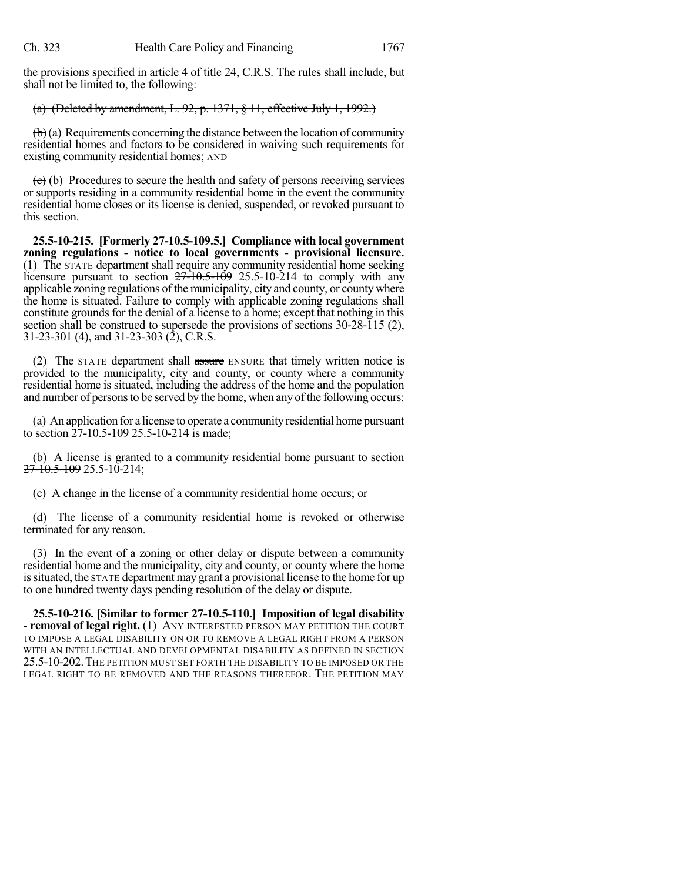the provisions specified in article 4 of title 24, C.R.S. The rules shall include, but shall not be limited to, the following:

~~(a) (Deleted by amendment, L. 92, p. 1371, § 11, effective July 1, 1992.)~~

~~(b)~~ (a) Requirements concerning the distance between the location of community residential homes and factors to be considered in waiving such requirements for existing community residential homes; AND

~~(c)~~ (b) Procedures to secure the health and safety of persons receiving services or supports residing in a community residential home in the event the community residential home closes or its license is denied, suspended, or revoked pursuant to this section.

**25.5-10-215. [Formerly 27-10.5-109.5.] Compliance with local government zoning regulations - notice to local governments - provisional licensure.** (1) The STATE department shall require any community residential home seeking licensure pursuant to section ~~27-10.5-109~~ 25.5-10-214 to comply with any applicable zoning regulations of the municipality, city and county, or county where the home is situated. Failure to comply with applicable zoning regulations shall constitute grounds for the denial of a license to a home; except that nothing in this section shall be construed to supersede the provisions of sections 30-28-115 (2), 31-23-301 (4), and 31-23-303 (2), C.R.S.

(2) The STATE department shall ~~assure~~ ENSURE that timely written notice is provided to the municipality, city and county, or county where a community residential home is situated, including the address of the home and the population and number of persons to be served by the home, when any of the following occurs:

(a) An application for a license to operate a community residential home pursuant to section ~~27-10.5-109~~ 25.5-10-214 is made;

(b) A license is granted to a community residential home pursuant to section ~~27-10.5-109~~ 25.5-10-214;

(c) A change in the license of a community residential home occurs; or

(d) The license of a community residential home is revoked or otherwise terminated for any reason.

(3) In the event of a zoning or other delay or dispute between a community residential home and the municipality, city and county, or county where the home is situated, the STATE department may grant a provisional license to the home for up to one hundred twenty days pending resolution of the delay or dispute.

**25.5-10-216. [Similar to former 27-10.5-110.] Imposition of legal disability - removal of legal right.** (1) ANY INTERESTED PERSON MAY PETITION THE COURT TO IMPOSE A LEGAL DISABILITY ON OR TO REMOVE A LEGAL RIGHT FROM A PERSON WITH AN INTELLECTUAL AND DEVELOPMENTAL DISABILITY AS DEFINED IN SECTION 25.5-10-202. THE PETITION MUST SET FORTH THE DISABILITY TO BE IMPOSED OR THE LEGAL RIGHT TO BE REMOVED AND THE REASONS THEREFOR. THE PETITION MAY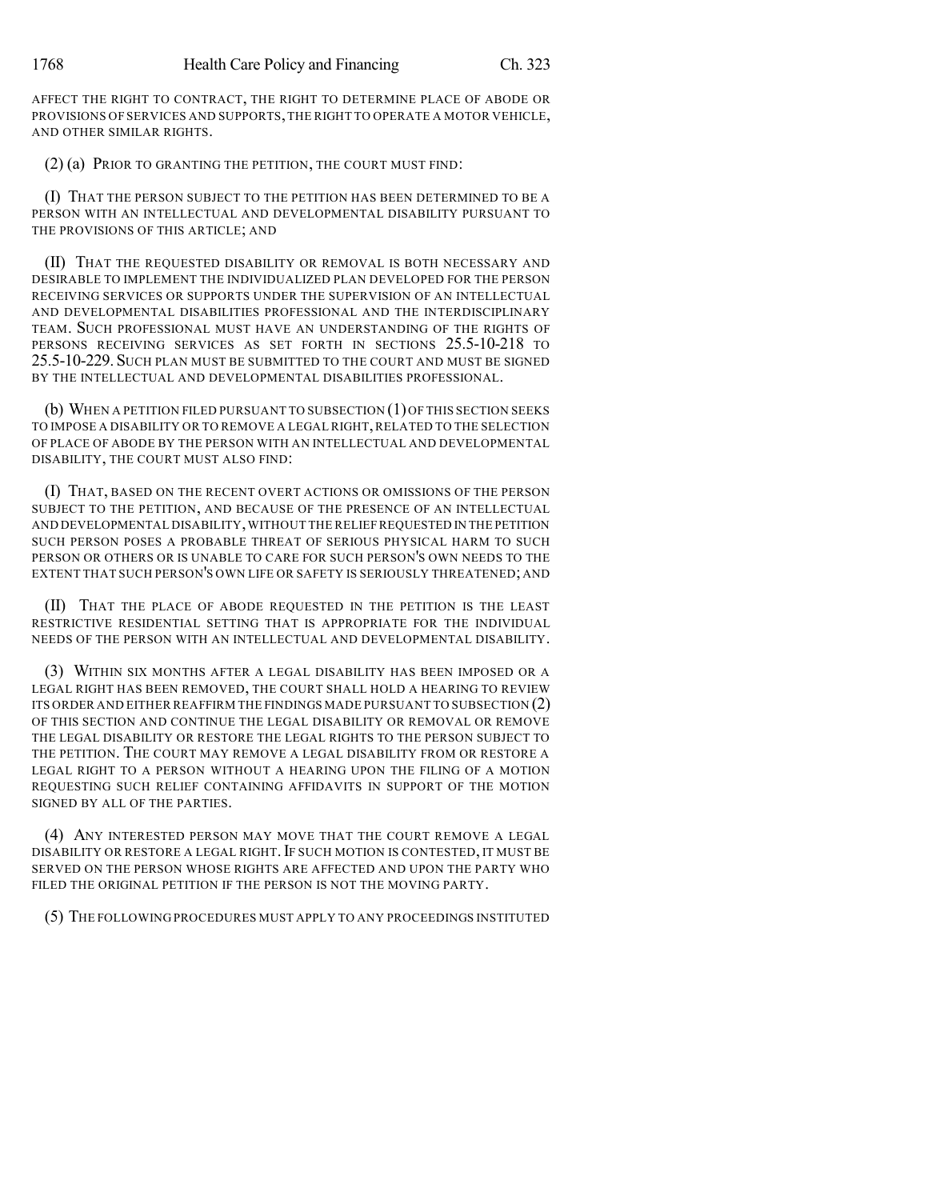AFFECT THE RIGHT TO CONTRACT, THE RIGHT TO DETERMINE PLACE OF ABODE OR PROVISIONS OF SERVICES AND SUPPORTS, THE RIGHT TO OPERATE A MOTOR VEHICLE, AND OTHER SIMILAR RIGHTS.

(2) (a) PRIOR TO GRANTING THE PETITION, THE COURT MUST FIND:

(I) THAT THE PERSON SUBJECT TO THE PETITION HAS BEEN DETERMINED TO BE A PERSON WITH AN INTELLECTUAL AND DEVELOPMENTAL DISABILITY PURSUANT TO THE PROVISIONS OF THIS ARTICLE; AND

(II) THAT THE REQUESTED DISABILITY OR REMOVAL IS BOTH NECESSARY AND DESIRABLE TO IMPLEMENT THE INDIVIDUALIZED PLAN DEVELOPED FOR THE PERSON RECEIVING SERVICES OR SUPPORTS UNDER THE SUPERVISION OF AN INTELLECTUAL AND DEVELOPMENTAL DISABILITIES PROFESSIONAL AND THE INTERDISCIPLINARY TEAM. SUCH PROFESSIONAL MUST HAVE AN UNDERSTANDING OF THE RIGHTS OF PERSONS RECEIVING SERVICES AS SET FORTH IN SECTIONS 25.5-10-218 TO 25.5-10-229. SUCH PLAN MUST BE SUBMITTED TO THE COURT AND MUST BE SIGNED BY THE INTELLECTUAL AND DEVELOPMENTAL DISABILITIES PROFESSIONAL.

(b) WHEN A PETITION FILED PURSUANT TO SUBSECTION (1) OF THIS SECTION SEEKS TO IMPOSE A DISABILITY OR TO REMOVE A LEGAL RIGHT, RELATED TO THE SELECTION OF PLACE OF ABODE BY THE PERSON WITH AN INTELLECTUAL AND DEVELOPMENTAL DISABILITY, THE COURT MUST ALSO FIND:

(I) THAT, BASED ON THE RECENT OVERT ACTIONS OR OMISSIONS OF THE PERSON SUBJECT TO THE PETITION, AND BECAUSE OF THE PRESENCE OF AN INTELLECTUAL AND DEVELOPMENTAL DISABILITY, WITHOUT THE RELIEF REQUESTED IN THE PETITION SUCH PERSON POSES A PROBABLE THREAT OF SERIOUS PHYSICAL HARM TO SUCH PERSON OR OTHERS OR IS UNABLE TO CARE FOR SUCH PERSON'S OWN NEEDS TO THE EXTENT THAT SUCH PERSON'S OWN LIFE OR SAFETY IS SERIOUSLY THREATENED; AND

(II) THAT THE PLACE OF ABODE REQUESTED IN THE PETITION IS THE LEAST RESTRICTIVE RESIDENTIAL SETTING THAT IS APPROPRIATE FOR THE INDIVIDUAL NEEDS OF THE PERSON WITH AN INTELLECTUAL AND DEVELOPMENTAL DISABILITY.

(3) WITHIN SIX MONTHS AFTER A LEGAL DISABILITY HAS BEEN IMPOSED OR A LEGAL RIGHT HAS BEEN REMOVED, THE COURT SHALL HOLD A HEARING TO REVIEW ITS ORDER AND EITHER REAFFIRM THE FINDINGS MADE PURSUANT TO SUBSECTION (2) OF THIS SECTION AND CONTINUE THE LEGAL DISABILITY OR REMOVAL OR REMOVE THE LEGAL DISABILITY OR RESTORE THE LEGAL RIGHTS TO THE PERSON SUBJECT TO THE PETITION. THE COURT MAY REMOVE A LEGAL DISABILITY FROM OR RESTORE A LEGAL RIGHT TO A PERSON WITHOUT A HEARING UPON THE FILING OF A MOTION REQUESTING SUCH RELIEF CONTAINING AFFIDAVITS IN SUPPORT OF THE MOTION SIGNED BY ALL OF THE PARTIES.

(4) ANY INTERESTED PERSON MAY MOVE THAT THE COURT REMOVE A LEGAL DISABILITY OR RESTORE A LEGAL RIGHT. IF SUCH MOTION IS CONTESTED, IT MUST BE SERVED ON THE PERSON WHOSE RIGHTS ARE AFFECTED AND UPON THE PARTY WHO FILED THE ORIGINAL PETITION IF THE PERSON IS NOT THE MOVING PARTY.

(5) THE FOLLOWING PROCEDURES MUST APPLY TO ANY PROCEEDINGS INSTITUTED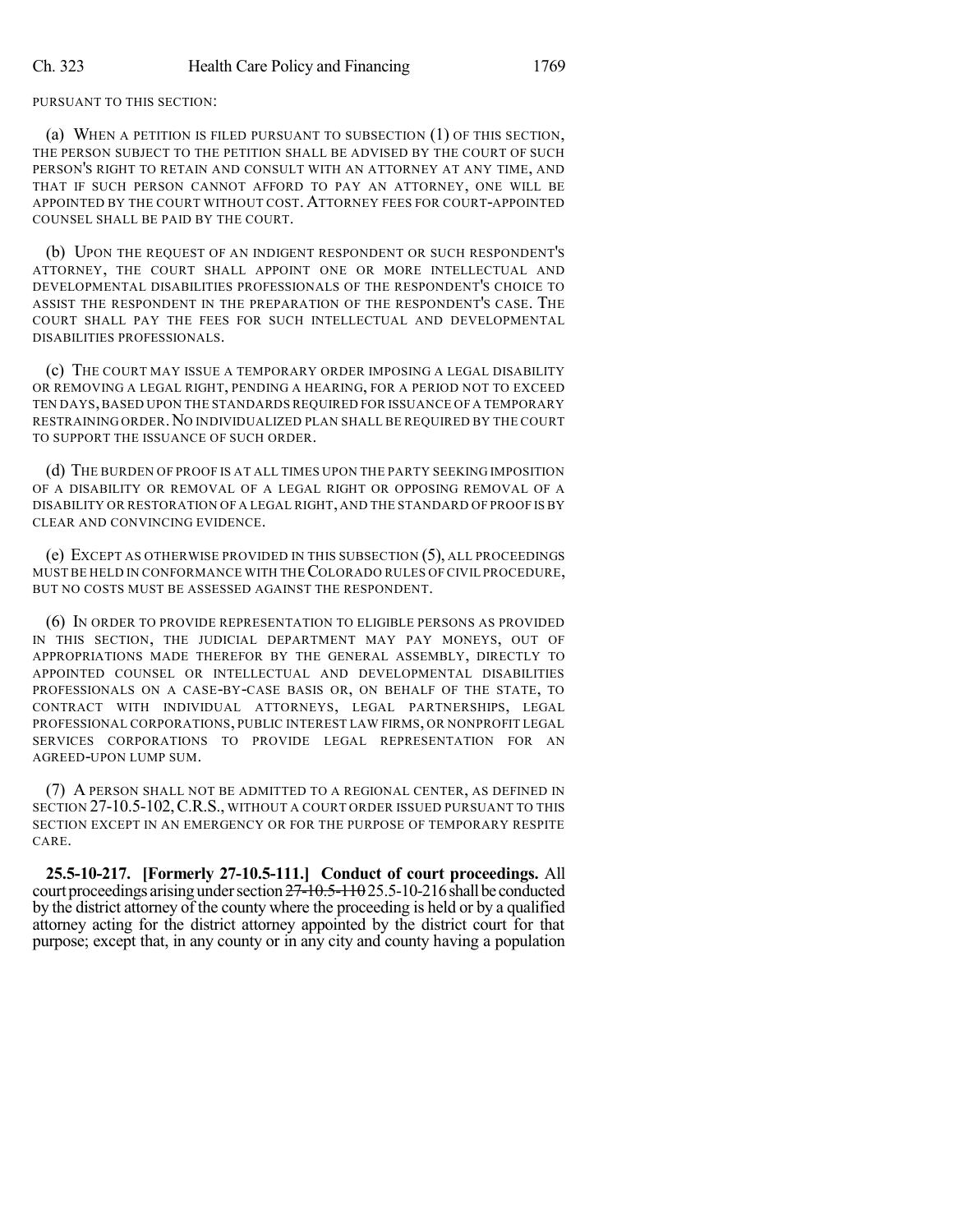PURSUANT TO THIS SECTION:

(a) WHEN A PETITION IS FILED PURSUANT TO SUBSECTION (1) OF THIS SECTION, THE PERSON SUBJECT TO THE PETITION SHALL BE ADVISED BY THE COURT OF SUCH PERSON'S RIGHT TO RETAIN AND CONSULT WITH AN ATTORNEY AT ANY TIME, AND THAT IF SUCH PERSON CANNOT AFFORD TO PAY AN ATTORNEY, ONE WILL BE APPOINTED BY THE COURT WITHOUT COST. ATTORNEY FEES FOR COURT-APPOINTED COUNSEL SHALL BE PAID BY THE COURT.

(b) UPON THE REQUEST OF AN INDIGENT RESPONDENT OR SUCH RESPONDENT'S ATTORNEY, THE COURT SHALL APPOINT ONE OR MORE INTELLECTUAL AND DEVELOPMENTAL DISABILITIES PROFESSIONALS OF THE RESPONDENT'S CHOICE TO ASSIST THE RESPONDENT IN THE PREPARATION OF THE RESPONDENT'S CASE. THE COURT SHALL PAY THE FEES FOR SUCH INTELLECTUAL AND DEVELOPMENTAL DISABILITIES PROFESSIONALS.

(c) THE COURT MAY ISSUE A TEMPORARY ORDER IMPOSING A LEGAL DISABILITY OR REMOVING A LEGAL RIGHT, PENDING A HEARING, FOR A PERIOD NOT TO EXCEED TEN DAYS, BASED UPON THE STANDARDS REQUIRED FOR ISSUANCE OF A TEMPORARY RESTRAINING ORDER. NO INDIVIDUALIZED PLAN SHALL BE REQUIRED BY THE COURT TO SUPPORT THE ISSUANCE OF SUCH ORDER.

(d) THE BURDEN OF PROOF IS AT ALL TIMES UPON THE PARTY SEEKING IMPOSITION OF A DISABILITY OR REMOVAL OF A LEGAL RIGHT OR OPPOSING REMOVAL OF A DISABILITY OR RESTORATION OF A LEGAL RIGHT, AND THE STANDARD OF PROOF IS BY CLEAR AND CONVINCING EVIDENCE.

(e) EXCEPT AS OTHERWISE PROVIDED IN THIS SUBSECTION (5), ALL PROCEEDINGS MUST BE HELD IN CONFORMANCE WITH THE COLORADO RULES OF CIVIL PROCEDURE, BUT NO COSTS MUST BE ASSESSED AGAINST THE RESPONDENT.

(6) IN ORDER TO PROVIDE REPRESENTATION TO ELIGIBLE PERSONS AS PROVIDED IN THIS SECTION, THE JUDICIAL DEPARTMENT MAY PAY MONEYS, OUT OF APPROPRIATIONS MADE THEREFOR BY THE GENERAL ASSEMBLY, DIRECTLY TO APPOINTED COUNSEL OR INTELLECTUAL AND DEVELOPMENTAL DISABILITIES PROFESSIONALS ON A CASE-BY-CASE BASIS OR, ON BEHALF OF THE STATE, TO CONTRACT WITH INDIVIDUAL ATTORNEYS, LEGAL PARTNERSHIPS, LEGAL PROFESSIONAL CORPORATIONS, PUBLIC INTEREST LAW FIRMS, OR NONPROFIT LEGAL SERVICES CORPORATIONS TO PROVIDE LEGAL REPRESENTATION FOR AN AGREED-UPON LUMP SUM.

(7) A PERSON SHALL NOT BE ADMITTED TO A REGIONAL CENTER, AS DEFINED IN SECTION 27-10.5-102, C.R.S., WITHOUT A COURT ORDER ISSUED PURSUANT TO THIS SECTION EXCEPT IN AN EMERGENCY OR FOR THE PURPOSE OF TEMPORARY RESPITE CARE.

**25.5-10-217. [Formerly 27-10.5-111.] Conduct of court proceedings.** All court proceedings arising under section ~~27-10.5-110~~ 25.5-10-216 shall be conducted by the district attorney of the county where the proceeding is held or by a qualified attorney acting for the district attorney appointed by the district court for that purpose; except that, in any county or in any city and county having a population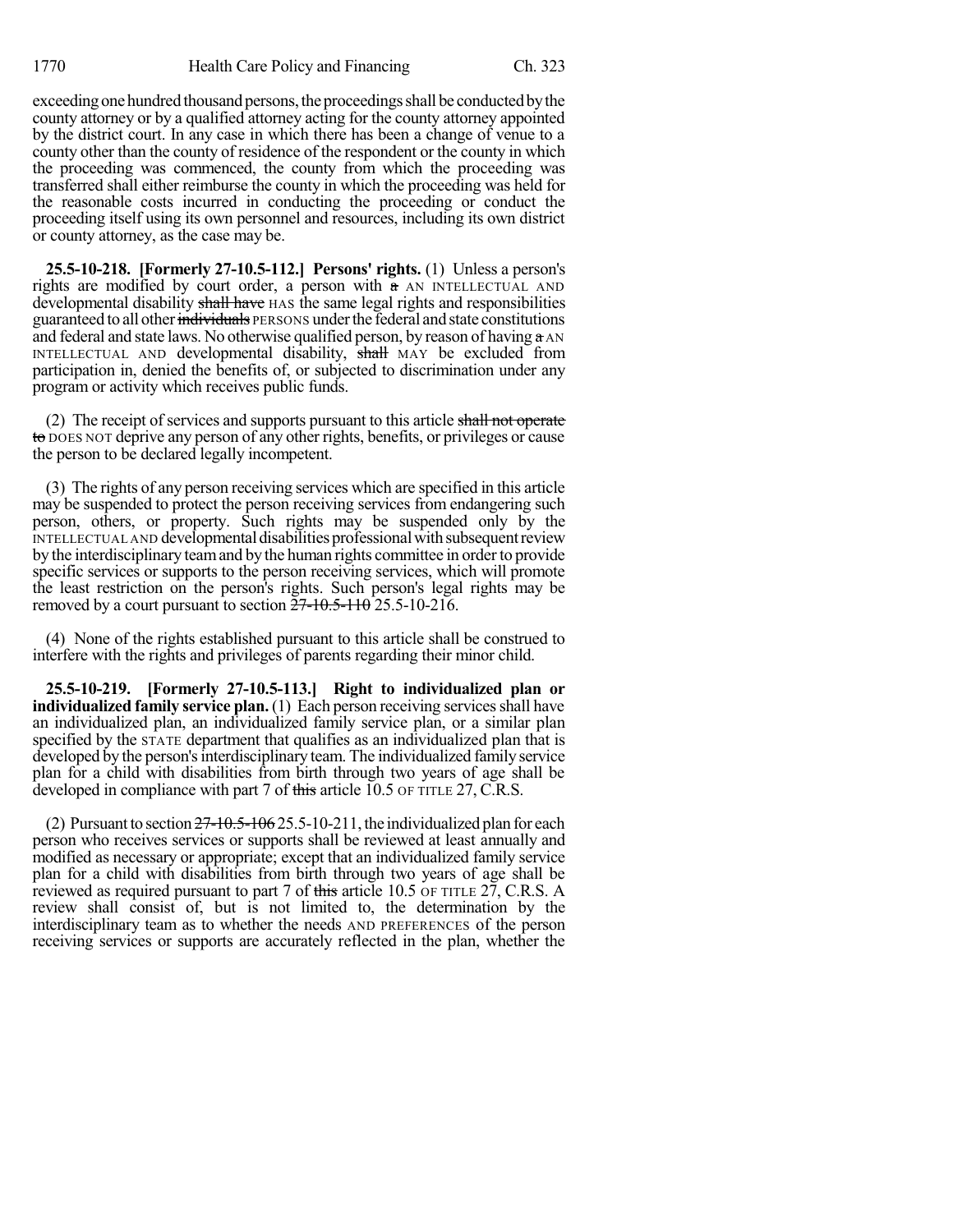exceeding one hundred thousand persons, the proceedings shall be conducted by the county attorney or by a qualified attorney acting for the county attorney appointed by the district court. In any case in which there has been a change of venue to a county other than the county of residence of the respondent or the county in which the proceeding was commenced, the county from which the proceeding was transferred shall either reimburse the county in which the proceeding was held for the reasonable costs incurred in conducting the proceeding or conduct the proceeding itself using its own personnel and resources, including its own district or county attorney, as the case may be.

**25.5-10-218. [Formerly 27-10.5-112.] Persons' rights.** (1) Unless a person's rights are modified by court order, a person with ~~a~~ AN INTELLECTUAL AND developmental disability ~~shall have~~ HAS the same legal rights and responsibilities guaranteed to all other ~~individuals~~ PERSONS under the federal and state constitutions and federal and state laws. No otherwise qualified person, by reason of having ~~a~~ AN INTELLECTUAL AND developmental disability, ~~shall~~ MAY be excluded from participation in, denied the benefits of, or subjected to discrimination under any program or activity which receives public funds.

(2) The receipt of services and supports pursuant to this article ~~shall not operate to~~ DOES NOT deprive any person of any other rights, benefits, or privileges or cause the person to be declared legally incompetent.

(3) The rights of any person receiving services which are specified in this article may be suspended to protect the person receiving services from endangering such person, others, or property. Such rights may be suspended only by the INTELLECTUAL AND developmental disabilities professional with subsequent review by the interdisciplinary team and by the human rights committee in order to provide specific services or supports to the person receiving services, which will promote the least restriction on the person's rights. Such person's legal rights may be removed by a court pursuant to section ~~27-10.5-110~~ 25.5-10-216.

(4) None of the rights established pursuant to this article shall be construed to interfere with the rights and privileges of parents regarding their minor child.

**25.5-10-219. [Formerly 27-10.5-113.] Right to individualized plan or individualized family service plan.** (1) Each person receiving services shall have an individualized plan, an individualized family service plan, or a similar plan specified by the STATE department that qualifies as an individualized plan that is developed by the person's interdisciplinary team. The individualized family service plan for a child with disabilities from birth through two years of age shall be developed in compliance with part 7 of ~~this~~ article 10.5 OF TITLE 27, C.R.S.

(2) Pursuant to section ~~27-10.5-106~~ 25.5-10-211, the individualized plan for each person who receives services or supports shall be reviewed at least annually and modified as necessary or appropriate; except that an individualized family service plan for a child with disabilities from birth through two years of age shall be reviewed as required pursuant to part 7 of ~~this~~ article 10.5 OF TITLE 27, C.R.S. A review shall consist of, but is not limited to, the determination by the interdisciplinary team as to whether the needs AND PREFERENCES of the person receiving services or supports are accurately reflected in the plan, whether the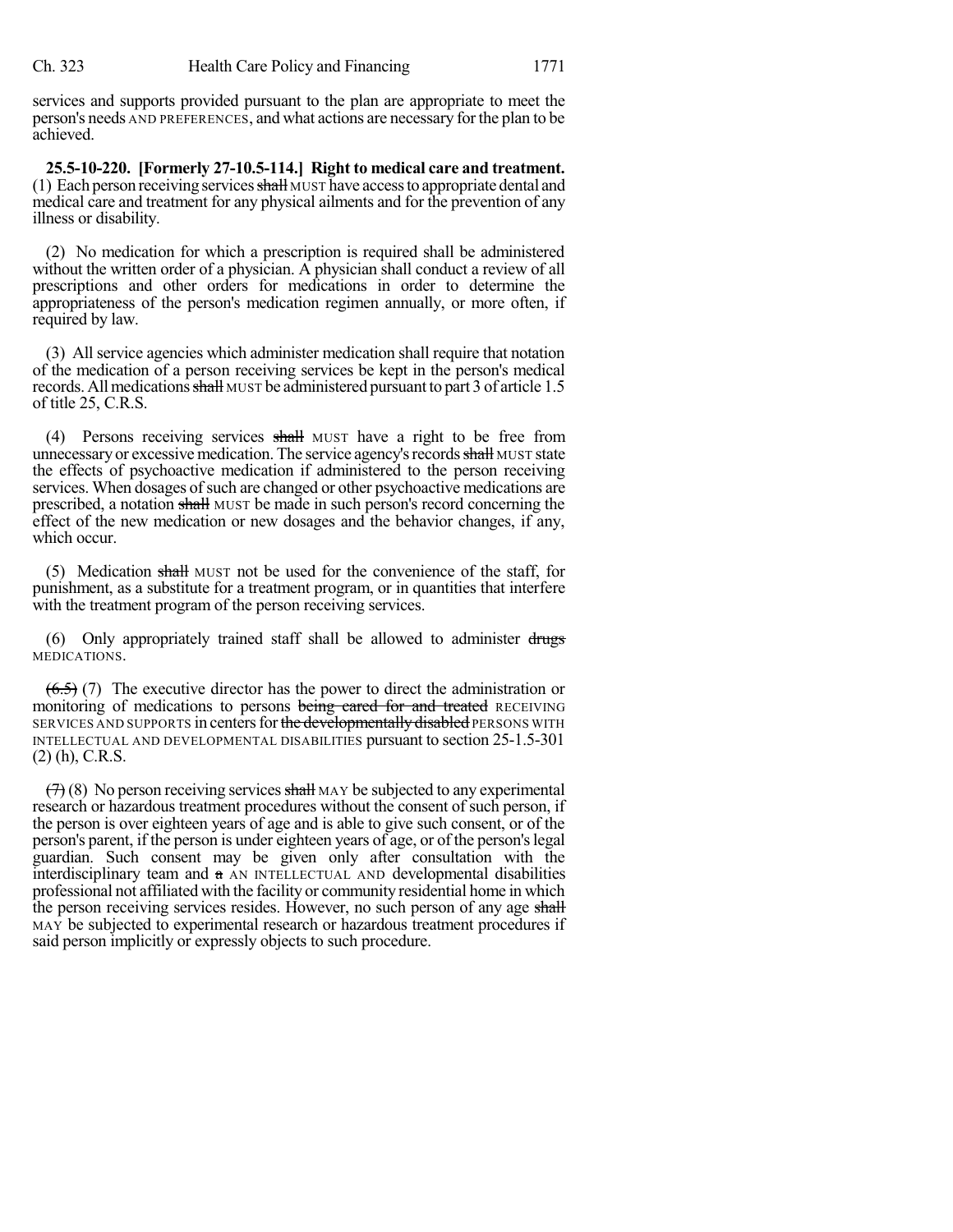services and supports provided pursuant to the plan are appropriate to meet the person's needs AND PREFERENCES, and what actions are necessary for the plan to be achieved.

**25.5-10-220. [Formerly 27-10.5-114.] Right to medical care and treatment.** (1) Each person receiving services ~~shall~~ MUST have access to appropriate dental and medical care and treatment for any physical ailments and for the prevention of any illness or disability.

(2) No medication for which a prescription is required shall be administered without the written order of a physician. A physician shall conduct a review of all prescriptions and other orders for medications in order to determine the appropriateness of the person's medication regimen annually, or more often, if required by law.

(3) All service agencies which administer medication shall require that notation of the medication of a person receiving services be kept in the person's medical records. All medications ~~shall~~ MUST be administered pursuant to part 3 of article 1.5 of title 25, C.R.S.

(4) Persons receiving services ~~shall~~ MUST have a right to be free from unnecessary or excessive medication. The service agency's records ~~shall~~ MUST state the effects of psychoactive medication if administered to the person receiving services. When dosages of such are changed or other psychoactive medications are prescribed, a notation ~~shall~~ MUST be made in such person's record concerning the effect of the new medication or new dosages and the behavior changes, if any, which occur.

(5) Medication ~~shall~~ MUST not be used for the convenience of the staff, for punishment, as a substitute for a treatment program, or in quantities that interfere with the treatment program of the person receiving services.

(6) Only appropriately trained staff shall be allowed to administer ~~drugs~~ MEDICATIONS.

~~(6.5)~~ (7) The executive director has the power to direct the administration or monitoring of medications to persons ~~being cared for and treated~~ RECEIVING SERVICES AND SUPPORTS in centers for ~~the developmentally disabled~~ PERSONS WITH INTELLECTUAL AND DEVELOPMENTAL DISABILITIES pursuant to section 25-1.5-301 (2) (h), C.R.S.

~~(7)~~ (8) No person receiving services ~~shall~~ MAY be subjected to any experimental research or hazardous treatment procedures without the consent of such person, if the person is over eighteen years of age and is able to give such consent, or of the person's parent, if the person is under eighteen years of age, or of the person's legal guardian. Such consent may be given only after consultation with the interdisciplinary team and ~~a~~ AN INTELLECTUAL AND developmental disabilities professional not affiliated with the facility or community residential home in which the person receiving services resides. However, no such person of any age ~~shall~~ MAY be subjected to experimental research or hazardous treatment procedures if said person implicitly or expressly objects to such procedure.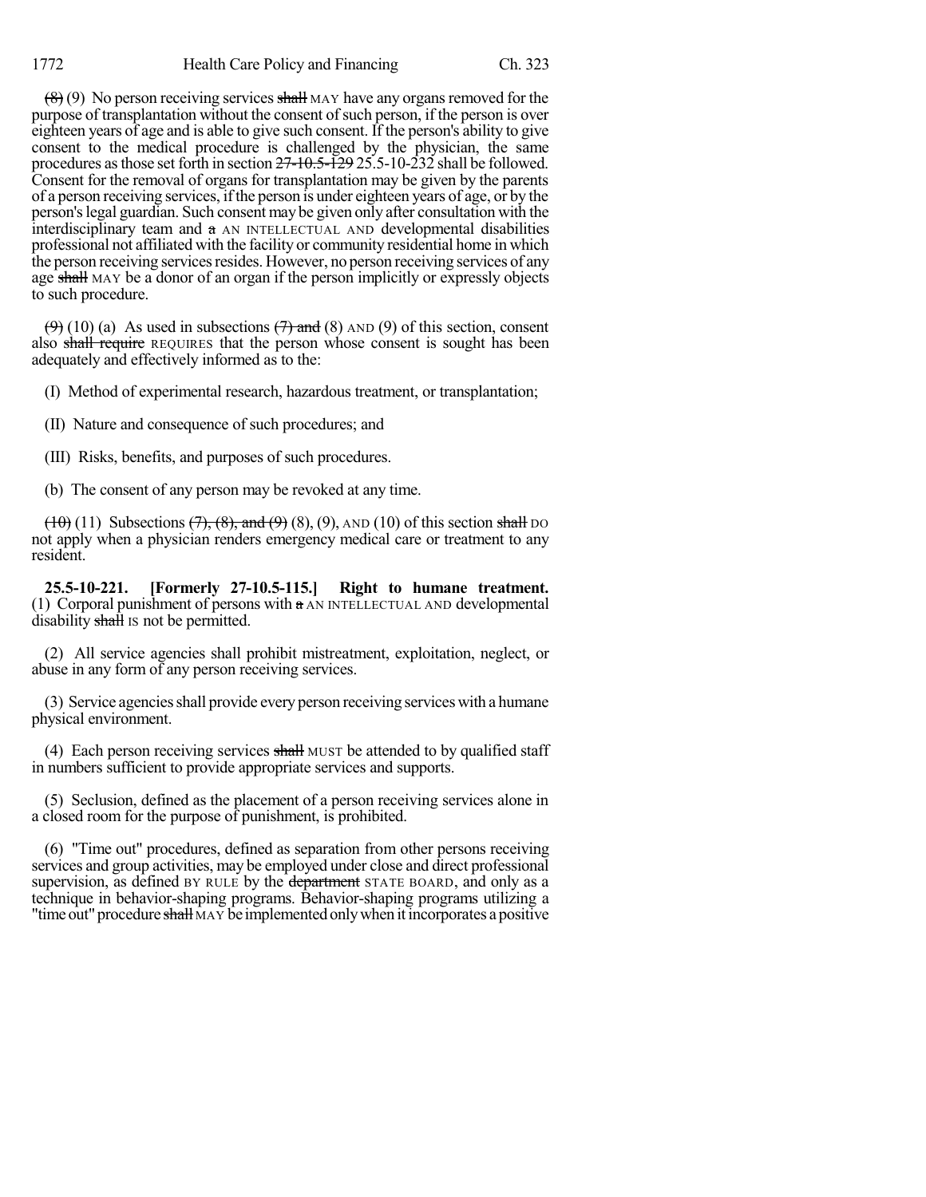~~(8)~~ (9) No person receiving services ~~shall~~ MAY have any organs removed for the purpose of transplantation without the consent of such person, if the person is over eighteen years of age and is able to give such consent. If the person's ability to give consent to the medical procedure is challenged by the physician, the same procedures as those set forth in section ~~27-10.5-129~~ 25.5-10-232 shall be followed. Consent for the removal of organs for transplantation may be given by the parents of a person receiving services, if the person is under eighteen years of age, or by the person's legal guardian. Such consent may be given only after consultation with the interdisciplinary team and ~~a~~ AN INTELLECTUAL AND developmental disabilities professional not affiliated with the facility or community residential home in which the person receiving services resides. However, no person receiving services of any age ~~shall~~ MAY be a donor of an organ if the person implicitly or expressly objects to such procedure.

~~(9)~~ (10) (a) As used in subsections ~~(7) and~~ (8) AND (9) of this section, consent also ~~shall require~~ REQUIRES that the person whose consent is sought has been adequately and effectively informed as to the:

(I) Method of experimental research, hazardous treatment, or transplantation;

(II) Nature and consequence of such procedures; and

(III) Risks, benefits, and purposes of such procedures.

(b) The consent of any person may be revoked at any time.

~~(10)~~ (11) Subsections ~~(7), (8), and (9)~~ (8), (9), AND (10) of this section ~~shall~~ DO not apply when a physician renders emergency medical care or treatment to any resident.

**25.5-10-221. [Formerly 27-10.5-115.] Right to humane treatment.** (1) Corporal punishment of persons with ~~a~~ AN INTELLECTUAL AND developmental disability ~~shall~~ IS not ~~be~~ permitted.

(2) All service agencies shall prohibit mistreatment, exploitation, neglect, or abuse in any form of any person receiving services.

(3) Service agencies shall provide every person receiving services with a humane physical environment.

(4) Each person receiving services ~~shall~~ MUST be attended to by qualified staff in numbers sufficient to provide appropriate services and supports.

(5) Seclusion, defined as the placement of a person receiving services alone in a closed room for the purpose of punishment, is prohibited.

(6) "Time out" procedures, defined as separation from other persons receiving services and group activities, may be employed under close and direct professional supervision, as defined BY RULE by the ~~department~~ STATE BOARD, and only as a technique in behavior-shaping programs. Behavior-shaping programs utilizing a "time out" procedure ~~shall~~ MAY be implemented only when it incorporates a positive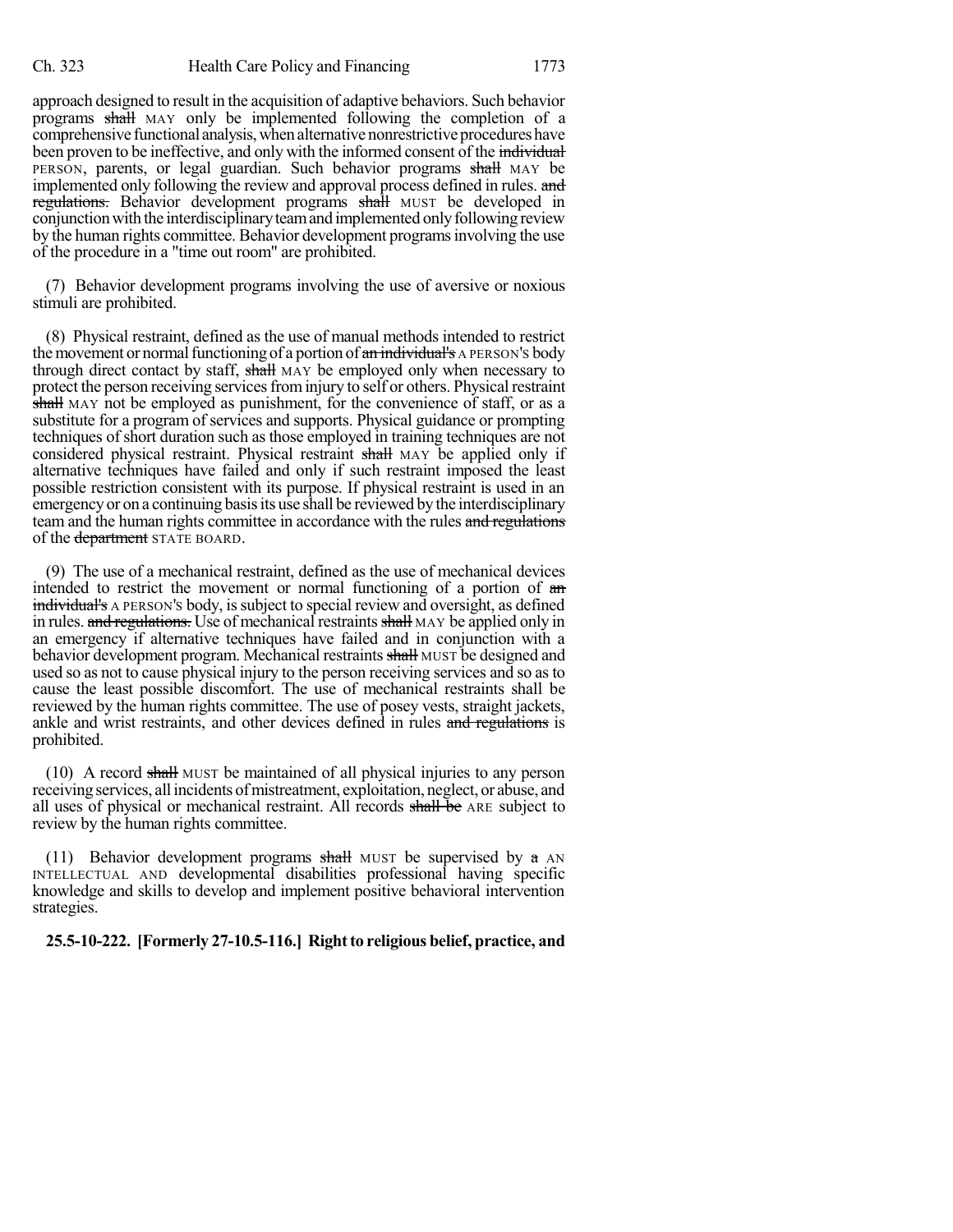approach designed to result in the acquisition of adaptive behaviors. Such behavior programs ~~shall~~ MAY only be implemented following the completion of a comprehensive functional analysis, when alternative nonrestrictive procedures have been proven to be ineffective, and only with the informed consent of the ~~individual~~ PERSON, parents, or legal guardian. Such behavior programs ~~shall~~ MAY be implemented only following the review and approval process defined in rules. ~~and regulations.~~ Behavior development programs ~~shall~~ MUST be developed in conjunction with the interdisciplinary team and implemented only following review by the human rights committee. Behavior development programs involving the use of the procedure in a "time out room" are prohibited.

(7) Behavior development programs involving the use of aversive or noxious stimuli are prohibited.

(8) Physical restraint, defined as the use of manual methods intended to restrict the movement or normal functioning of a portion of ~~an individual's~~ A PERSON'S body through direct contact by staff, ~~shall~~ MAY be employed only when necessary to protect the person receiving services from injury to self or others. Physical restraint ~~shall~~ MAY not be employed as punishment, for the convenience of staff, or as a substitute for a program of services and supports. Physical guidance or prompting techniques of short duration such as those employed in training techniques are not considered physical restraint. Physical restraint ~~shall~~ MAY be applied only if alternative techniques have failed and only if such restraint imposed the least possible restriction consistent with its purpose. If physical restraint is used in an emergency or on a continuing basis its use shall be reviewed by the interdisciplinary team and the human rights committee in accordance with the rules ~~and regulations~~ of the ~~department~~ STATE BOARD.

(9) The use of a mechanical restraint, defined as the use of mechanical devices intended to restrict the movement or normal functioning of a portion of ~~an individual's~~ A PERSON'S body, is subject to special review and oversight, as defined in rules. ~~and regulations.~~ Use of mechanical restraints ~~shall~~ MAY be applied only in an emergency if alternative techniques have failed and in conjunction with a behavior development program. Mechanical restraints ~~shall~~ MUST be designed and used so as not to cause physical injury to the person receiving services and so as to cause the least possible discomfort. The use of mechanical restraints shall be reviewed by the human rights committee. The use of posey vests, straight jackets, ankle and wrist restraints, and other devices defined in rules ~~and regulations~~ is prohibited.

(10) A record ~~shall~~ MUST be maintained of all physical injuries to any person receiving services, all incidents of mistreatment, exploitation, neglect, or abuse, and all uses of physical or mechanical restraint. All records ~~shall be~~ ARE subject to review by the human rights committee.

(11) Behavior development programs ~~shall~~ MUST be supervised by ~~a~~ AN INTELLECTUAL AND developmental disabilities professional having specific knowledge and skills to develop and implement positive behavioral intervention strategies.

**25.5-10-222. [Formerly 27-10.5-116.] Right to religious belief, practice, and**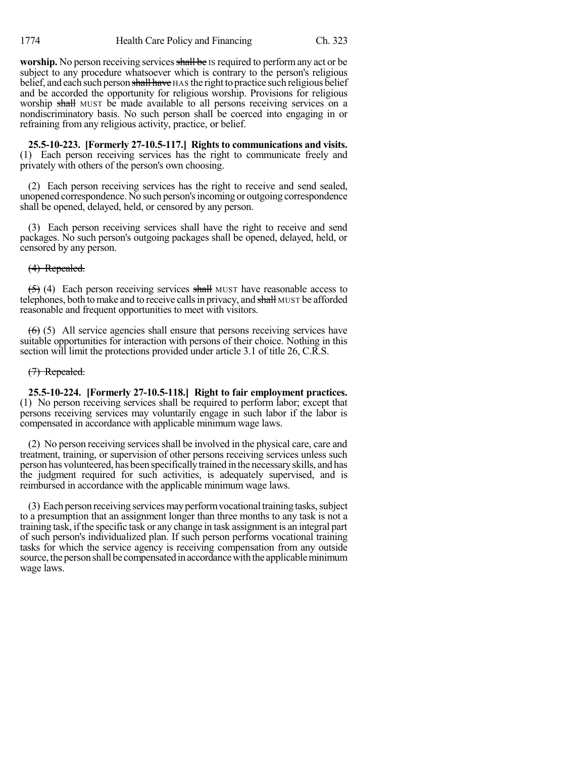**worship.** No person receiving services ~~shall be~~ IS required to perform any act or be subject to any procedure whatsoever which is contrary to the person's religious belief, and each such person ~~shall have~~ HAS the right to practice such religious belief and be accorded the opportunity for religious worship. Provisions for religious worship ~~shall~~ MUST be made available to all persons receiving services on a nondiscriminatory basis. No such person shall be coerced into engaging in or refraining from any religious activity, practice, or belief.

**25.5-10-223. [Formerly 27-10.5-117.] Rights to communications and visits.** (1) Each person receiving services has the right to communicate freely and privately with others of the person's own choosing.

(2) Each person receiving services has the right to receive and send sealed, unopened correspondence. No such person's incoming or outgoing correspondence shall be opened, delayed, held, or censored by any person.

(3) Each person receiving services shall have the right to receive and send packages. No such person's outgoing packages shall be opened, delayed, held, or censored by any person.

~~(4) Repealed.~~

~~(5)~~ (4) Each person receiving services ~~shall~~ MUST have reasonable access to telephones, both to make and to receive calls in privacy, and ~~shall~~ MUST be afforded reasonable and frequent opportunities to meet with visitors.

~~(6)~~ (5) All service agencies shall ensure that persons receiving services have suitable opportunities for interaction with persons of their choice. Nothing in this section will limit the protections provided under article 3.1 of title 26, C.R.S.

~~(7) Repealed.~~

**25.5-10-224. [Formerly 27-10.5-118.] Right to fair employment practices.** (1) No person receiving services shall be required to perform labor; except that persons receiving services may voluntarily engage in such labor if the labor is compensated in accordance with applicable minimum wage laws.

(2) No person receiving services shall be involved in the physical care, care and treatment, training, or supervision of other persons receiving services unless such person has volunteered, has been specifically trained in the necessary skills, and has the judgment required for such activities, is adequately supervised, and is reimbursed in accordance with the applicable minimum wage laws.

(3) Each person receiving services may perform vocational training tasks, subject to a presumption that an assignment longer than three months to any task is not a training task, if the specific task or any change in task assignment is an integral part of such person's individualized plan. If such person performs vocational training tasks for which the service agency is receiving compensation from any outside source, the person shall be compensated in accordance with the applicable minimum wage laws.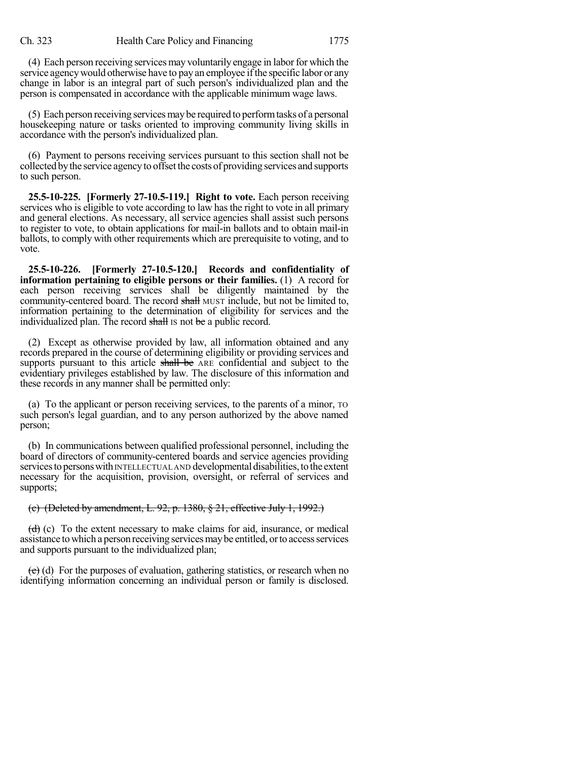(4) Each person receiving services may voluntarily engage in labor for which the service agency would otherwise have to pay an employee if the specific labor or any change in labor is an integral part of such person's individualized plan and the person is compensated in accordance with the applicable minimum wage laws.

(5) Each person receiving services may be required to perform tasks of a personal housekeeping nature or tasks oriented to improving community living skills in accordance with the person's individualized plan.

(6) Payment to persons receiving services pursuant to this section shall not be collected by the service agency to offset the costs of providing services and supports to such person.

**25.5-10-225. [Formerly 27-10.5-119.] Right to vote.** Each person receiving services who is eligible to vote according to law has the right to vote in all primary and general elections. As necessary, all service agencies shall assist such persons to register to vote, to obtain applications for mail-in ballots and to obtain mail-in ballots, to comply with other requirements which are prerequisite to voting, and to vote.

**25.5-10-226. [Formerly 27-10.5-120.] Records and confidentiality of information pertaining to eligible persons or their families.** (1) A record for each person receiving services shall be diligently maintained by the community-centered board. The record ~~shall~~ MUST include, but not be limited to, information pertaining to the determination of eligibility for services and the individualized plan. The record ~~shall~~ IS not ~~be~~ a public record.

(2) Except as otherwise provided by law, all information obtained and any records prepared in the course of determining eligibility or providing services and supports pursuant to this article ~~shall be~~ ARE confidential and subject to the evidentiary privileges established by law. The disclosure of this information and these records in any manner shall be permitted only:

(a) To the applicant or person receiving services, to the parents of a minor, TO such person's legal guardian, and to any person authorized by the above named person;

(b) In communications between qualified professional personnel, including the board of directors of community-centered boards and service agencies providing services to persons with INTELLECTUAL AND developmental disabilities, to the extent necessary for the acquisition, provision, oversight, or referral of services and supports;

~~(c) (Deleted by amendment, L. 92, p. 1380, § 21, effective July 1, 1992.)~~

~~(d)~~ (c) To the extent necessary to make claims for aid, insurance, or medical assistance to which a person receiving services may be entitled, or to access services and supports pursuant to the individualized plan;

~~(e)~~ (d) For the purposes of evaluation, gathering statistics, or research when no identifying information concerning an individual person or family is disclosed.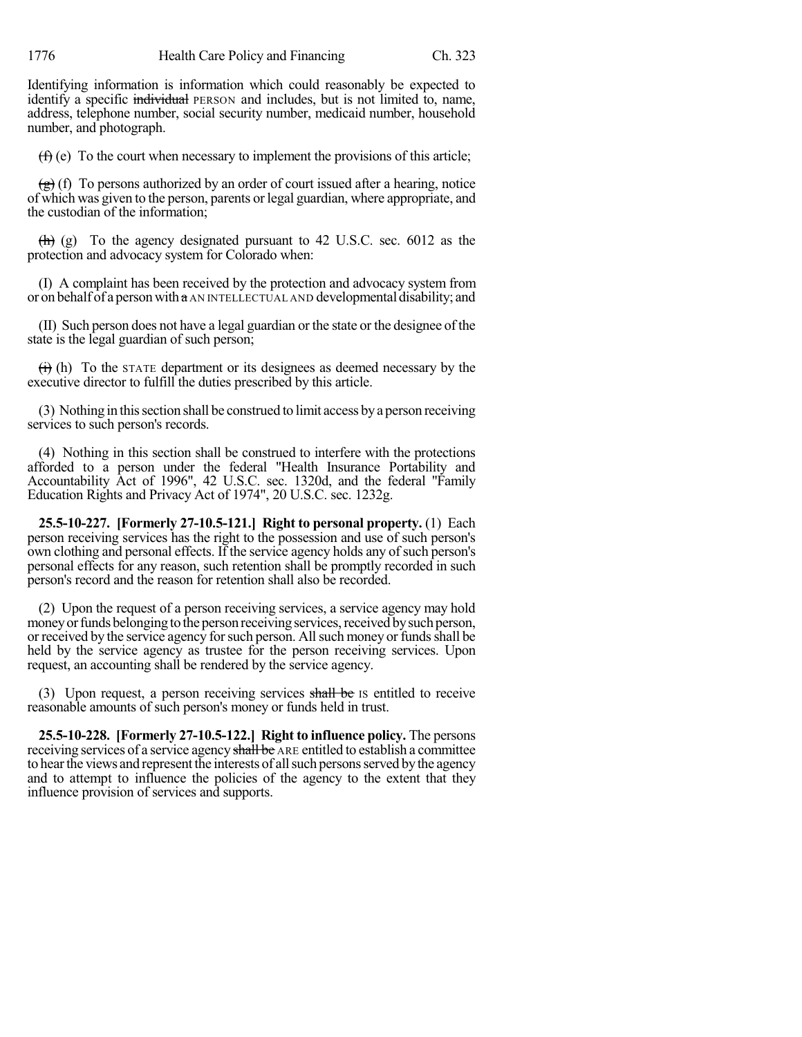Identifying information is information which could reasonably be expected to identify a specific ~~individual~~ PERSON and includes, but is not limited to, name, address, telephone number, social security number, medicaid number, household number, and photograph.

~~(f)~~ (e) To the court when necessary to implement the provisions of this article;

~~(g)~~ (f) To persons authorized by an order of court issued after a hearing, notice of which was given to the person, parents or legal guardian, where appropriate, and the custodian of the information;

~~(h)~~ (g) To the agency designated pursuant to 42 U.S.C. sec. 6012 as the protection and advocacy system for Colorado when:

(I) A complaint has been received by the protection and advocacy system from or on behalf of a person with ~~a~~ AN INTELLECTUAL AND developmental disability; and

(II) Such person does not have a legal guardian or the state or the designee of the state is the legal guardian of such person;

~~(i)~~ (h) To the STATE department or its designees as deemed necessary by the executive director to fulfill the duties prescribed by this article.

(3) Nothing in this section shall be construed to limit access by a person receiving services to such person's records.

(4) Nothing in this section shall be construed to interfere with the protections afforded to a person under the federal "Health Insurance Portability and Accountability Act of 1996", 42 U.S.C. sec. 1320d, and the federal "Family Education Rights and Privacy Act of 1974", 20 U.S.C. sec. 1232g.

**25.5-10-227. [Formerly 27-10.5-121.] Right to personal property.** (1) Each person receiving services has the right to the possession and use of such person's own clothing and personal effects. If the service agency holds any of such person's personal effects for any reason, such retention shall be promptly recorded in such person's record and the reason for retention shall also be recorded.

(2) Upon the request of a person receiving services, a service agency may hold money or funds belonging to the person receiving services, received by such person, or received by the service agency for such person. All such money or funds shall be held by the service agency as trustee for the person receiving services. Upon request, an accounting shall be rendered by the service agency.

(3) Upon request, a person receiving services ~~shall be~~ IS entitled to receive reasonable amounts of such person's money or funds held in trust.

**25.5-10-228. [Formerly 27-10.5-122.] Right to influence policy.** The persons receiving services of a service agency ~~shall be~~ ARE entitled to establish a committee to hear the views and represent the interests of all such persons served by the agency and to attempt to influence the policies of the agency to the extent that they influence provision of services and supports.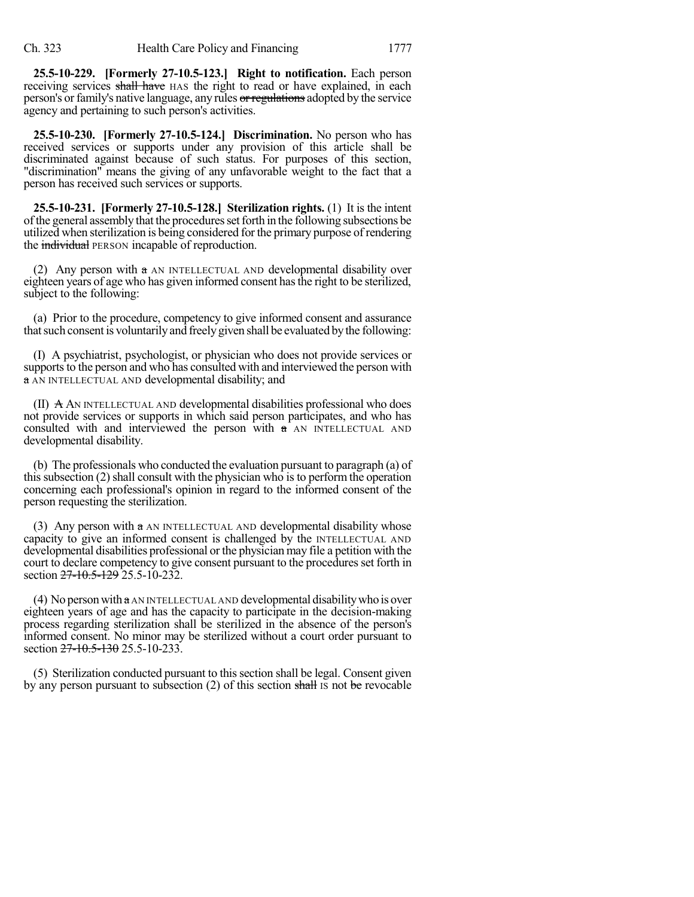**25.5-10-229. [Formerly 27-10.5-123.] Right to notification.** Each person receiving services shall have HAS the right to read or have explained, in each person's or family's native language, any rules or regulations adopted by the service agency and pertaining to such person's activities.

**25.5-10-230. [Formerly 27-10.5-124.] Discrimination.** No person who has received services or supports under any provision of this article shall be discriminated against because of such status. For purposes of this section, "discrimination" means the giving of any unfavorable weight to the fact that a person has received such services or supports.

**25.5-10-231. [Formerly 27-10.5-128.] Sterilization rights.** (1) It is the intent of the general assembly that the procedures set forth in the following subsections be utilized when sterilization is being considered for the primary purpose of rendering the individual PERSON incapable of reproduction.

(2) Any person with a AN INTELLECTUAL AND developmental disability over eighteen years of age who has given informed consent has the right to be sterilized, subject to the following:

(a) Prior to the procedure, competency to give informed consent and assurance that such consent is voluntarily and freely given shall be evaluated by the following:

(I) A psychiatrist, psychologist, or physician who does not provide services or supports to the person and who has consulted with and interviewed the person with a AN INTELLECTUAL AND developmental disability; and

(II) A AN INTELLECTUAL AND developmental disabilities professional who does not provide services or supports in which said person participates, and who has consulted with and interviewed the person with a AN INTELLECTUAL AND developmental disability.

(b) The professionals who conducted the evaluation pursuant to paragraph (a) of this subsection (2) shall consult with the physician who is to perform the operation concerning each professional's opinion in regard to the informed consent of the person requesting the sterilization.

(3) Any person with a AN INTELLECTUAL AND developmental disability whose capacity to give an informed consent is challenged by the INTELLECTUAL AND developmental disabilities professional or the physician may file a petition with the court to declare competency to give consent pursuant to the procedures set forth in section 27-10.5-129 25.5-10-232.

(4) No person with a AN INTELLECTUAL AND developmental disability who is over eighteen years of age and has the capacity to participate in the decision-making process regarding sterilization shall be sterilized in the absence of the person's informed consent. No minor may be sterilized without a court order pursuant to section 27-10.5-130 25.5-10-233.

(5) Sterilization conducted pursuant to this section shall be legal. Consent given by any person pursuant to subsection (2) of this section shall IS not be revocable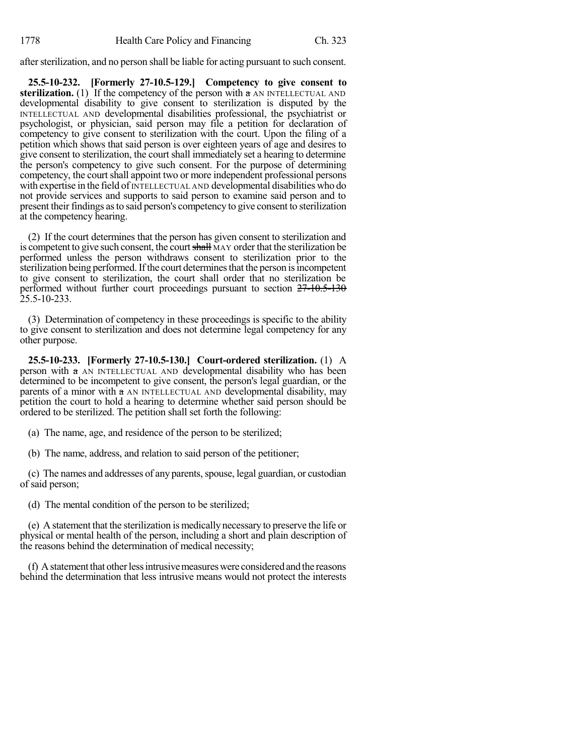after sterilization, and no person shall be liable for acting pursuant to such consent.

**25.5-10-232. [Formerly 27-10.5-129.] Competency to give consent to sterilization.** (1) If the competency of the person with ~~a~~ AN INTELLECTUAL AND developmental disability to give consent to sterilization is disputed by the INTELLECTUAL AND developmental disabilities professional, the psychiatrist or psychologist, or physician, said person may file a petition for declaration of competency to give consent to sterilization with the court. Upon the filing of a petition which shows that said person is over eighteen years of age and desires to give consent to sterilization, the court shall immediately set a hearing to determine the person's competency to give such consent. For the purpose of determining competency, the court shall appoint two or more independent professional persons with expertise in the field of INTELLECTUAL AND developmental disabilities who do not provide services and supports to said person to examine said person and to present their findings as to said person's competency to give consent to sterilization at the competency hearing.

(2) If the court determines that the person has given consent to sterilization and is competent to give such consent, the court ~~shall~~ MAY order that the sterilization be performed unless the person withdraws consent to sterilization prior to the sterilization being performed. If the court determines that the person is incompetent to give consent to sterilization, the court shall order that no sterilization be performed without further court proceedings pursuant to section ~~27-10.5-130~~ 25.5-10-233.

(3) Determination of competency in these proceedings is specific to the ability to give consent to sterilization and does not determine legal competency for any other purpose.

**25.5-10-233. [Formerly 27-10.5-130.] Court-ordered sterilization.** (1) A person with ~~a~~ AN INTELLECTUAL AND developmental disability who has been determined to be incompetent to give consent, the person's legal guardian, or the parents of a minor with ~~a~~ AN INTELLECTUAL AND developmental disability, may petition the court to hold a hearing to determine whether said person should be ordered to be sterilized. The petition shall set forth the following:

(a) The name, age, and residence of the person to be sterilized;

(b) The name, address, and relation to said person of the petitioner;

(c) The names and addresses of any parents, spouse, legal guardian, or custodian of said person;

(d) The mental condition of the person to be sterilized;

(e) A statement that the sterilization is medically necessary to preserve the life or physical or mental health of the person, including a short and plain description of the reasons behind the determination of medical necessity;

(f) A statement that other less intrusive measures were considered and the reasons behind the determination that less intrusive means would not protect the interests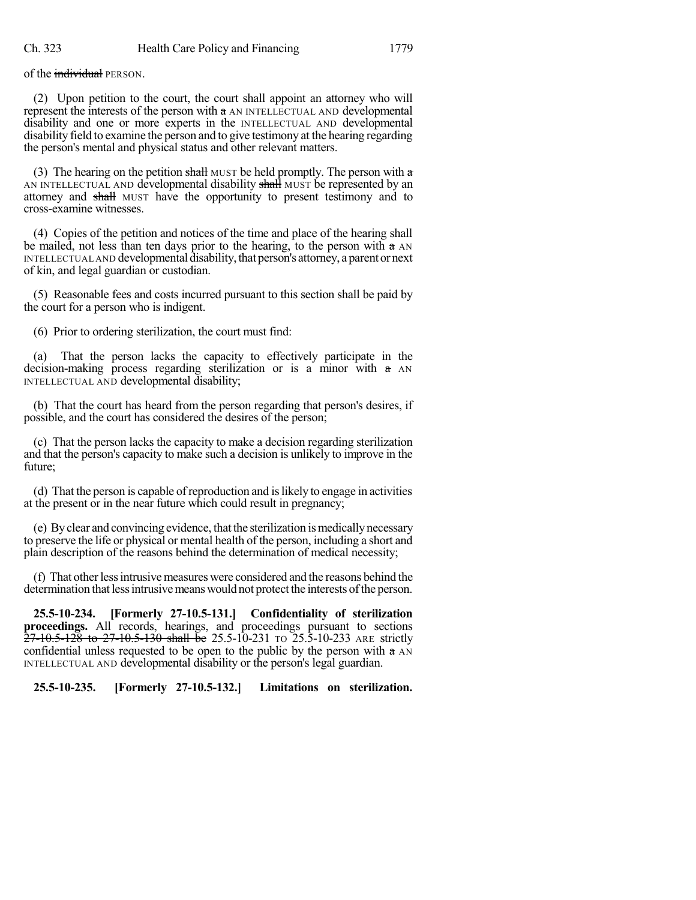of the ~~individual~~ PERSON.

(2) Upon petition to the court, the court shall appoint an attorney who will represent the interests of the person with ~~a~~ AN INTELLECTUAL AND developmental disability and one or more experts in the INTELLECTUAL AND developmental disability field to examine the person and to give testimony at the hearing regarding the person's mental and physical status and other relevant matters.

(3) The hearing on the petition ~~shall~~ MUST be held promptly. The person with ~~a~~ AN INTELLECTUAL AND developmental disability ~~shall~~ MUST be represented by an attorney and ~~shall~~ MUST have the opportunity to present testimony and to cross-examine witnesses.

(4) Copies of the petition and notices of the time and place of the hearing shall be mailed, not less than ten days prior to the hearing, to the person with ~~a~~ AN INTELLECTUAL AND developmental disability, that person's attorney, a parent or next of kin, and legal guardian or custodian.

(5) Reasonable fees and costs incurred pursuant to this section shall be paid by the court for a person who is indigent.

(6) Prior to ordering sterilization, the court must find:

(a) That the person lacks the capacity to effectively participate in the decision-making process regarding sterilization or is a minor with ~~a~~ AN INTELLECTUAL AND developmental disability;

(b) That the court has heard from the person regarding that person's desires, if possible, and the court has considered the desires of the person;

(c) That the person lacks the capacity to make a decision regarding sterilization and that the person's capacity to make such a decision is unlikely to improve in the future;

(d) That the person is capable of reproduction and is likely to engage in activities at the present or in the near future which could result in pregnancy;

(e) By clear and convincing evidence, that the sterilization is medically necessary to preserve the life or physical or mental health of the person, including a short and plain description of the reasons behind the determination of medical necessity;

(f) That other less intrusive measures were considered and the reasons behind the determination that less intrusive means would not protect the interests of the person.

**25.5-10-234. [Formerly 27-10.5-131.] Confidentiality of sterilization proceedings.** All records, hearings, and proceedings pursuant to sections ~~27-10.5-128 to 27-10.5-130 shall be~~ 25.5-10-231 TO 25.5-10-233 ARE strictly confidential unless requested to be open to the public by the person with ~~a~~ AN INTELLECTUAL AND developmental disability or the person's legal guardian.

**25.5-10-235. [Formerly 27-10.5-132.] Limitations on sterilization.**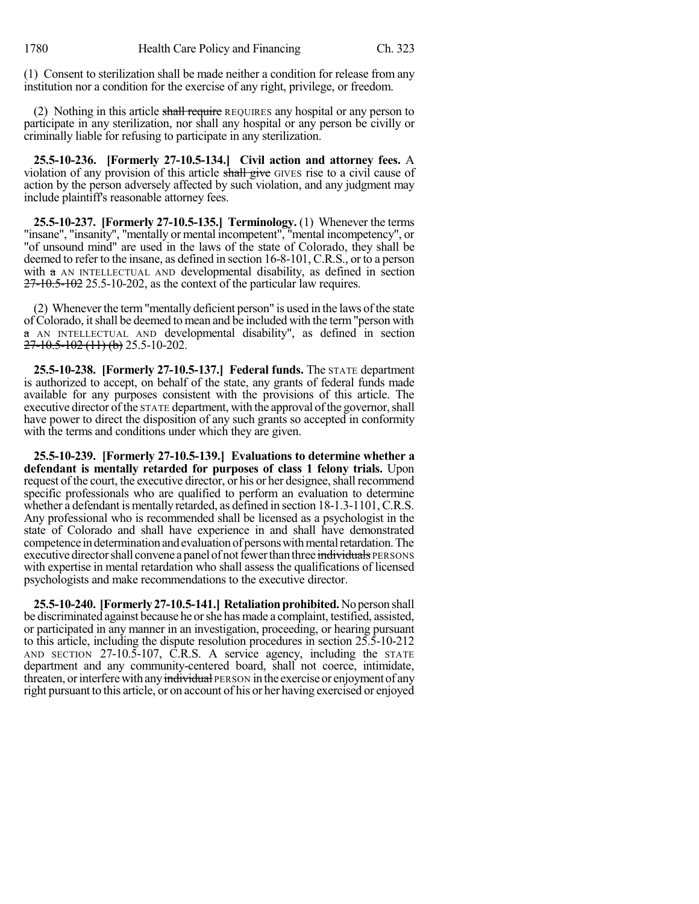(1) Consent to sterilization shall be made neither a condition for release from any institution nor a condition for the exercise of any right, privilege, or freedom.

(2) Nothing in this article ~~shall require~~ REQUIRES any hospital or any person to participate in any sterilization, nor shall any hospital or any person be civilly or criminally liable for refusing to participate in any sterilization.

**25.5-10-236. [Formerly 27-10.5-134.] Civil action and attorney fees.** A violation of any provision of this article ~~shall give~~ GIVES rise to a civil cause of action by the person adversely affected by such violation, and any judgment may include plaintiff's reasonable attorney fees.

**25.5-10-237. [Formerly 27-10.5-135.] Terminology.** (1) Whenever the terms "insane", "insanity", "mentally or mental incompetent", "mental incompetency", or "of unsound mind" are used in the laws of the state of Colorado, they shall be deemed to refer to the insane, as defined in section 16-8-101, C.R.S., or to a person with ~~a~~ AN INTELLECTUAL AND developmental disability, as defined in section ~~27-10.5-102~~ 25.5-10-202, as the context of the particular law requires.

(2) Whenever the term "mentally deficient person" is used in the laws of the state of Colorado, it shall be deemed to mean and be included with the term "person with ~~a~~ AN INTELLECTUAL AND developmental disability", as defined in section ~~27-10.5-102 (11) (b)~~ 25.5-10-202.

**25.5-10-238. [Formerly 27-10.5-137.] Federal funds.** The STATE department is authorized to accept, on behalf of the state, any grants of federal funds made available for any purposes consistent with the provisions of this article. The executive director of the STATE department, with the approval of the governor, shall have power to direct the disposition of any such grants so accepted in conformity with the terms and conditions under which they are given.

**25.5-10-239. [Formerly 27-10.5-139.] Evaluations to determine whether a defendant is mentally retarded for purposes of class 1 felony trials.** Upon request of the court, the executive director, or his or her designee, shall recommend specific professionals who are qualified to perform an evaluation to determine whether a defendant is mentally retarded, as defined in section 18-1.3-1101, C.R.S. Any professional who is recommended shall be licensed as a psychologist in the state of Colorado and shall have experience in and shall have demonstrated competence in determination and evaluation of persons with mental retardation. The executive director shall convene a panel of not fewer than three ~~individuals~~ PERSONS with expertise in mental retardation who shall assess the qualifications of licensed psychologists and make recommendations to the executive director.

**25.5-10-240. [Formerly 27-10.5-141.] Retaliation prohibited.** No person shall be discriminated against because he or she has made a complaint, testified, assisted, or participated in any manner in an investigation, proceeding, or hearing pursuant to this article, including the dispute resolution procedures in section 25.5-10-212 AND SECTION 27-10.5-107, C.R.S. A service agency, including the STATE department and any community-centered board, shall not coerce, intimidate, threaten, or interfere with any ~~individual~~ PERSON in the exercise or enjoyment of any right pursuant to this article, or on account of his or her having exercised or enjoyed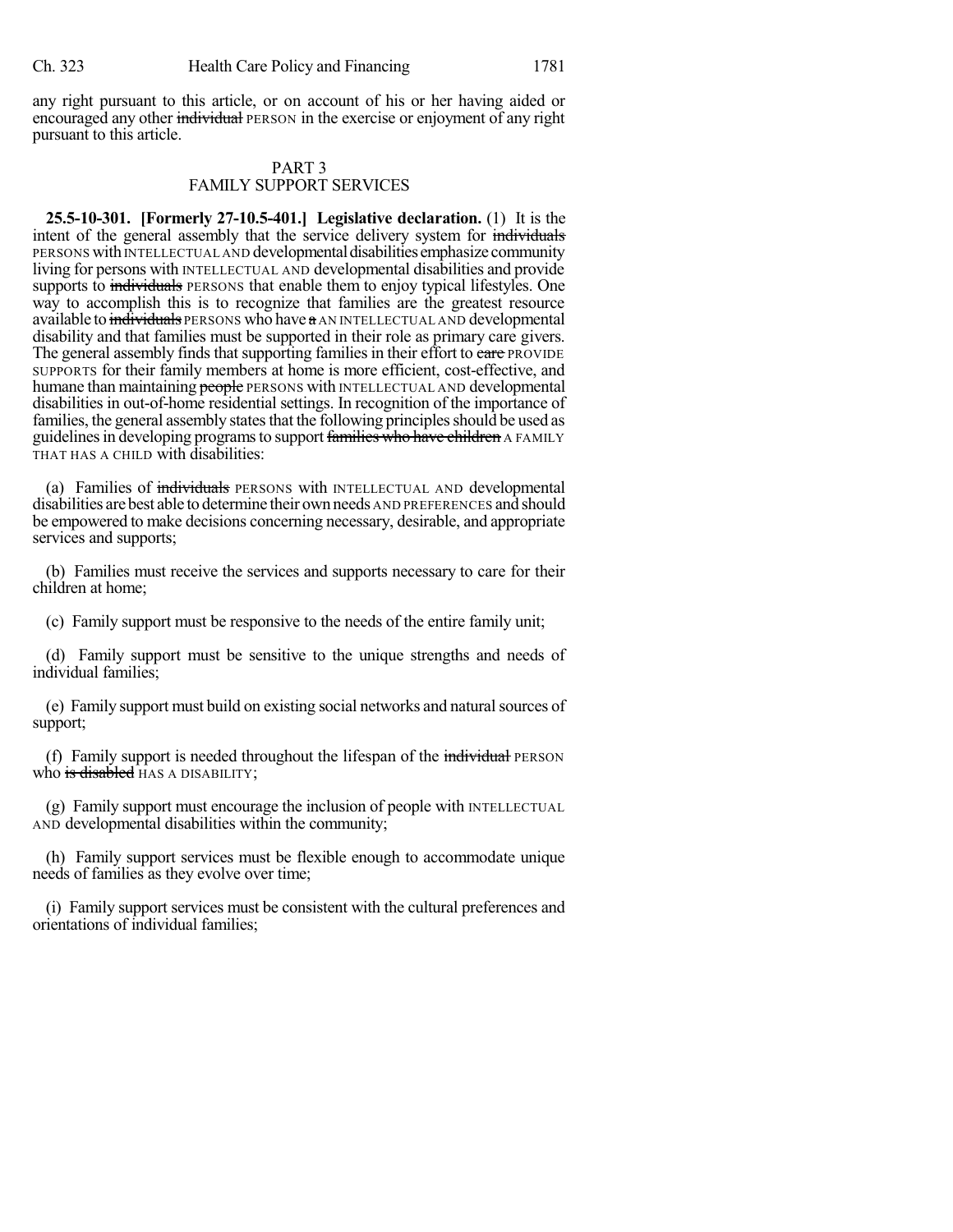any right pursuant to this article, or on account of his or her having aided or encouraged any other individual PERSON in the exercise or enjoyment of any right pursuant to this article.

## PART 3
## FAMILY SUPPORT SERVICES

**25.5-10-301. [Formerly 27-10.5-401.] Legislative declaration.** (1) It is the intent of the general assembly that the service delivery system for individuals PERSONS with INTELLECTUAL AND developmental disabilities emphasize community living for persons with INTELLECTUAL AND developmental disabilities and provide supports to individuals PERSONS that enable them to enjoy typical lifestyles. One way to accomplish this is to recognize that families are the greatest resource available to individuals PERSONS who have a AN INTELLECTUAL AND developmental disability and that families must be supported in their role as primary care givers. The general assembly finds that supporting families in their effort to care PROVIDE SUPPORTS for their family members at home is more efficient, cost-effective, and humane than maintaining people PERSONS with INTELLECTUAL AND developmental disabilities in out-of-home residential settings. In recognition of the importance of families, the general assembly states that the following principles should be used as guidelines in developing programs to support families who have children A FAMILY THAT HAS A CHILD with disabilities:

(a) Families of individuals PERSONS with INTELLECTUAL AND developmental disabilities are best able to determine their own needs AND PREFERENCES and should be empowered to make decisions concerning necessary, desirable, and appropriate services and supports;

(b) Families must receive the services and supports necessary to care for their children at home;

(c) Family support must be responsive to the needs of the entire family unit;

(d) Family support must be sensitive to the unique strengths and needs of individual families;

(e) Family support must build on existing social networks and natural sources of support;

(f) Family support is needed throughout the lifespan of the individual PERSON who is disabled HAS A DISABILITY;

(g) Family support must encourage the inclusion of people with INTELLECTUAL AND developmental disabilities within the community;

(h) Family support services must be flexible enough to accommodate unique needs of families as they evolve over time;

(i) Family support services must be consistent with the cultural preferences and orientations of individual families;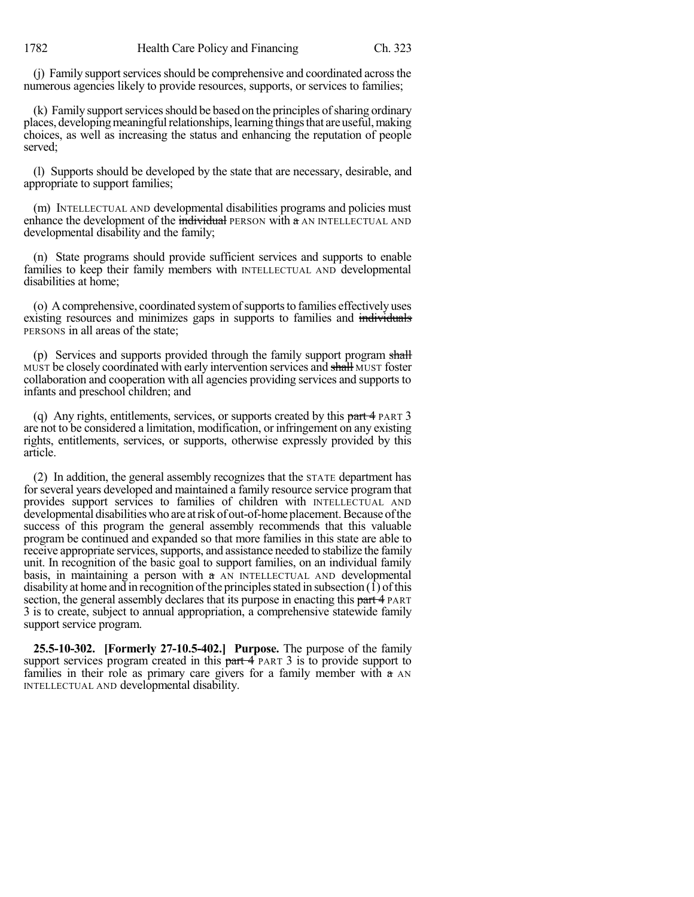(j) Family support services should be comprehensive and coordinated across the numerous agencies likely to provide resources, supports, or services to families;

(k) Family support services should be based on the principles of sharing ordinary places, developing meaningful relationships, learning things that are useful, making choices, as well as increasing the status and enhancing the reputation of people served;

(l) Supports should be developed by the state that are necessary, desirable, and appropriate to support families;

(m) INTELLECTUAL AND developmental disabilities programs and policies must enhance the development of the ~~individual~~ PERSON with ~~a~~ AN INTELLECTUAL AND developmental disability and the family;

(n) State programs should provide sufficient services and supports to enable families to keep their family members with INTELLECTUAL AND developmental disabilities at home;

(o) A comprehensive, coordinated system of supports to families effectively uses existing resources and minimizes gaps in supports to families and ~~individuals~~ PERSONS in all areas of the state;

(p) Services and supports provided through the family support program ~~shall~~ MUST be closely coordinated with early intervention services and ~~shall~~ MUST foster collaboration and cooperation with all agencies providing services and supports to infants and preschool children; and

(q) Any rights, entitlements, services, or supports created by this ~~part 4~~ PART 3 are not to be considered a limitation, modification, or infringement on any existing rights, entitlements, services, or supports, otherwise expressly provided by this article.

(2) In addition, the general assembly recognizes that the STATE department has for several years developed and maintained a family resource service program that provides support services to families of children with INTELLECTUAL AND developmental disabilities who are at risk of out-of-home placement. Because of the success of this program the general assembly recommends that this valuable program be continued and expanded so that more families in this state are able to receive appropriate services, supports, and assistance needed to stabilize the family unit. In recognition of the basic goal to support families, on an individual family basis, in maintaining a person with ~~a~~ AN INTELLECTUAL AND developmental disability at home and in recognition of the principles stated in subsection (1) of this section, the general assembly declares that its purpose in enacting this ~~part 4~~ PART 3 is to create, subject to annual appropriation, a comprehensive statewide family support service program.

**25.5-10-302. [Formerly 27-10.5-402.] Purpose.** The purpose of the family support services program created in this ~~part 4~~ PART 3 is to provide support to families in their role as primary care givers for a family member with ~~a~~ AN INTELLECTUAL AND developmental disability.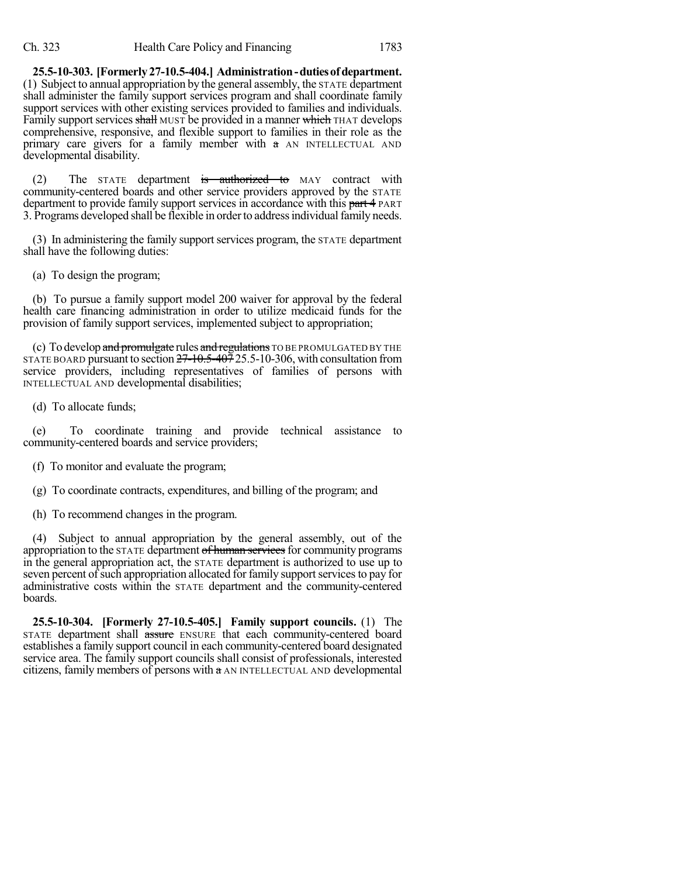**25.5-10-303. [Formerly 27-10.5-404.] Administration - duties of department.** (1) Subject to annual appropriation by the general assembly, the STATE department shall administer the family support services program and shall coordinate family support services with other existing services provided to families and individuals. Family support services ~~shall~~ MUST be provided in a manner ~~which~~ THAT develops comprehensive, responsive, and flexible support to families in their role as the primary care givers for a family member with ~~a~~ AN INTELLECTUAL AND developmental disability.

(2) The STATE department ~~is authorized to~~ MAY contract with community-centered boards and other service providers approved by the STATE department to provide family support services in accordance with this ~~part 4~~ PART 3. Programs developed shall be flexible in order to address individual family needs.

(3) In administering the family support services program, the STATE department shall have the following duties:

(a) To design the program;

(b) To pursue a family support model 200 waiver for approval by the federal health care financing administration in order to utilize medicaid funds for the provision of family support services, implemented subject to appropriation;

(c) To develop ~~and promulgate~~ rules ~~and regulations~~ TO BE PROMULGATED BY THE STATE BOARD pursuant to section ~~27-10.5-407~~ 25.5-10-306, with consultation from service providers, including representatives of families of persons with INTELLECTUAL AND developmental disabilities;

(d) To allocate funds;

(e) To coordinate training and provide technical assistance to community-centered boards and service providers;

(f) To monitor and evaluate the program;

(g) To coordinate contracts, expenditures, and billing of the program; and

(h) To recommend changes in the program.

(4) Subject to annual appropriation by the general assembly, out of the appropriation to the STATE department ~~of human services~~ for community programs in the general appropriation act, the STATE department is authorized to use up to seven percent of such appropriation allocated for family support services to pay for administrative costs within the STATE department and the community-centered boards.

**25.5-10-304. [Formerly 27-10.5-405.] Family support councils.** (1) The STATE department shall ~~assure~~ ENSURE that each community-centered board establishes a family support council in each community-centered board designated service area. The family support councils shall consist of professionals, interested citizens, family members of persons with ~~a~~ AN INTELLECTUAL AND developmental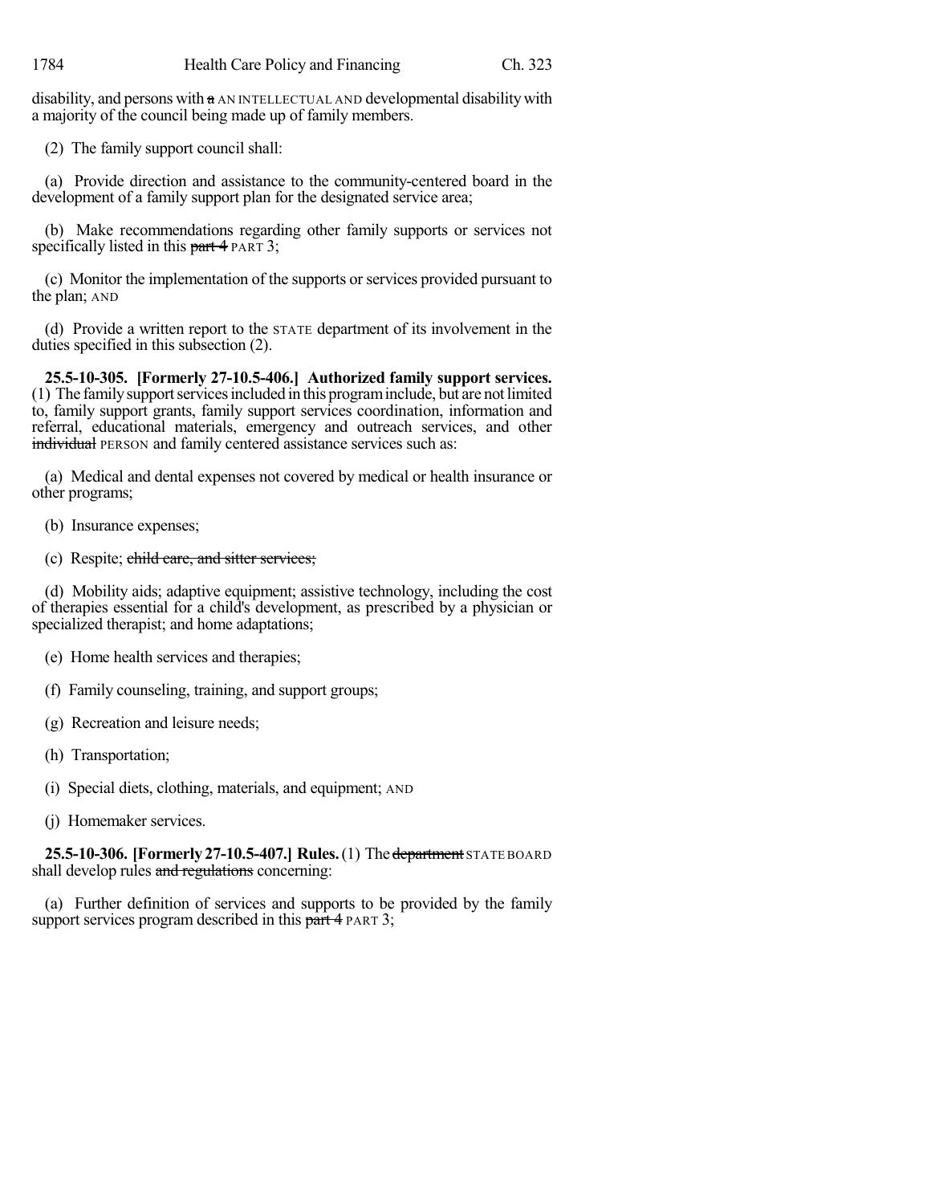disability, and persons with ~~a~~ AN INTELLECTUAL AND developmental disability with a majority of the council being made up of family members.

(2) The family support council shall:

(a) Provide direction and assistance to the community-centered board in the development of a family support plan for the designated service area;

(b) Make recommendations regarding other family supports or services not specifically listed in this ~~part 4~~ PART 3;

(c) Monitor the implementation of the supports or services provided pursuant to the plan; AND

(d) Provide a written report to the STATE department of its involvement in the duties specified in this subsection (2).

**25.5-10-305. [Formerly 27-10.5-406.] Authorized family support services.** (1) The family support services included in this program include, but are not limited to, family support grants, family support services coordination, information and referral, educational materials, emergency and outreach services, and other ~~individual~~ PERSON and family centered assistance services such as:

(a) Medical and dental expenses not covered by medical or health insurance or other programs;

(b) Insurance expenses;

(c) Respite; ~~child care, and sitter services;~~

(d) Mobility aids; adaptive equipment; assistive technology, including the cost of therapies essential for a child's development, as prescribed by a physician or specialized therapist; and home adaptations;

(e) Home health services and therapies;

(f) Family counseling, training, and support groups;

(g) Recreation and leisure needs;

(h) Transportation;

(i) Special diets, clothing, materials, and equipment; AND

(j) Homemaker services.

**25.5-10-306. [Formerly 27-10.5-407.] Rules.** (1) The ~~department~~ STATE BOARD shall develop rules ~~and regulations~~ concerning:

(a) Further definition of services and supports to be provided by the family support services program described in this ~~part 4~~ PART 3;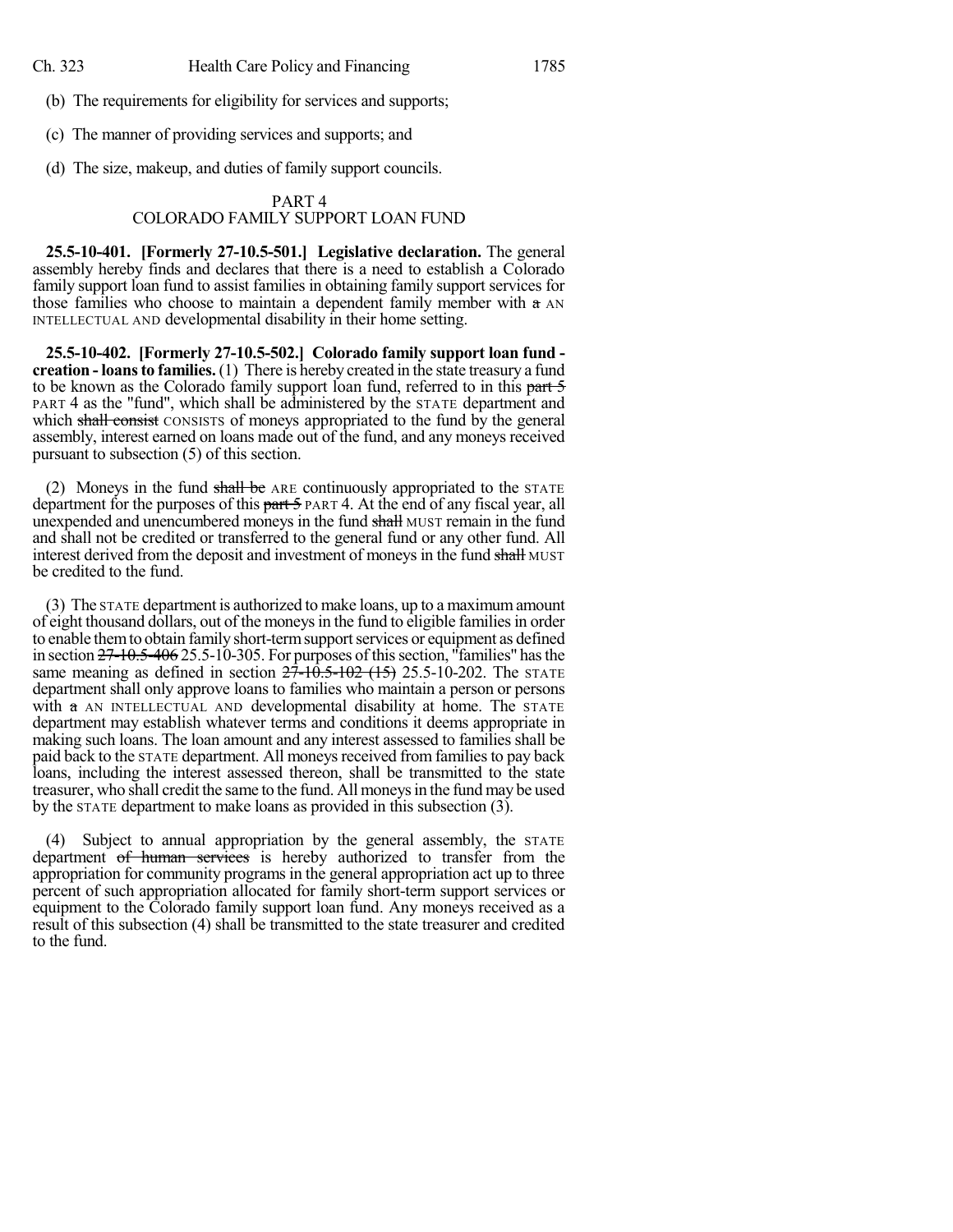(b) The requirements for eligibility for services and supports;

(c) The manner of providing services and supports; and

(d) The size, makeup, and duties of family support councils.

PART 4
COLORADO FAMILY SUPPORT LOAN FUND

**25.5-10-401. [Formerly 27-10.5-501.] Legislative declaration.** The general assembly hereby finds and declares that there is a need to establish a Colorado family support loan fund to assist families in obtaining family support services for those families who choose to maintain a dependent family member with ~~a~~ AN INTELLECTUAL AND developmental disability in their home setting.

**25.5-10-402. [Formerly 27-10.5-502.] Colorado family support loan fund - creation - loans to families.** (1) There is hereby created in the state treasury a fund to be known as the Colorado family support loan fund, referred to in this ~~part 5~~ PART 4 as the "fund", which shall be administered by the STATE department and which ~~shall consist~~ CONSISTS of moneys appropriated to the fund by the general assembly, interest earned on loans made out of the fund, and any moneys received pursuant to subsection (5) of this section.

(2) Moneys in the fund ~~shall be~~ ARE continuously appropriated to the STATE department for the purposes of this ~~part 5~~ PART 4. At the end of any fiscal year, all unexpended and unencumbered moneys in the fund ~~shall~~ MUST remain in the fund and shall not be credited or transferred to the general fund or any other fund. All interest derived from the deposit and investment of moneys in the fund ~~shall~~ MUST be credited to the fund.

(3) The STATE department is authorized to make loans, up to a maximum amount of eight thousand dollars, out of the moneys in the fund to eligible families in order to enable them to obtain family short-term support services or equipment as defined in section ~~27-10.5-406~~ 25.5-10-305. For purposes of this section, "families" has the same meaning as defined in section ~~27-10.5-102 (15)~~ 25.5-10-202. The STATE department shall only approve loans to families who maintain a person or persons with ~~a~~ AN INTELLECTUAL AND developmental disability at home. The STATE department may establish whatever terms and conditions it deems appropriate in making such loans. The loan amount and any interest assessed to families shall be paid back to the STATE department. All moneys received from families to pay back loans, including the interest assessed thereon, shall be transmitted to the state treasurer, who shall credit the same to the fund. All moneys in the fund may be used by the STATE department to make loans as provided in this subsection (3).

(4) Subject to annual appropriation by the general assembly, the STATE department ~~of human services~~ is hereby authorized to transfer from the appropriation for community programs in the general appropriation act up to three percent of such appropriation allocated for family short-term support services or equipment to the Colorado family support loan fund. Any moneys received as a result of this subsection (4) shall be transmitted to the state treasurer and credited to the fund.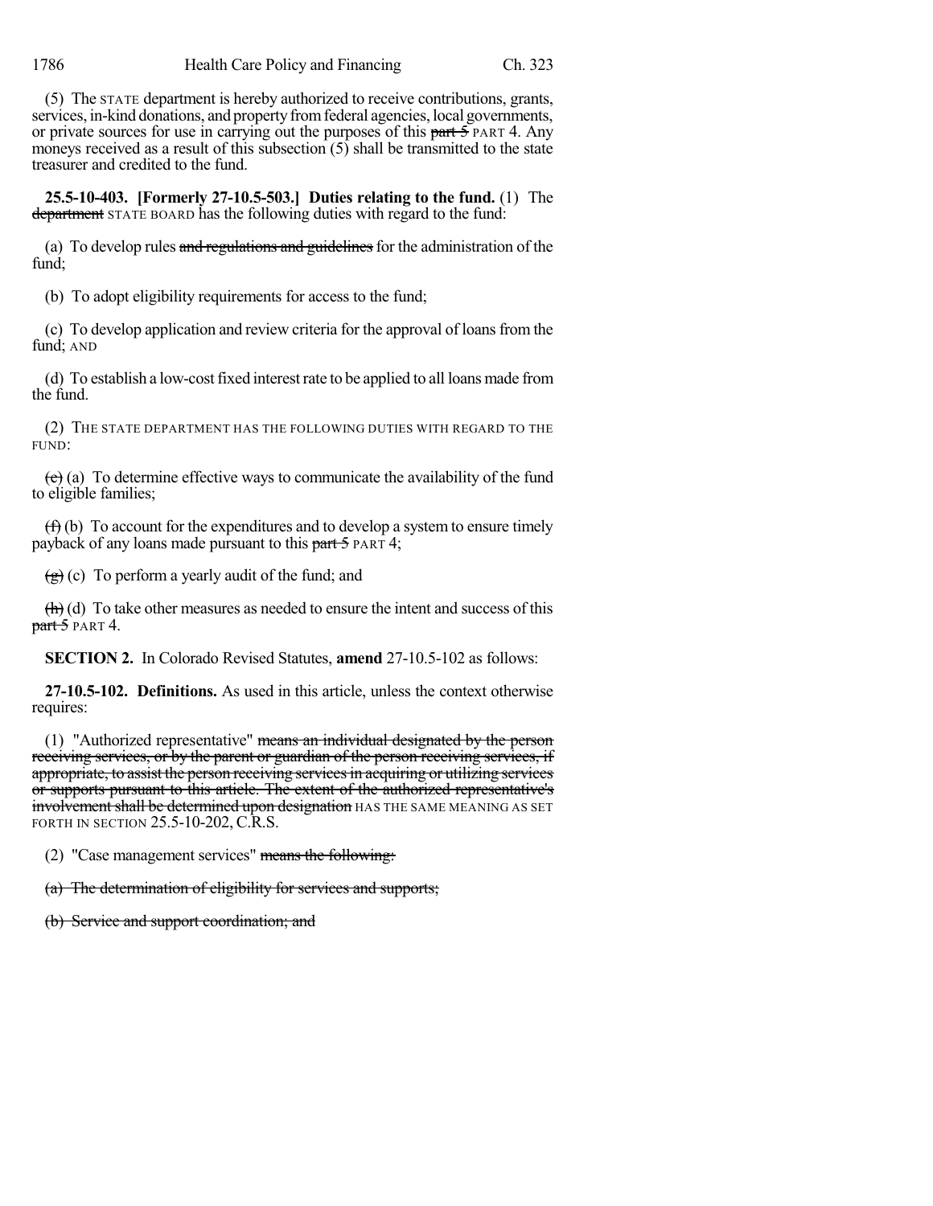(5) The STATE department is hereby authorized to receive contributions, grants, services, in-kind donations, and property from federal agencies, local governments, or private sources for use in carrying out the purposes of this ~~part 5~~ PART 4. Any moneys received as a result of this subsection (5) shall be transmitted to the state treasurer and credited to the fund.

**25.5-10-403. [Formerly 27-10.5-503.] Duties relating to the fund.** (1) The ~~department~~ STATE BOARD has the following duties with regard to the fund:

(a) To develop rules ~~and regulations and guidelines~~ for the administration of the fund;

(b) To adopt eligibility requirements for access to the fund;

(c) To develop application and review criteria for the approval of loans from the fund; AND

(d) To establish a low-cost fixed interest rate to be applied to all loans made from the fund.

(2) THE STATE DEPARTMENT HAS THE FOLLOWING DUTIES WITH REGARD TO THE FUND:

~~(e)~~ (a) To determine effective ways to communicate the availability of the fund to eligible families;

~~(f)~~ (b) To account for the expenditures and to develop a system to ensure timely payback of any loans made pursuant to this ~~part 5~~ PART 4;

~~(g)~~ (c) To perform a yearly audit of the fund; and

~~(h)~~ (d) To take other measures as needed to ensure the intent and success of this ~~part 5~~ PART 4.

**SECTION 2.** In Colorado Revised Statutes, **amend** 27-10.5-102 as follows:

**27-10.5-102. Definitions.** As used in this article, unless the context otherwise requires:

(1) "Authorized representative" ~~means an individual designated by the person receiving services, or by the parent or guardian of the person receiving services, if appropriate, to assist the person receiving services in acquiring or utilizing services or supports pursuant to this article. The extent of the authorized representative's involvement shall be determined upon designation~~ HAS THE SAME MEANING AS SET FORTH IN SECTION 25.5-10-202, C.R.S.

(2) "Case management services" ~~means the following:~~

~~(a) The determination of eligibility for services and supports;~~

~~(b) Service and support coordination; and~~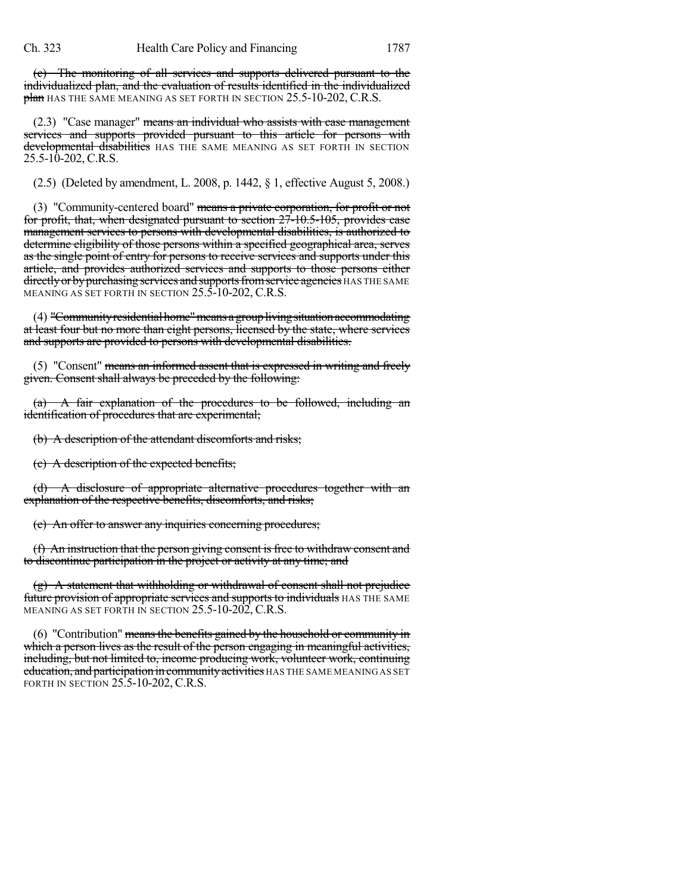(e) ~~The monitoring of all services and supports delivered pursuant to the individualized plan, and the evaluation of results identified in the individualized plan~~ HAS THE SAME MEANING AS SET FORTH IN SECTION 25.5-10-202, C.R.S.

(2.3) "Case manager" ~~means an individual who assists with case management services and supports provided pursuant to this article for persons with developmental disabilities~~ HAS THE SAME MEANING AS SET FORTH IN SECTION 25.5-10-202, C.R.S.

(2.5) (Deleted by amendment, L. 2008, p. 1442, § 1, effective August 5, 2008.)

(3) "Community-centered board" ~~means a private corporation, for profit or not for profit, that, when designated pursuant to section 27-10.5-105, provides case management services to persons with developmental disabilities, is authorized to determine eligibility of those persons within a specified geographical area, serves as the single point of entry for persons to receive services and supports under this article, and provides authorized services and supports to those persons either directly or by purchasing services and supports from service agencies~~ HAS THE SAME MEANING AS SET FORTH IN SECTION 25.5-10-202, C.R.S.

(4) ~~"Community residential home" means a group living situation accommodating at least four but no more than eight persons, licensed by the state, where services and supports are provided to persons with developmental disabilities.~~

(5) "Consent" ~~means an informed assent that is expressed in writing and freely given. Consent shall always be preceded by the following:~~

~~(a) A fair explanation of the procedures to be followed, including an identification of procedures that are experimental;~~

~~(b) A description of the attendant discomforts and risks;~~

~~(c) A description of the expected benefits;~~

~~(d) A disclosure of appropriate alternative procedures together with an explanation of the respective benefits, discomforts, and risks;~~

~~(e) An offer to answer any inquiries concerning procedures;~~

~~(f) An instruction that the person giving consent is free to withdraw consent and to discontinue participation in the project or activity at any time; and~~

~~(g) A statement that withholding or withdrawal of consent shall not prejudice future provision of appropriate services and supports to individuals~~ HAS THE SAME MEANING AS SET FORTH IN SECTION 25.5-10-202, C.R.S.

(6) "Contribution" ~~means the benefits gained by the household or community in which a person lives as the result of the person engaging in meaningful activities, including, but not limited to, income producing work, volunteer work, continuing education, and participation in community activities~~ HAS THE SAME MEANING AS SET FORTH IN SECTION 25.5-10-202, C.R.S.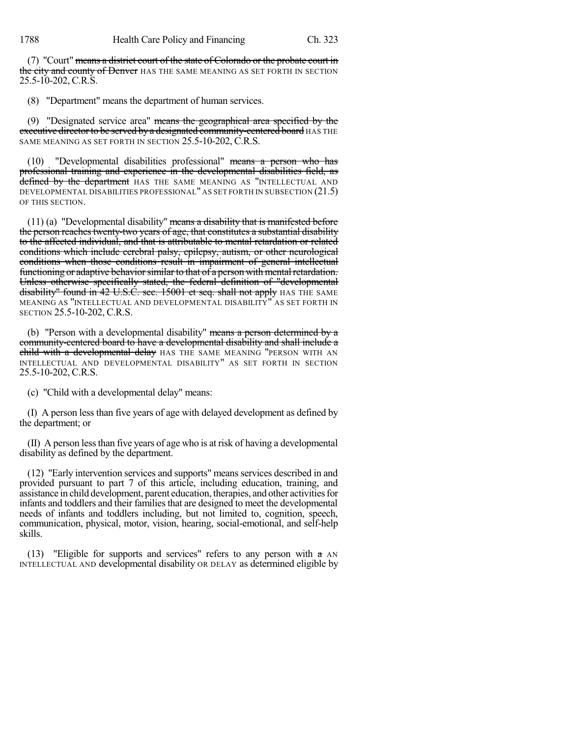(7) "Court" ~~means a district court of the state of Colorado or the probate court in the city and county of Denver~~ HAS THE SAME MEANING AS SET FORTH IN SECTION 25.5-10-202, C.R.S.

(8) "Department" means the department of human services.

(9) "Designated service area" ~~means the geographical area specified by the executive director to be served by a designated community-centered board~~ HAS THE SAME MEANING AS SET FORTH IN SECTION 25.5-10-202, C.R.S.

(10) "Developmental disabilities professional" ~~means a person who has professional training and experience in the developmental disabilities field, as defined by the department~~ HAS THE SAME MEANING AS "INTELLECTUAL AND DEVELOPMENTAL DISABILITIES PROFESSIONAL" AS SET FORTH IN SUBSECTION (21.5) OF THIS SECTION.

(11) (a) "Developmental disability" ~~means a disability that is manifested before the person reaches twenty-two years of age, that constitutes a substantial disability to the affected individual, and that is attributable to mental retardation or related conditions which include cerebral palsy, epilepsy, autism, or other neurological conditions when those conditions result in impairment of general intellectual functioning or adaptive behavior similar to that of a person with mental retardation. Unless otherwise specifically stated, the federal definition of "developmental disability" found in 42 U.S.C. sec. 15001 et seq. shall not apply~~ HAS THE SAME MEANING AS "INTELLECTUAL AND DEVELOPMENTAL DISABILITY" AS SET FORTH IN SECTION 25.5-10-202, C.R.S.

(b) "Person with a developmental disability" ~~means a person determined by a community-centered board to have a developmental disability and shall include a child with a developmental delay~~ HAS THE SAME MEANING "PERSON WITH AN INTELLECTUAL AND DEVELOPMENTAL DISABILITY" AS SET FORTH IN SECTION 25.5-10-202, C.R.S.

(c) "Child with a developmental delay" means:

(I) A person less than five years of age with delayed development as defined by the department; or

(II) A person less than five years of age who is at risk of having a developmental disability as defined by the department.

(12) "Early intervention services and supports" means services described in and provided pursuant to part 7 of this article, including education, training, and assistance in child development, parent education, therapies, and other activities for infants and toddlers and their families that are designed to meet the developmental needs of infants and toddlers including, but not limited to, cognition, speech, communication, physical, motor, vision, hearing, social-emotional, and self-help skills.

(13) "Eligible for supports and services" refers to any person with ~~a~~ AN INTELLECTUAL AND developmental disability OR DELAY as determined eligible by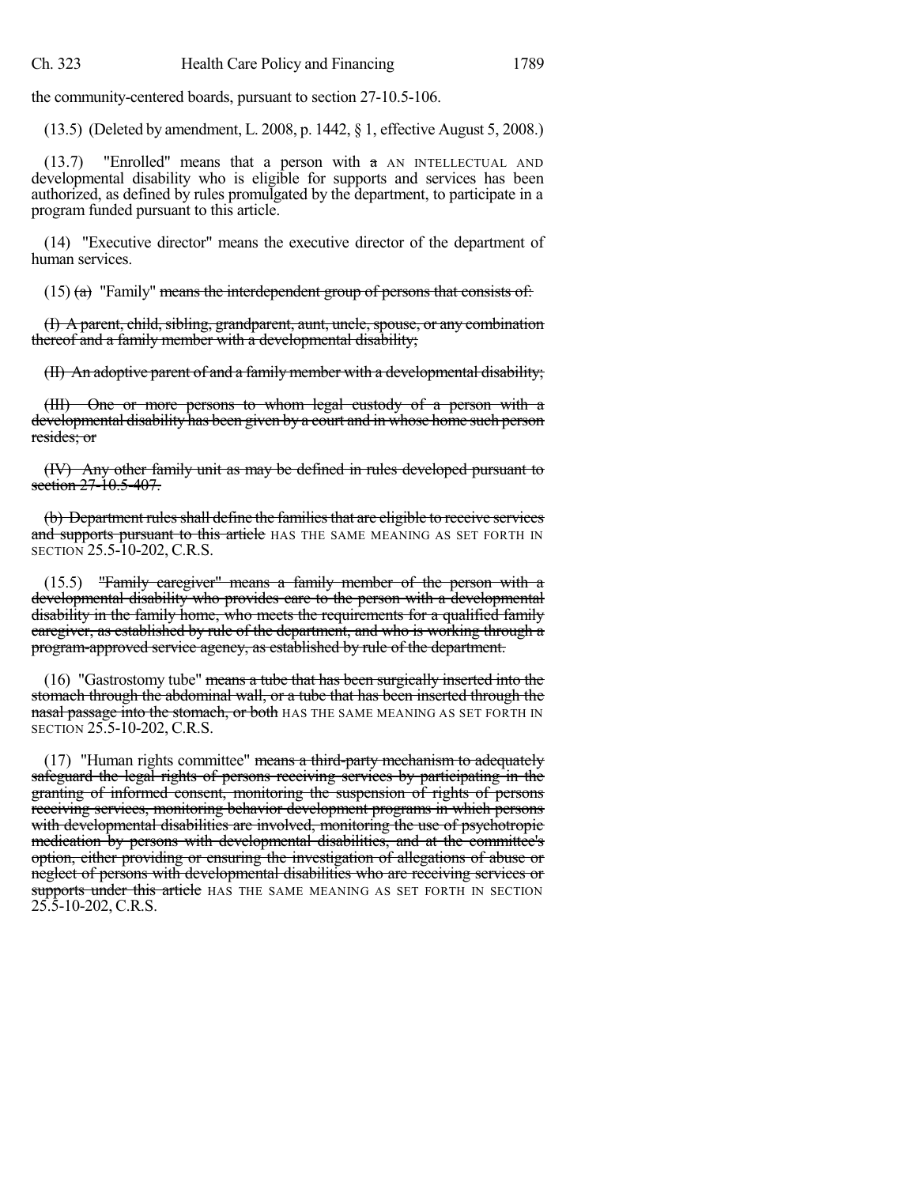the community-centered boards, pursuant to section 27-10.5-106.

(13.5) (Deleted by amendment, L. 2008, p. 1442, § 1, effective August 5, 2008.)

(13.7) "Enrolled" means that a person with ~~a~~ AN INTELLECTUAL AND developmental disability who is eligible for supports and services has been authorized, as defined by rules promulgated by the department, to participate in a program funded pursuant to this article.

(14) "Executive director" means the executive director of the department of human services.

(15) ~~(a)~~ "Family" ~~means the interdependent group of persons that consists of:~~

~~(I) A parent, child, sibling, grandparent, aunt, uncle, spouse, or any combination thereof and a family member with a developmental disability;~~

~~(II) An adoptive parent of and a family member with a developmental disability;~~

~~(III) One or more persons to whom legal custody of a person with a developmental disability has been given by a court and in whose home such person resides; or~~

~~(IV) Any other family unit as may be defined in rules developed pursuant to section 27-10.5-407.~~

~~(b) Department rules shall define the families that are eligible to receive services and supports pursuant to this article~~ HAS THE SAME MEANING AS SET FORTH IN SECTION 25.5-10-202, C.R.S.

(15.5) ~~"Family caregiver" means a family member of the person with a developmental disability who provides care to the person with a developmental disability in the family home, who meets the requirements for a qualified family caregiver, as established by rule of the department, and who is working through a program-approved service agency, as established by rule of the department.~~

(16) "Gastrostomy tube" ~~means a tube that has been surgically inserted into the stomach through the abdominal wall, or a tube that has been inserted through the nasal passage into the stomach, or both~~ HAS THE SAME MEANING AS SET FORTH IN SECTION 25.5-10-202, C.R.S.

(17) "Human rights committee" ~~means a third-party mechanism to adequately safeguard the legal rights of persons receiving services by participating in the granting of informed consent, monitoring the suspension of rights of persons receiving services, monitoring behavior development programs in which persons with developmental disabilities are involved, monitoring the use of psychotropic medication by persons with developmental disabilities, and at the committee's option, either providing or ensuring the investigation of allegations of abuse or neglect of persons with developmental disabilities who are receiving services or supports under this article~~ HAS THE SAME MEANING AS SET FORTH IN SECTION 25.5-10-202, C.R.S.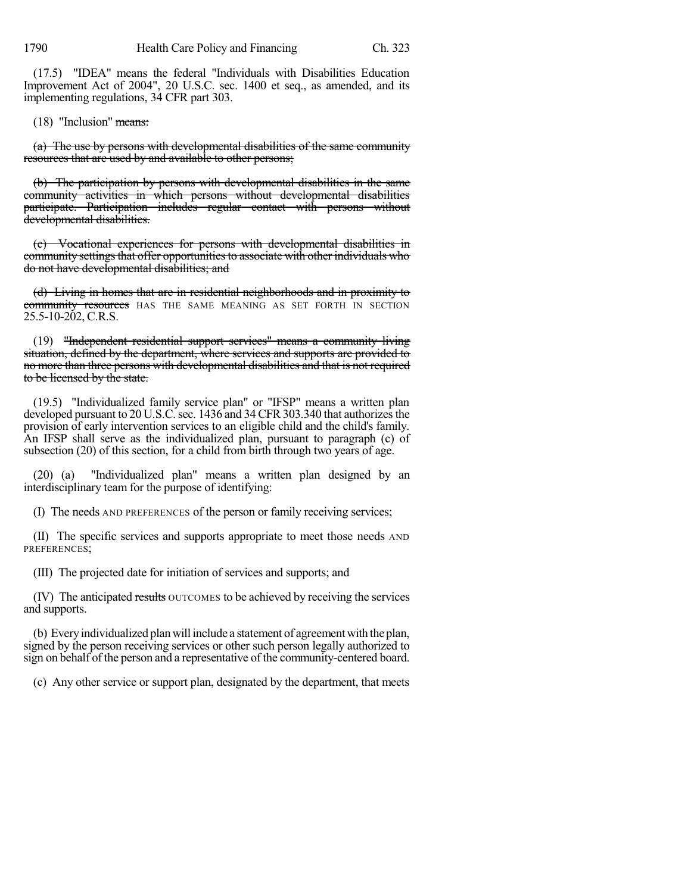(17.5) "IDEA" means the federal "Individuals with Disabilities Education Improvement Act of 2004", 20 U.S.C. sec. 1400 et seq., as amended, and its implementing regulations, 34 CFR part 303.

(18) "Inclusion" ~~means:~~

~~(a) The use by persons with developmental disabilities of the same community resources that are used by and available to other persons;~~

~~(b) The participation by persons with developmental disabilities in the same community activities in which persons without developmental disabilities participate. Participation includes regular contact with persons without developmental disabilities.~~

~~(c) Vocational experiences for persons with developmental disabilities in community settings that offer opportunities to associate with other individuals who do not have developmental disabilities; and~~

~~(d) Living in homes that are in residential neighborhoods and in proximity to community resources~~ HAS THE SAME MEANING AS SET FORTH IN SECTION 25.5-10-202, C.R.S.

(19) ~~"Independent residential support services" means a community living situation, defined by the department, where services and supports are provided to no more than three persons with developmental disabilities and that is not required to be licensed by the state.~~

(19.5) "Individualized family service plan" or "IFSP" means a written plan developed pursuant to 20 U.S.C. sec. 1436 and 34 CFR 303.340 that authorizes the provision of early intervention services to an eligible child and the child's family. An IFSP shall serve as the individualized plan, pursuant to paragraph (c) of subsection (20) of this section, for a child from birth through two years of age.

(20) (a) "Individualized plan" means a written plan designed by an interdisciplinary team for the purpose of identifying:

(I) The needs AND PREFERENCES of the person or family receiving services;

(II) The specific services and supports appropriate to meet those needs AND PREFERENCES;

(III) The projected date for initiation of services and supports; and

(IV) The anticipated ~~results~~ OUTCOMES to be achieved by receiving the services and supports.

(b) Every individualized plan will include a statement of agreement with the plan, signed by the person receiving services or other such person legally authorized to sign on behalf of the person and a representative of the community-centered board.

(c) Any other service or support plan, designated by the department, that meets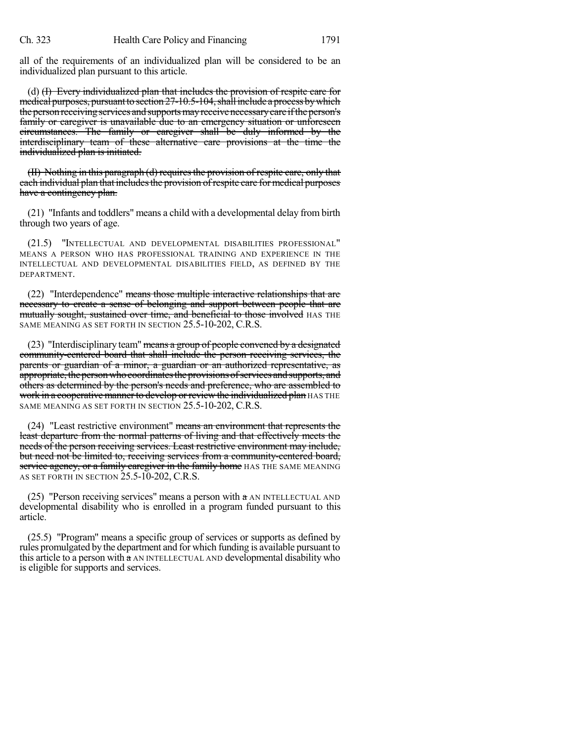all of the requirements of an individualized plan will be considered to be an individualized plan pursuant to this article.

(d) ~~(I) Every individualized plan that includes the provision of respite care for medical purposes, pursuant to section 27-10.5-104, shall include a process by which the person receiving services and supports may receive necessary care if the person's family or caregiver is unavailable due to an emergency situation or unforeseen circumstances. The family or caregiver shall be duly informed by the interdisciplinary team of these alternative care provisions at the time the individualized plan is initiated.~~

~~(II) Nothing in this paragraph (d) requires the provision of respite care, only that each individual plan that includes the provision of respite care for medical purposes have a contingency plan.~~

(21) "Infants and toddlers" means a child with a developmental delay from birth through two years of age.

(21.5) "INTELLECTUAL AND DEVELOPMENTAL DISABILITIES PROFESSIONAL" MEANS A PERSON WHO HAS PROFESSIONAL TRAINING AND EXPERIENCE IN THE INTELLECTUAL AND DEVELOPMENTAL DISABILITIES FIELD, AS DEFINED BY THE DEPARTMENT.

(22) "Interdependence" ~~means those multiple interactive relationships that are necessary to create a sense of belonging and support between people that are mutually sought, sustained over time, and beneficial to those involved~~ HAS THE SAME MEANING AS SET FORTH IN SECTION 25.5-10-202, C.R.S.

(23) "Interdisciplinary team" ~~means a group of people convened by a designated community-centered board that shall include the person receiving services, the parents or guardian of a minor, a guardian or an authorized representative, as appropriate, the person who coordinates the provisions of services and supports, and others as determined by the person's needs and preference, who are assembled to work in a cooperative manner to develop or review the individualized plan~~ HAS THE SAME MEANING AS SET FORTH IN SECTION 25.5-10-202, C.R.S.

(24) "Least restrictive environment" ~~means an environment that represents the least departure from the normal patterns of living and that effectively meets the needs of the person receiving services. Least restrictive environment may include, but need not be limited to, receiving services from a community-centered board, service agency, or a family caregiver in the family home~~ HAS THE SAME MEANING AS SET FORTH IN SECTION 25.5-10-202, C.R.S.

(25) "Person receiving services" means a person with ~~a~~ AN INTELLECTUAL AND developmental disability who is enrolled in a program funded pursuant to this article.

(25.5) "Program" means a specific group of services or supports as defined by rules promulgated by the department and for which funding is available pursuant to this article to a person with ~~a~~ AN INTELLECTUAL AND developmental disability who is eligible for supports and services.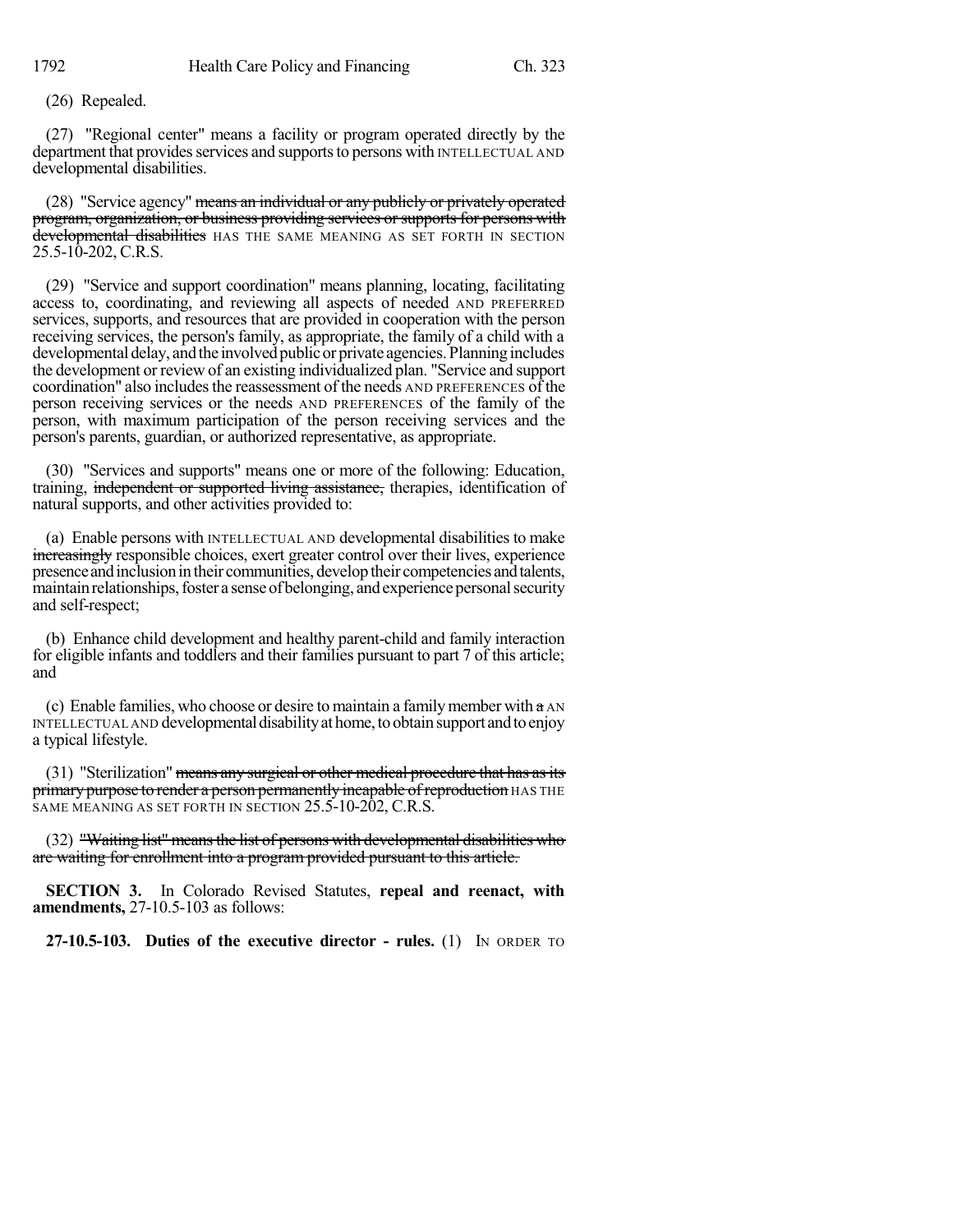(26) Repealed.

(27) "Regional center" means a facility or program operated directly by the department that provides services and supports to persons with INTELLECTUAL AND developmental disabilities.

(28) "Service agency" ~~means an individual or any publicly or privately operated program, organization, or business providing services or supports for persons with developmental disabilities~~ HAS THE SAME MEANING AS SET FORTH IN SECTION 25.5-10-202, C.R.S.

(29) "Service and support coordination" means planning, locating, facilitating access to, coordinating, and reviewing all aspects of needed AND PREFERRED services, supports, and resources that are provided in cooperation with the person receiving services, the person's family, as appropriate, the family of a child with a developmental delay, and the involved public or private agencies. Planning includes the development or review of an existing individualized plan. "Service and support coordination" also includes the reassessment of the needs AND PREFERENCES of the person receiving services or the needs AND PREFERENCES of the family of the person, with maximum participation of the person receiving services and the person's parents, guardian, or authorized representative, as appropriate.

(30) "Services and supports" means one or more of the following: Education, training, ~~independent or supported living assistance,~~ therapies, identification of natural supports, and other activities provided to:

(a) Enable persons with INTELLECTUAL AND developmental disabilities to make ~~increasingly~~ responsible choices, exert greater control over their lives, experience presence and inclusion in their communities, develop their competencies and talents, maintain relationships, foster a sense of belonging, and experience personal security and self-respect;

(b) Enhance child development and healthy parent-child and family interaction for eligible infants and toddlers and their families pursuant to part 7 of this article; and

(c) Enable families, who choose or desire to maintain a family member with ~~a~~ AN INTELLECTUAL AND developmental disability at home, to obtain support and to enjoy a typical lifestyle.

(31) "Sterilization" ~~means any surgical or other medical procedure that has as its primary purpose to render a person permanently incapable of reproduction~~ HAS THE SAME MEANING AS SET FORTH IN SECTION 25.5-10-202, C.R.S.

(32) ~~"Waiting list" means the list of persons with developmental disabilities who are waiting for enrollment into a program provided pursuant to this article.~~

**SECTION 3.** In Colorado Revised Statutes, **repeal and reenact, with amendments,** 27-10.5-103 as follows:

**27-10.5-103. Duties of the executive director - rules.** (1) IN ORDER TO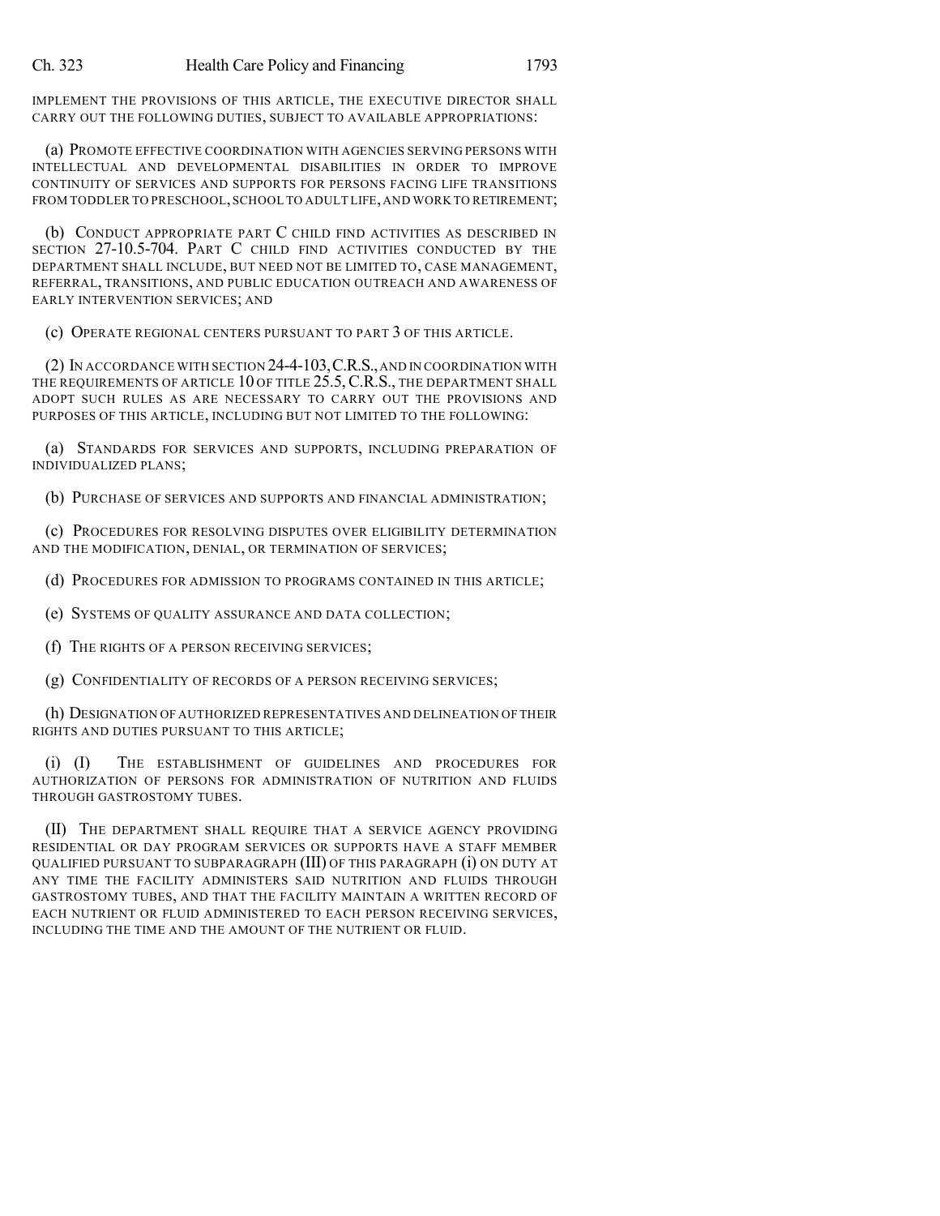IMPLEMENT THE PROVISIONS OF THIS ARTICLE, THE EXECUTIVE DIRECTOR SHALL CARRY OUT THE FOLLOWING DUTIES, SUBJECT TO AVAILABLE APPROPRIATIONS:

(a) PROMOTE EFFECTIVE COORDINATION WITH AGENCIES SERVING PERSONS WITH INTELLECTUAL AND DEVELOPMENTAL DISABILITIES IN ORDER TO IMPROVE CONTINUITY OF SERVICES AND SUPPORTS FOR PERSONS FACING LIFE TRANSITIONS FROM TODDLER TO PRESCHOOL, SCHOOL TO ADULT LIFE, AND WORK TO RETIREMENT;

(b) CONDUCT APPROPRIATE PART C CHILD FIND ACTIVITIES AS DESCRIBED IN SECTION 27-10.5-704. PART C CHILD FIND ACTIVITIES CONDUCTED BY THE DEPARTMENT SHALL INCLUDE, BUT NEED NOT BE LIMITED TO, CASE MANAGEMENT, REFERRAL, TRANSITIONS, AND PUBLIC EDUCATION OUTREACH AND AWARENESS OF EARLY INTERVENTION SERVICES; AND

(c) OPERATE REGIONAL CENTERS PURSUANT TO PART 3 OF THIS ARTICLE.

(2) IN ACCORDANCE WITH SECTION 24-4-103, C.R.S., AND IN COORDINATION WITH THE REQUIREMENTS OF ARTICLE 10 OF TITLE 25.5, C.R.S., THE DEPARTMENT SHALL ADOPT SUCH RULES AS ARE NECESSARY TO CARRY OUT THE PROVISIONS AND PURPOSES OF THIS ARTICLE, INCLUDING BUT NOT LIMITED TO THE FOLLOWING:

(a) STANDARDS FOR SERVICES AND SUPPORTS, INCLUDING PREPARATION OF INDIVIDUALIZED PLANS;

(b) PURCHASE OF SERVICES AND SUPPORTS AND FINANCIAL ADMINISTRATION;

(c) PROCEDURES FOR RESOLVING DISPUTES OVER ELIGIBILITY DETERMINATION AND THE MODIFICATION, DENIAL, OR TERMINATION OF SERVICES;

(d) PROCEDURES FOR ADMISSION TO PROGRAMS CONTAINED IN THIS ARTICLE;

(e) SYSTEMS OF QUALITY ASSURANCE AND DATA COLLECTION;

(f) THE RIGHTS OF A PERSON RECEIVING SERVICES;

(g) CONFIDENTIALITY OF RECORDS OF A PERSON RECEIVING SERVICES;

(h) DESIGNATION OF AUTHORIZED REPRESENTATIVES AND DELINEATION OF THEIR RIGHTS AND DUTIES PURSUANT TO THIS ARTICLE;

(i) (I) THE ESTABLISHMENT OF GUIDELINES AND PROCEDURES FOR AUTHORIZATION OF PERSONS FOR ADMINISTRATION OF NUTRITION AND FLUIDS THROUGH GASTROSTOMY TUBES.

(II) THE DEPARTMENT SHALL REQUIRE THAT A SERVICE AGENCY PROVIDING RESIDENTIAL OR DAY PROGRAM SERVICES OR SUPPORTS HAVE A STAFF MEMBER QUALIFIED PURSUANT TO SUBPARAGRAPH (III) OF THIS PARAGRAPH (i) ON DUTY AT ANY TIME THE FACILITY ADMINISTERS SAID NUTRITION AND FLUIDS THROUGH GASTROSTOMY TUBES, AND THAT THE FACILITY MAINTAIN A WRITTEN RECORD OF EACH NUTRIENT OR FLUID ADMINISTERED TO EACH PERSON RECEIVING SERVICES, INCLUDING THE TIME AND THE AMOUNT OF THE NUTRIENT OR FLUID.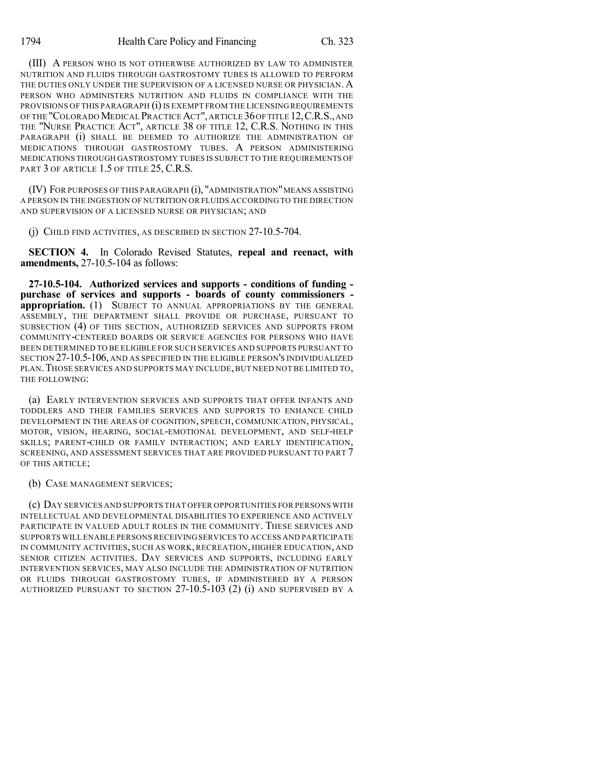(III) A PERSON WHO IS NOT OTHERWISE AUTHORIZED BY LAW TO ADMINISTER NUTRITION AND FLUIDS THROUGH GASTROSTOMY TUBES IS ALLOWED TO PERFORM THE DUTIES ONLY UNDER THE SUPERVISION OF A LICENSED NURSE OR PHYSICIAN. A PERSON WHO ADMINISTERS NUTRITION AND FLUIDS IN COMPLIANCE WITH THE PROVISIONS OF THIS PARAGRAPH (i) IS EXEMPT FROM THE LICENSING REQUIREMENTS OF THE "COLORADO MEDICAL PRACTICE ACT", ARTICLE 36 OF TITLE 12, C.R.S., AND THE "NURSE PRACTICE ACT", ARTICLE 38 OF TITLE 12, C.R.S. NOTHING IN THIS PARAGRAPH (i) SHALL BE DEEMED TO AUTHORIZE THE ADMINISTRATION OF MEDICATIONS THROUGH GASTROSTOMY TUBES. A PERSON ADMINISTERING MEDICATIONS THROUGH GASTROSTOMY TUBES IS SUBJECT TO THE REQUIREMENTS OF PART 3 OF ARTICLE 1.5 OF TITLE 25, C.R.S.

(IV) FOR PURPOSES OF THIS PARAGRAPH (i), "ADMINISTRATION" MEANS ASSISTING A PERSON IN THE INGESTION OF NUTRITION OR FLUIDS ACCORDING TO THE DIRECTION AND SUPERVISION OF A LICENSED NURSE OR PHYSICIAN; AND

(j) CHILD FIND ACTIVITIES, AS DESCRIBED IN SECTION 27-10.5-704.

**SECTION 4.** In Colorado Revised Statutes, **repeal and reenact, with amendments,** 27-10.5-104 as follows:

**27-10.5-104. Authorized services and supports - conditions of funding - purchase of services and supports - boards of county commissioners - appropriation.** (1) SUBJECT TO ANNUAL APPROPRIATIONS BY THE GENERAL ASSEMBLY, THE DEPARTMENT SHALL PROVIDE OR PURCHASE, PURSUANT TO SUBSECTION (4) OF THIS SECTION, AUTHORIZED SERVICES AND SUPPORTS FROM COMMUNITY-CENTERED BOARDS OR SERVICE AGENCIES FOR PERSONS WHO HAVE BEEN DETERMINED TO BE ELIGIBLE FOR SUCH SERVICES AND SUPPORTS PURSUANT TO SECTION 27-10.5-106, AND AS SPECIFIED IN THE ELIGIBLE PERSON'S INDIVIDUALIZED PLAN. THOSE SERVICES AND SUPPORTS MAY INCLUDE, BUT NEED NOT BE LIMITED TO, THE FOLLOWING:

(a) EARLY INTERVENTION SERVICES AND SUPPORTS THAT OFFER INFANTS AND TODDLERS AND THEIR FAMILIES SERVICES AND SUPPORTS TO ENHANCE CHILD DEVELOPMENT IN THE AREAS OF COGNITION, SPEECH, COMMUNICATION, PHYSICAL, MOTOR, VISION, HEARING, SOCIAL-EMOTIONAL DEVELOPMENT, AND SELF-HELP SKILLS; PARENT-CHILD OR FAMILY INTERACTION; AND EARLY IDENTIFICATION, SCREENING, AND ASSESSMENT SERVICES THAT ARE PROVIDED PURSUANT TO PART 7 OF THIS ARTICLE;

(b) CASE MANAGEMENT SERVICES;

(c) DAY SERVICES AND SUPPORTS THAT OFFER OPPORTUNITIES FOR PERSONS WITH INTELLECTUAL AND DEVELOPMENTAL DISABILITIES TO EXPERIENCE AND ACTIVELY PARTICIPATE IN VALUED ADULT ROLES IN THE COMMUNITY. THESE SERVICES AND SUPPORTS WILL ENABLE PERSONS RECEIVING SERVICES TO ACCESS AND PARTICIPATE IN COMMUNITY ACTIVITIES, SUCH AS WORK, RECREATION, HIGHER EDUCATION, AND SENIOR CITIZEN ACTIVITIES. DAY SERVICES AND SUPPORTS, INCLUDING EARLY INTERVENTION SERVICES, MAY ALSO INCLUDE THE ADMINISTRATION OF NUTRITION OR FLUIDS THROUGH GASTROSTOMY TUBES, IF ADMINISTERED BY A PERSON AUTHORIZED PURSUANT TO SECTION 27-10.5-103 (2) (i) AND SUPERVISED BY A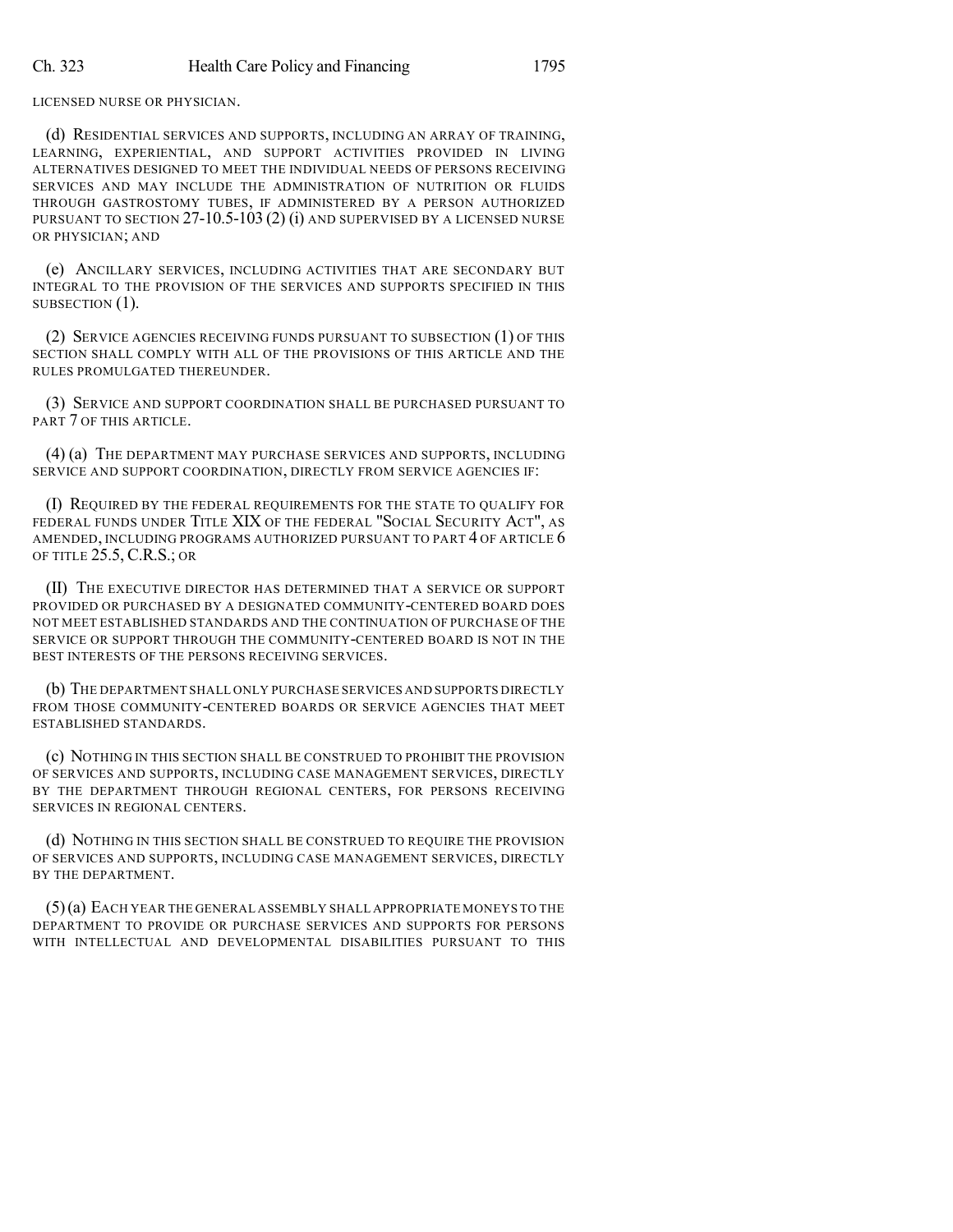LICENSED NURSE OR PHYSICIAN.

(d) RESIDENTIAL SERVICES AND SUPPORTS, INCLUDING AN ARRAY OF TRAINING, LEARNING, EXPERIENTIAL, AND SUPPORT ACTIVITIES PROVIDED IN LIVING ALTERNATIVES DESIGNED TO MEET THE INDIVIDUAL NEEDS OF PERSONS RECEIVING SERVICES AND MAY INCLUDE THE ADMINISTRATION OF NUTRITION OR FLUIDS THROUGH GASTROSTOMY TUBES, IF ADMINISTERED BY A PERSON AUTHORIZED PURSUANT TO SECTION 27-10.5-103 (2) (i) AND SUPERVISED BY A LICENSED NURSE OR PHYSICIAN; AND

(e) ANCILLARY SERVICES, INCLUDING ACTIVITIES THAT ARE SECONDARY BUT INTEGRAL TO THE PROVISION OF THE SERVICES AND SUPPORTS SPECIFIED IN THIS SUBSECTION (1).

(2) SERVICE AGENCIES RECEIVING FUNDS PURSUANT TO SUBSECTION (1) OF THIS SECTION SHALL COMPLY WITH ALL OF THE PROVISIONS OF THIS ARTICLE AND THE RULES PROMULGATED THEREUNDER.

(3) SERVICE AND SUPPORT COORDINATION SHALL BE PURCHASED PURSUANT TO PART 7 OF THIS ARTICLE.

(4) (a) THE DEPARTMENT MAY PURCHASE SERVICES AND SUPPORTS, INCLUDING SERVICE AND SUPPORT COORDINATION, DIRECTLY FROM SERVICE AGENCIES IF:

(I) REQUIRED BY THE FEDERAL REQUIREMENTS FOR THE STATE TO QUALIFY FOR FEDERAL FUNDS UNDER TITLE XIX OF THE FEDERAL "SOCIAL SECURITY ACT", AS AMENDED, INCLUDING PROGRAMS AUTHORIZED PURSUANT TO PART 4 OF ARTICLE 6 OF TITLE 25.5, C.R.S.; OR

(II) THE EXECUTIVE DIRECTOR HAS DETERMINED THAT A SERVICE OR SUPPORT PROVIDED OR PURCHASED BY A DESIGNATED COMMUNITY-CENTERED BOARD DOES NOT MEET ESTABLISHED STANDARDS AND THE CONTINUATION OF PURCHASE OF THE SERVICE OR SUPPORT THROUGH THE COMMUNITY-CENTERED BOARD IS NOT IN THE BEST INTERESTS OF THE PERSONS RECEIVING SERVICES.

(b) THE DEPARTMENT SHALL ONLY PURCHASE SERVICES AND SUPPORTS DIRECTLY FROM THOSE COMMUNITY-CENTERED BOARDS OR SERVICE AGENCIES THAT MEET ESTABLISHED STANDARDS.

(c) NOTHING IN THIS SECTION SHALL BE CONSTRUED TO PROHIBIT THE PROVISION OF SERVICES AND SUPPORTS, INCLUDING CASE MANAGEMENT SERVICES, DIRECTLY BY THE DEPARTMENT THROUGH REGIONAL CENTERS, FOR PERSONS RECEIVING SERVICES IN REGIONAL CENTERS.

(d) NOTHING IN THIS SECTION SHALL BE CONSTRUED TO REQUIRE THE PROVISION OF SERVICES AND SUPPORTS, INCLUDING CASE MANAGEMENT SERVICES, DIRECTLY BY THE DEPARTMENT.

(5) (a) EACH YEAR THE GENERAL ASSEMBLY SHALL APPROPRIATE MONEYS TO THE DEPARTMENT TO PROVIDE OR PURCHASE SERVICES AND SUPPORTS FOR PERSONS WITH INTELLECTUAL AND DEVELOPMENTAL DISABILITIES PURSUANT TO THIS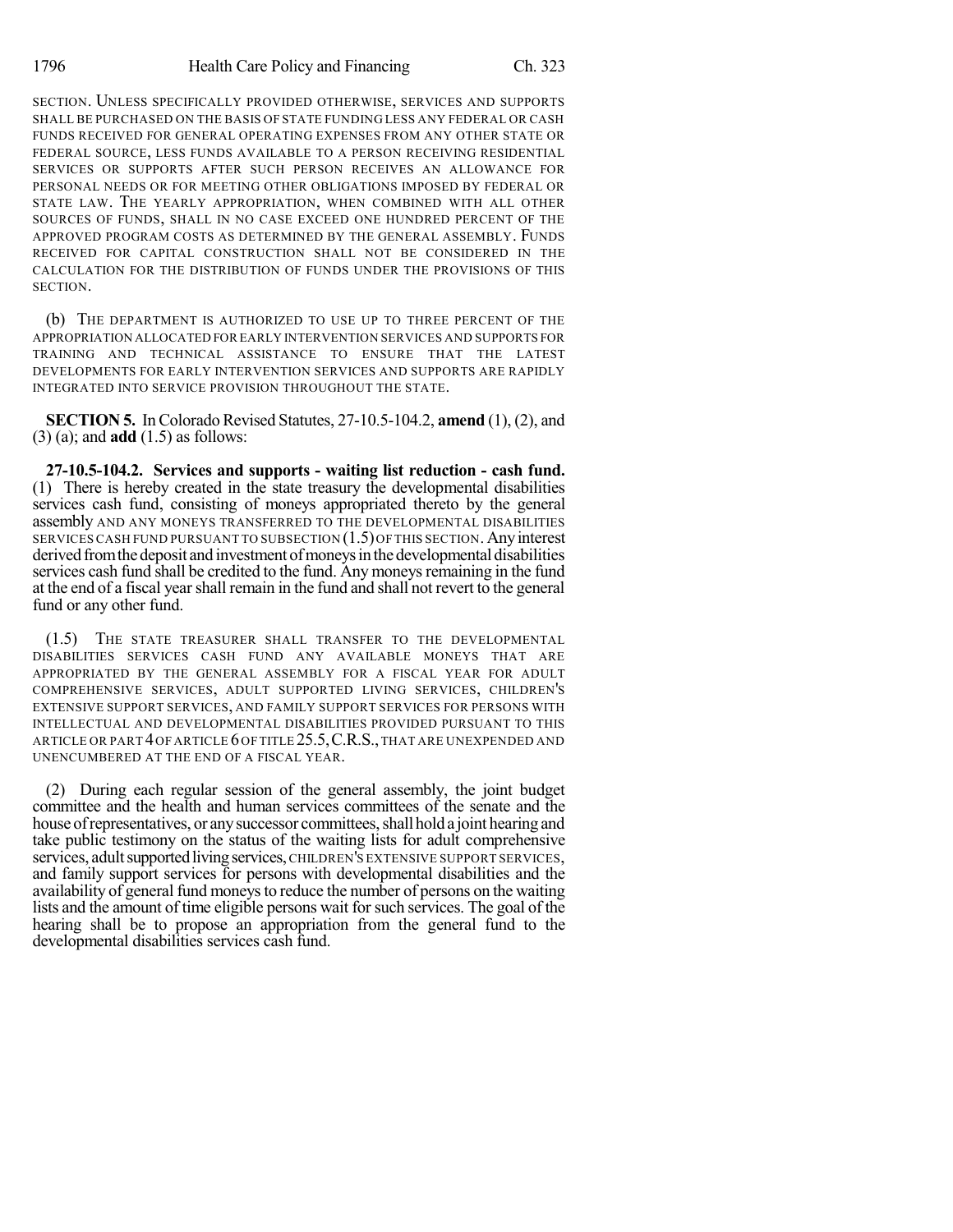SECTION. UNLESS SPECIFICALLY PROVIDED OTHERWISE, SERVICES AND SUPPORTS SHALL BE PURCHASED ON THE BASIS OF STATE FUNDING LESS ANY FEDERAL OR CASH FUNDS RECEIVED FOR GENERAL OPERATING EXPENSES FROM ANY OTHER STATE OR FEDERAL SOURCE, LESS FUNDS AVAILABLE TO A PERSON RECEIVING RESIDENTIAL SERVICES OR SUPPORTS AFTER SUCH PERSON RECEIVES AN ALLOWANCE FOR PERSONAL NEEDS OR FOR MEETING OTHER OBLIGATIONS IMPOSED BY FEDERAL OR STATE LAW. THE YEARLY APPROPRIATION, WHEN COMBINED WITH ALL OTHER SOURCES OF FUNDS, SHALL IN NO CASE EXCEED ONE HUNDRED PERCENT OF THE APPROVED PROGRAM COSTS AS DETERMINED BY THE GENERAL ASSEMBLY. FUNDS RECEIVED FOR CAPITAL CONSTRUCTION SHALL NOT BE CONSIDERED IN THE CALCULATION FOR THE DISTRIBUTION OF FUNDS UNDER THE PROVISIONS OF THIS SECTION.

(b) THE DEPARTMENT IS AUTHORIZED TO USE UP TO THREE PERCENT OF THE APPROPRIATION ALLOCATED FOR EARLY INTERVENTION SERVICES AND SUPPORTS FOR TRAINING AND TECHNICAL ASSISTANCE TO ENSURE THAT THE LATEST DEVELOPMENTS FOR EARLY INTERVENTION SERVICES AND SUPPORTS ARE RAPIDLY INTEGRATED INTO SERVICE PROVISION THROUGHOUT THE STATE.

**SECTION 5.** In Colorado Revised Statutes, 27-10.5-104.2, **amend** (1), (2), and (3) (a); and **add** (1.5) as follows:

**27-10.5-104.2. Services and supports - waiting list reduction - cash fund.** (1) There is hereby created in the state treasury the developmental disabilities services cash fund, consisting of moneys appropriated thereto by the general assembly AND ANY MONEYS TRANSFERRED TO THE DEVELOPMENTAL DISABILITIES SERVICES CASH FUND PURSUANT TO SUBSECTION (1.5) OF THIS SECTION. Any interest derived from the deposit and investment of moneys in the developmental disabilities services cash fund shall be credited to the fund. Any moneys remaining in the fund at the end of a fiscal year shall remain in the fund and shall not revert to the general fund or any other fund.

(1.5) THE STATE TREASURER SHALL TRANSFER TO THE DEVELOPMENTAL DISABILITIES SERVICES CASH FUND ANY AVAILABLE MONEYS THAT ARE APPROPRIATED BY THE GENERAL ASSEMBLY FOR A FISCAL YEAR FOR ADULT COMPREHENSIVE SERVICES, ADULT SUPPORTED LIVING SERVICES, CHILDREN'S EXTENSIVE SUPPORT SERVICES, AND FAMILY SUPPORT SERVICES FOR PERSONS WITH INTELLECTUAL AND DEVELOPMENTAL DISABILITIES PROVIDED PURSUANT TO THIS ARTICLE OR PART 4 OF ARTICLE 6 OF TITLE 25.5, C.R.S., THAT ARE UNEXPENDED AND UNENCUMBERED AT THE END OF A FISCAL YEAR.

(2) During each regular session of the general assembly, the joint budget committee and the health and human services committees of the senate and the house of representatives, or any successor committees, shall hold a joint hearing and take public testimony on the status of the waiting lists for adult comprehensive services, adult supported living services, CHILDREN'S EXTENSIVE SUPPORT SERVICES, and family support services for persons with developmental disabilities and the availability of general fund moneys to reduce the number of persons on the waiting lists and the amount of time eligible persons wait for such services. The goal of the hearing shall be to propose an appropriation from the general fund to the developmental disabilities services cash fund.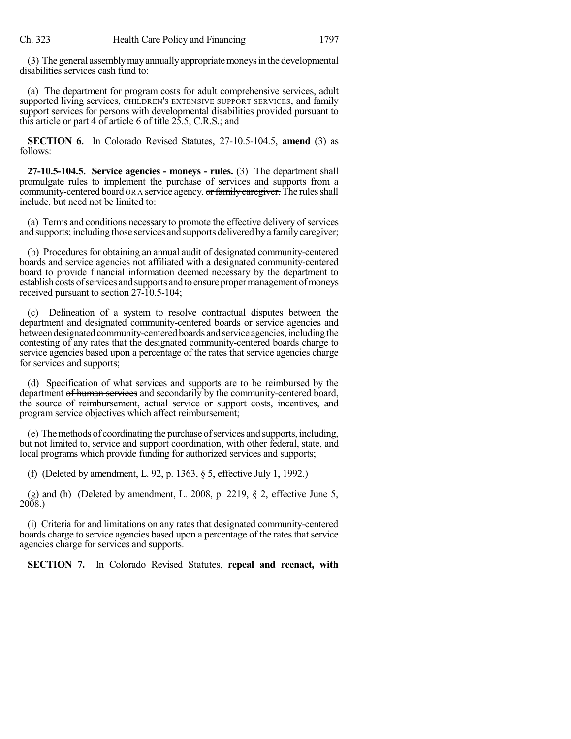(3) The general assembly may annually appropriate moneys in the developmental disabilities services cash fund to:

(a) The department for program costs for adult comprehensive services, adult supported living services, CHILDREN'S EXTENSIVE SUPPORT SERVICES, and family support services for persons with developmental disabilities provided pursuant to this article or part 4 of article 6 of title 25.5, C.R.S.; and

**SECTION 6.** In Colorado Revised Statutes, 27-10.5-104.5, **amend** (3) as follows:

**27-10.5-104.5. Service agencies - moneys - rules.** (3) The department shall promulgate rules to implement the purchase of services and supports from a community-centered board OR A service agency. ~~or family caregiver.~~ The rules shall include, but need not be limited to:

(a) Terms and conditions necessary to promote the effective delivery of services and supports; ~~including those services and supports delivered by a family caregiver;~~

(b) Procedures for obtaining an annual audit of designated community-centered boards and service agencies not affiliated with a designated community-centered board to provide financial information deemed necessary by the department to establish costs of services and supports and to ensure proper management of moneys received pursuant to section 27-10.5-104;

(c) Delineation of a system to resolve contractual disputes between the department and designated community-centered boards or service agencies and between designated community-centered boards and service agencies, including the contesting of any rates that the designated community-centered boards charge to service agencies based upon a percentage of the rates that service agencies charge for services and supports;

(d) Specification of what services and supports are to be reimbursed by the department ~~of human services~~ and secondarily by the community-centered board, the source of reimbursement, actual service or support costs, incentives, and program service objectives which affect reimbursement;

(e) The methods of coordinating the purchase of services and supports, including, but not limited to, service and support coordination, with other federal, state, and local programs which provide funding for authorized services and supports;

(f) (Deleted by amendment, L. 92, p. 1363, § 5, effective July 1, 1992.)

(g) and (h) (Deleted by amendment, L. 2008, p. 2219, § 2, effective June 5, 2008.)

(i) Criteria for and limitations on any rates that designated community-centered boards charge to service agencies based upon a percentage of the rates that service agencies charge for services and supports.

**SECTION 7.** In Colorado Revised Statutes, **repeal and reenact, with**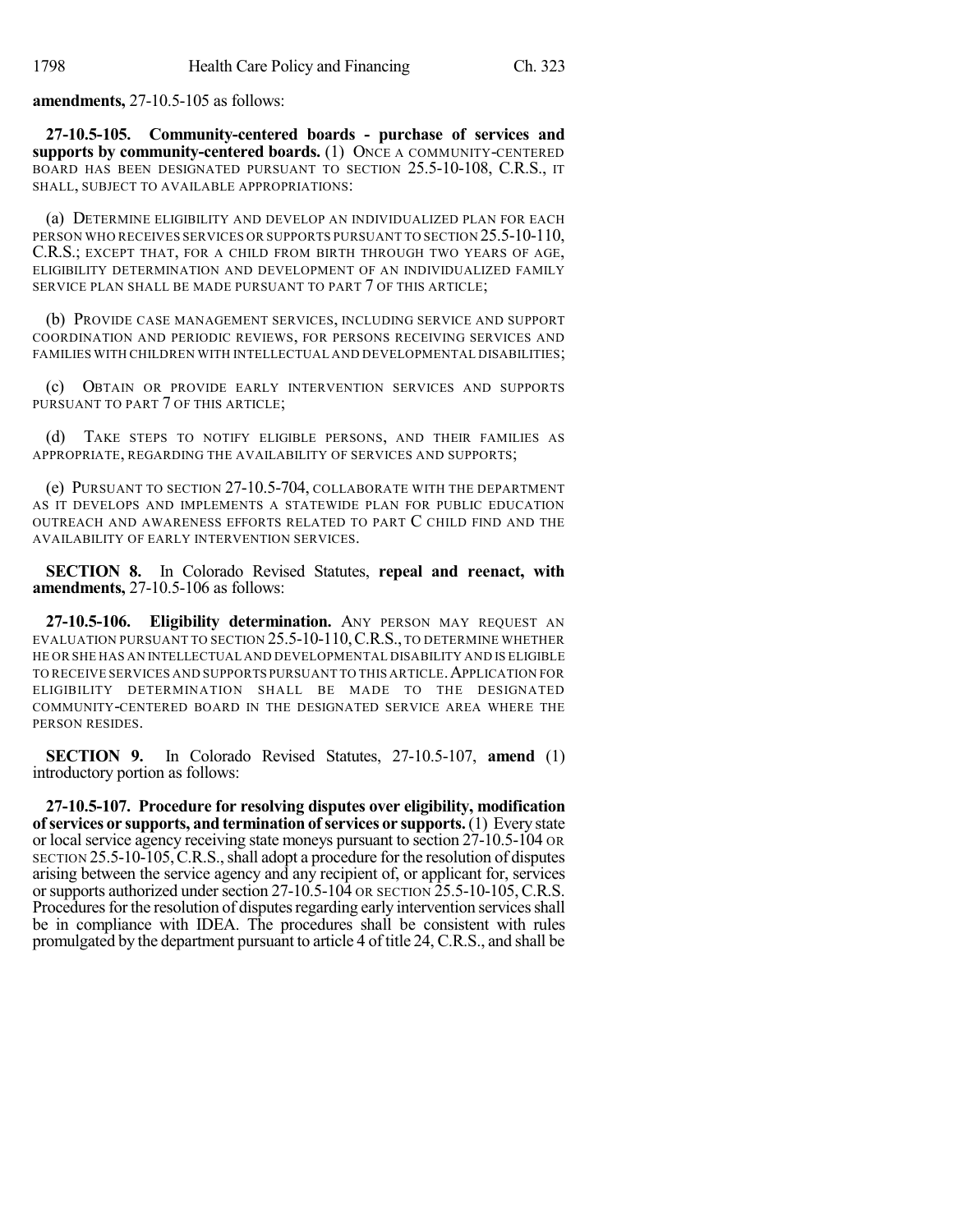**amendments,** 27-10.5-105 as follows:

**27-10.5-105. Community-centered boards - purchase of services and supports by community-centered boards.** (1) ONCE A COMMUNITY-CENTERED BOARD HAS BEEN DESIGNATED PURSUANT TO SECTION 25.5-10-108, C.R.S., IT SHALL, SUBJECT TO AVAILABLE APPROPRIATIONS:

(a) DETERMINE ELIGIBILITY AND DEVELOP AN INDIVIDUALIZED PLAN FOR EACH PERSON WHO RECEIVES SERVICES OR SUPPORTS PURSUANT TO SECTION 25.5-10-110, C.R.S.; EXCEPT THAT, FOR A CHILD FROM BIRTH THROUGH TWO YEARS OF AGE, ELIGIBILITY DETERMINATION AND DEVELOPMENT OF AN INDIVIDUALIZED FAMILY SERVICE PLAN SHALL BE MADE PURSUANT TO PART 7 OF THIS ARTICLE;

(b) PROVIDE CASE MANAGEMENT SERVICES, INCLUDING SERVICE AND SUPPORT COORDINATION AND PERIODIC REVIEWS, FOR PERSONS RECEIVING SERVICES AND FAMILIES WITH CHILDREN WITH INTELLECTUAL AND DEVELOPMENTAL DISABILITIES;

(c) OBTAIN OR PROVIDE EARLY INTERVENTION SERVICES AND SUPPORTS PURSUANT TO PART 7 OF THIS ARTICLE;

(d) TAKE STEPS TO NOTIFY ELIGIBLE PERSONS, AND THEIR FAMILIES AS APPROPRIATE, REGARDING THE AVAILABILITY OF SERVICES AND SUPPORTS;

(e) PURSUANT TO SECTION 27-10.5-704, COLLABORATE WITH THE DEPARTMENT AS IT DEVELOPS AND IMPLEMENTS A STATEWIDE PLAN FOR PUBLIC EDUCATION OUTREACH AND AWARENESS EFFORTS RELATED TO PART C CHILD FIND AND THE AVAILABILITY OF EARLY INTERVENTION SERVICES.

**SECTION 8.** In Colorado Revised Statutes, **repeal and reenact, with amendments,** 27-10.5-106 as follows:

**27-10.5-106. Eligibility determination.** ANY PERSON MAY REQUEST AN EVALUATION PURSUANT TO SECTION 25.5-10-110, C.R.S., TO DETERMINE WHETHER HE OR SHE HAS AN INTELLECTUAL AND DEVELOPMENTAL DISABILITY AND IS ELIGIBLE TO RECEIVE SERVICES AND SUPPORTS PURSUANT TO THIS ARTICLE. APPLICATION FOR ELIGIBILITY DETERMINATION SHALL BE MADE TO THE DESIGNATED COMMUNITY-CENTERED BOARD IN THE DESIGNATED SERVICE AREA WHERE THE PERSON RESIDES.

**SECTION 9.** In Colorado Revised Statutes, 27-10.5-107, **amend** (1) introductory portion as follows:

**27-10.5-107. Procedure for resolving disputes over eligibility, modification of services or supports, and termination of services or supports.** (1) Every state or local service agency receiving state moneys pursuant to section 27-10.5-104 OR SECTION 25.5-10-105, C.R.S., shall adopt a procedure for the resolution of disputes arising between the service agency and any recipient of, or applicant for, services or supports authorized under section 27-10.5-104 OR SECTION 25.5-10-105, C.R.S. Procedures for the resolution of disputes regarding early intervention services shall be in compliance with IDEA. The procedures shall be consistent with rules promulgated by the department pursuant to article 4 of title 24, C.R.S., and shall be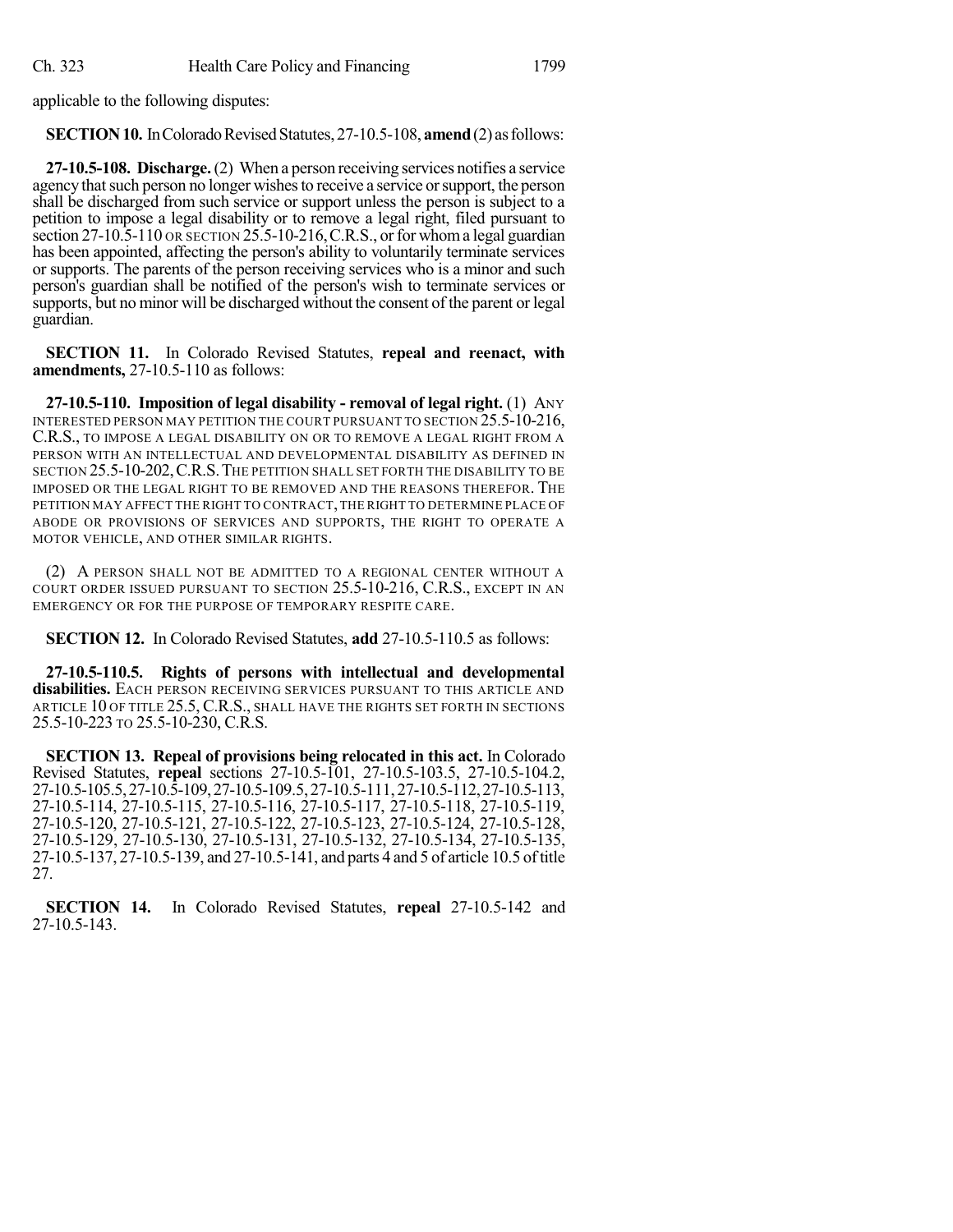applicable to the following disputes:

**SECTION 10.** In Colorado Revised Statutes, 27-10.5-108, **amend** (2) as follows:

**27-10.5-108. Discharge.** (2) When a person receiving services notifies a service agency that such person no longer wishes to receive a service or support, the person shall be discharged from such service or support unless the person is subject to a petition to impose a legal disability or to remove a legal right, filed pursuant to section 27-10.5-110 OR SECTION 25.5-10-216, C.R.S., or for whom a legal guardian has been appointed, affecting the person's ability to voluntarily terminate services or supports. The parents of the person receiving services who is a minor and such person's guardian shall be notified of the person's wish to terminate services or supports, but no minor will be discharged without the consent of the parent or legal guardian.

**SECTION 11.** In Colorado Revised Statutes, **repeal and reenact, with amendments,** 27-10.5-110 as follows:

**27-10.5-110. Imposition of legal disability - removal of legal right.** (1) ANY INTERESTED PERSON MAY PETITION THE COURT PURSUANT TO SECTION 25.5-10-216, C.R.S., TO IMPOSE A LEGAL DISABILITY ON OR TO REMOVE A LEGAL RIGHT FROM A PERSON WITH AN INTELLECTUAL AND DEVELOPMENTAL DISABILITY AS DEFINED IN SECTION 25.5-10-202, C.R.S. THE PETITION SHALL SET FORTH THE DISABILITY TO BE IMPOSED OR THE LEGAL RIGHT TO BE REMOVED AND THE REASONS THEREFOR. THE PETITION MAY AFFECT THE RIGHT TO CONTRACT, THE RIGHT TO DETERMINE PLACE OF ABODE OR PROVISIONS OF SERVICES AND SUPPORTS, THE RIGHT TO OPERATE A MOTOR VEHICLE, AND OTHER SIMILAR RIGHTS.

(2) A PERSON SHALL NOT BE ADMITTED TO A REGIONAL CENTER WITHOUT A COURT ORDER ISSUED PURSUANT TO SECTION 25.5-10-216, C.R.S., EXCEPT IN AN EMERGENCY OR FOR THE PURPOSE OF TEMPORARY RESPITE CARE.

**SECTION 12.** In Colorado Revised Statutes, **add** 27-10.5-110.5 as follows:

**27-10.5-110.5. Rights of persons with intellectual and developmental disabilities.** EACH PERSON RECEIVING SERVICES PURSUANT TO THIS ARTICLE AND ARTICLE 10 OF TITLE 25.5, C.R.S., SHALL HAVE THE RIGHTS SET FORTH IN SECTIONS 25.5-10-223 TO 25.5-10-230, C.R.S.

**SECTION 13. Repeal of provisions being relocated in this act.** In Colorado Revised Statutes, **repeal** sections 27-10.5-101, 27-10.5-103.5, 27-10.5-104.2, 27-10.5-105.5, 27-10.5-109, 27-10.5-109.5, 27-10.5-111, 27-10.5-112, 27-10.5-113, 27-10.5-114, 27-10.5-115, 27-10.5-116, 27-10.5-117, 27-10.5-118, 27-10.5-119, 27-10.5-120, 27-10.5-121, 27-10.5-122, 27-10.5-123, 27-10.5-124, 27-10.5-128, 27-10.5-129, 27-10.5-130, 27-10.5-131, 27-10.5-132, 27-10.5-134, 27-10.5-135, 27-10.5-137, 27-10.5-139, and 27-10.5-141, and parts 4 and 5 of article 10.5 of title 27.

**SECTION 14.** In Colorado Revised Statutes, **repeal** 27-10.5-142 and 27-10.5-143.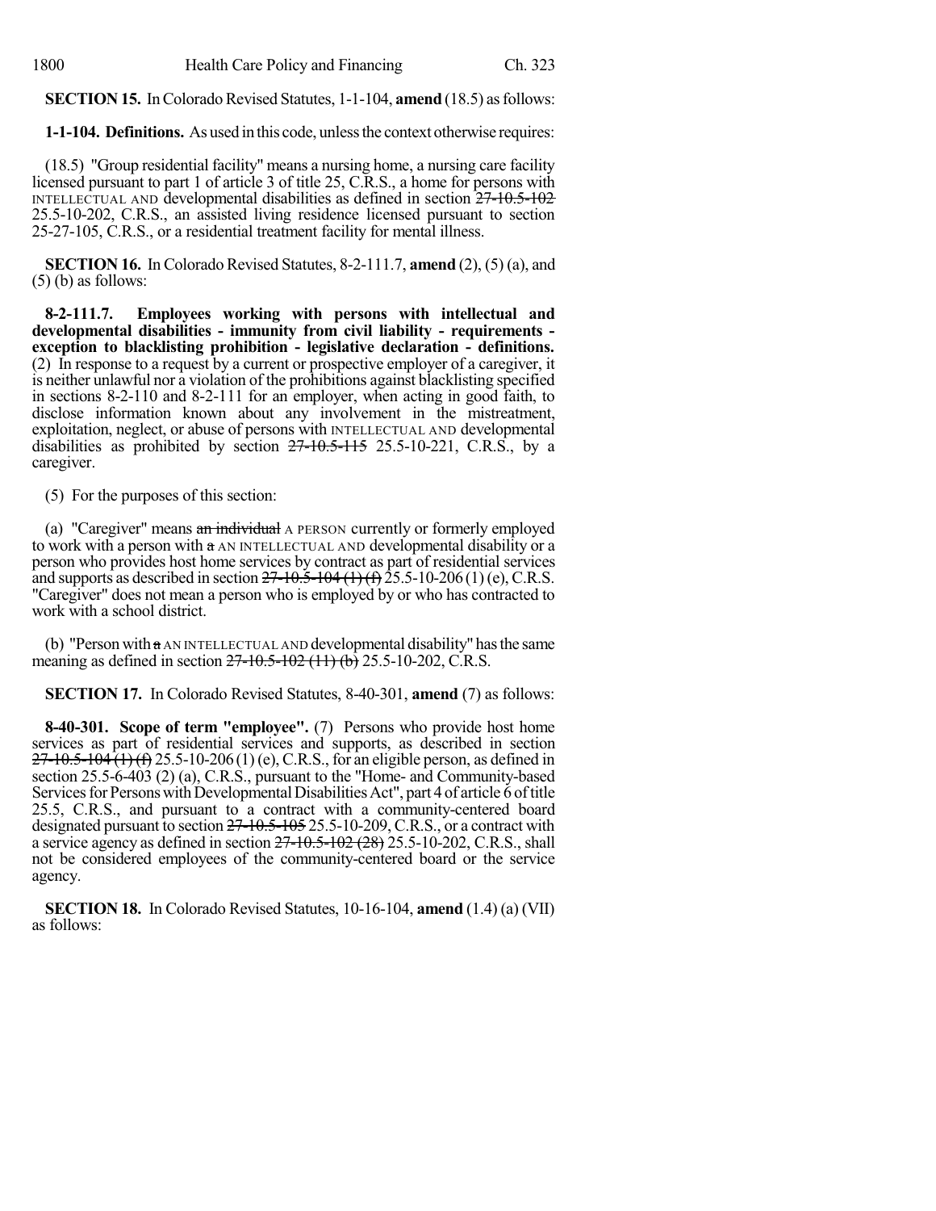**SECTION 15.** In Colorado Revised Statutes, 1-1-104, **amend** (18.5) as follows:

**1-1-104. Definitions.** As used in this code, unless the context otherwise requires:

(18.5) "Group residential facility" means a nursing home, a nursing care facility licensed pursuant to part 1 of article 3 of title 25, C.R.S., a home for persons with INTELLECTUAL AND developmental disabilities as defined in section ~~27-10.5-102~~ 25.5-10-202, C.R.S., an assisted living residence licensed pursuant to section 25-27-105, C.R.S., or a residential treatment facility for mental illness.

**SECTION 16.** In Colorado Revised Statutes, 8-2-111.7, **amend** (2), (5) (a), and (5) (b) as follows:

**8-2-111.7. Employees working with persons with intellectual and developmental disabilities - immunity from civil liability - requirements - exception to blacklisting prohibition - legislative declaration - definitions.** (2) In response to a request by a current or prospective employer of a caregiver, it is neither unlawful nor a violation of the prohibitions against blacklisting specified in sections 8-2-110 and 8-2-111 for an employer, when acting in good faith, to disclose information known about any involvement in the mistreatment, exploitation, neglect, or abuse of persons with INTELLECTUAL AND developmental disabilities as prohibited by section ~~27-10.5-115~~ 25.5-10-221, C.R.S., by a caregiver.

(5) For the purposes of this section:

(a) "Caregiver" means ~~an individual~~ A PERSON currently or formerly employed to work with a person with ~~a~~ AN INTELLECTUAL AND developmental disability or a person who provides host home services by contract as part of residential services and supports as described in section ~~27-10.5-104 (1) (f)~~ 25.5-10-206 (1) (e), C.R.S. "Caregiver" does not mean a person who is employed by or who has contracted to work with a school district.

(b) "Person with ~~a~~ AN INTELLECTUAL AND developmental disability" has the same meaning as defined in section ~~27-10.5-102 (11) (b)~~ 25.5-10-202, C.R.S.

**SECTION 17.** In Colorado Revised Statutes, 8-40-301, **amend** (7) as follows:

**8-40-301. Scope of term "employee".** (7) Persons who provide host home services as part of residential services and supports, as described in section ~~27-10.5-104 (1) (f)~~ 25.5-10-206 (1) (e), C.R.S., for an eligible person, as defined in section 25.5-6-403 (2) (a), C.R.S., pursuant to the "Home- and Community-based Services for Persons with Developmental Disabilities Act", part 4 of article 6 of title 25.5, C.R.S., and pursuant to a contract with a community-centered board designated pursuant to section ~~27-10.5-105~~ 25.5-10-209, C.R.S., or a contract with a service agency as defined in section ~~27-10.5-102 (28)~~ 25.5-10-202, C.R.S., shall not be considered employees of the community-centered board or the service agency.

**SECTION 18.** In Colorado Revised Statutes, 10-16-104, **amend** (1.4) (a) (VII) as follows: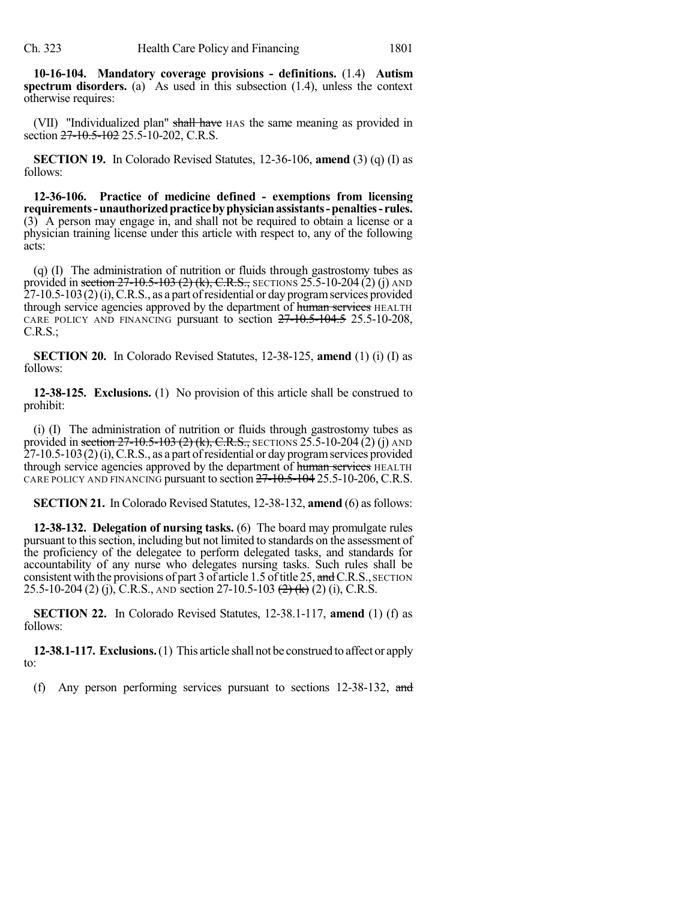**10-16-104. Mandatory coverage provisions - definitions.** (1.4) **Autism spectrum disorders.** (a) As used in this subsection (1.4), unless the context otherwise requires:

(VII) "Individualized plan" ~~shall have~~ HAS the same meaning as provided in section ~~27-10.5-102~~ 25.5-10-202, C.R.S.

**SECTION 19.** In Colorado Revised Statutes, 12-36-106, **amend** (3) (q) (I) as follows:

**12-36-106. Practice of medicine defined - exemptions from licensing requirements - unauthorized practice by physician assistants - penalties - rules.** (3) A person may engage in, and shall not be required to obtain a license or a physician training license under this article with respect to, any of the following acts:

(q) (I) The administration of nutrition or fluids through gastrostomy tubes as provided in ~~section 27-10.5-103 (2) (k), C.R.S.,~~ SECTIONS 25.5-10-204 (2) (j) AND 27-10.5-103 (2) (i), C.R.S., as a part of residential or day program services provided through service agencies approved by the department of ~~human services~~ HEALTH CARE POLICY AND FINANCING pursuant to section ~~27-10.5-104.5~~ 25.5-10-208, C.R.S.;

**SECTION 20.** In Colorado Revised Statutes, 12-38-125, **amend** (1) (i) (I) as follows:

**12-38-125. Exclusions.** (1) No provision of this article shall be construed to prohibit:

(i) (I) The administration of nutrition or fluids through gastrostomy tubes as provided in ~~section 27-10.5-103 (2) (k), C.R.S.,~~ SECTIONS 25.5-10-204 (2) (j) AND 27-10.5-103 (2) (i), C.R.S., as a part of residential or day program services provided through service agencies approved by the department of ~~human services~~ HEALTH CARE POLICY AND FINANCING pursuant to section ~~27-10.5-104~~ 25.5-10-206, C.R.S.

**SECTION 21.** In Colorado Revised Statutes, 12-38-132, **amend** (6) as follows:

**12-38-132. Delegation of nursing tasks.** (6) The board may promulgate rules pursuant to this section, including but not limited to standards on the assessment of the proficiency of the delegatee to perform delegated tasks, and standards for accountability of any nurse who delegates nursing tasks. Such rules shall be consistent with the provisions of part 3 of article 1.5 of title 25, ~~and~~ C.R.S., SECTION 25.5-10-204 (2) (j), C.R.S., AND section 27-10.5-103 ~~(2) (k)~~ (2) (i), C.R.S.

**SECTION 22.** In Colorado Revised Statutes, 12-38.1-117, **amend** (1) (f) as follows:

**12-38.1-117. Exclusions.** (1) This article shall not be construed to affect or apply to:

(f) Any person performing services pursuant to sections 12-38-132, ~~and~~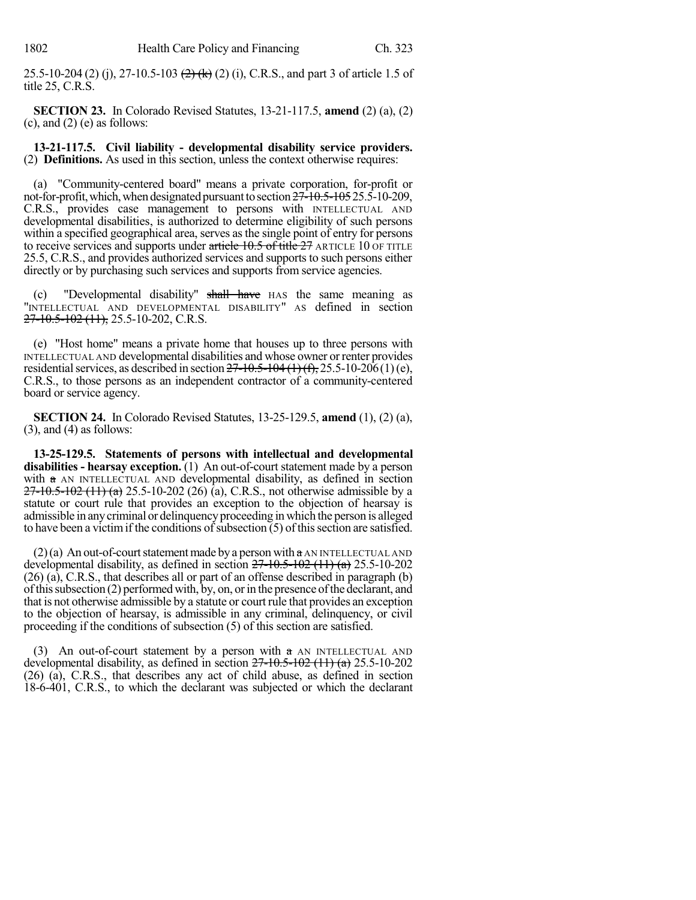25.5-10-204 (2) (j), 27-10.5-103 ~~(2) (k)~~ (2) (i), C.R.S., and part 3 of article 1.5 of title 25, C.R.S.

**SECTION 23.** In Colorado Revised Statutes, 13-21-117.5, **amend** (2) (a), (2) (c), and (2) (e) as follows:

**13-21-117.5. Civil liability - developmental disability service providers.** (2) **Definitions.** As used in this section, unless the context otherwise requires:

(a) "Community-centered board" means a private corporation, for-profit or not-for-profit, which, when designated pursuant to section ~~27-10.5-105~~ 25.5-10-209, C.R.S., provides case management to persons with INTELLECTUAL AND developmental disabilities, is authorized to determine eligibility of such persons within a specified geographical area, serves as the single point of entry for persons to receive services and supports under ~~article 10.5 of title 27~~ ARTICLE 10 OF TITLE 25.5, C.R.S., and provides authorized services and supports to such persons either directly or by purchasing such services and supports from service agencies.

(c) "Developmental disability" ~~shall have~~ HAS the same meaning as "INTELLECTUAL AND DEVELOPMENTAL DISABILITY" AS defined in section ~~27-10.5-102 (11),~~ 25.5-10-202, C.R.S.

(e) "Host home" means a private home that houses up to three persons with INTELLECTUAL AND developmental disabilities and whose owner or renter provides residential services, as described in section ~~27-10.5-104 (1) (f),~~ 25.5-10-206 (1) (e), C.R.S., to those persons as an independent contractor of a community-centered board or service agency.

**SECTION 24.** In Colorado Revised Statutes, 13-25-129.5, **amend** (1), (2) (a), (3), and (4) as follows:

**13-25-129.5. Statements of persons with intellectual and developmental disabilities - hearsay exception.** (1) An out-of-court statement made by a person with ~~a~~ AN INTELLECTUAL AND developmental disability, as defined in section ~~27-10.5-102 (11) (a)~~ 25.5-10-202 (26) (a), C.R.S., not otherwise admissible by a statute or court rule that provides an exception to the objection of hearsay is admissible in any criminal or delinquency proceeding in which the person is alleged to have been a victim if the conditions of subsection (5) of this section are satisfied.

(2) (a) An out-of-court statement made by a person with ~~a~~ AN INTELLECTUAL AND developmental disability, as defined in section ~~27-10.5-102 (11) (a)~~ 25.5-10-202 (26) (a), C.R.S., that describes all or part of an offense described in paragraph (b) of this subsection (2) performed with, by, on, or in the presence of the declarant, and that is not otherwise admissible by a statute or court rule that provides an exception to the objection of hearsay, is admissible in any criminal, delinquency, or civil proceeding if the conditions of subsection (5) of this section are satisfied.

(3) An out-of-court statement by a person with ~~a~~ AN INTELLECTUAL AND developmental disability, as defined in section ~~27-10.5-102 (11) (a)~~ 25.5-10-202 (26) (a), C.R.S., that describes any act of child abuse, as defined in section 18-6-401, C.R.S., to which the declarant was subjected or which the declarant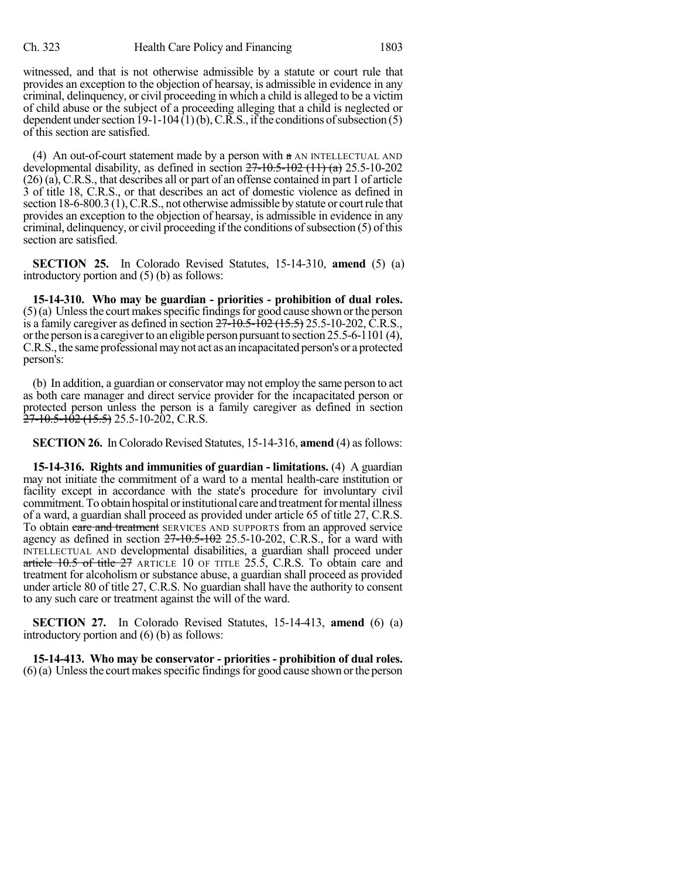witnessed, and that is not otherwise admissible by a statute or court rule that provides an exception to the objection of hearsay, is admissible in evidence in any criminal, delinquency, or civil proceeding in which a child is alleged to be a victim of child abuse or the subject of a proceeding alleging that a child is neglected or dependent under section 19-1-104 (1) (b), C.R.S., if the conditions of subsection (5) of this section are satisfied.

(4) An out-of-court statement made by a person with ~~a~~ AN INTELLECTUAL AND developmental disability, as defined in section ~~27-10.5-102 (11) (a)~~ 25.5-10-202 (26) (a), C.R.S., that describes all or part of an offense contained in part 1 of article 3 of title 18, C.R.S., or that describes an act of domestic violence as defined in section 18-6-800.3 (1), C.R.S., not otherwise admissible by statute or court rule that provides an exception to the objection of hearsay, is admissible in evidence in any criminal, delinquency, or civil proceeding if the conditions of subsection (5) of this section are satisfied.

**SECTION 25.** In Colorado Revised Statutes, 15-14-310, **amend** (5) (a) introductory portion and (5) (b) as follows:

**15-14-310. Who may be guardian - priorities - prohibition of dual roles.** (5) (a) Unless the court makes specific findings for good cause shown or the person is a family caregiver as defined in section ~~27-10.5-102 (15.5)~~ 25.5-10-202, C.R.S., or the person is a caregiver to an eligible person pursuant to section 25.5-6-1101 (4), C.R.S., the same professional may not act as an incapacitated person's or a protected person's:

(b) In addition, a guardian or conservator may not employ the same person to act as both care manager and direct service provider for the incapacitated person or protected person unless the person is a family caregiver as defined in section ~~27-10.5-102 (15.5)~~ 25.5-10-202, C.R.S.

**SECTION 26.** In Colorado Revised Statutes, 15-14-316, **amend** (4) as follows:

**15-14-316. Rights and immunities of guardian - limitations.** (4) A guardian may not initiate the commitment of a ward to a mental health-care institution or facility except in accordance with the state's procedure for involuntary civil commitment. To obtain hospital or institutional care and treatment for mental illness of a ward, a guardian shall proceed as provided under article 65 of title 27, C.R.S. To obtain ~~care and treatment~~ SERVICES AND SUPPORTS from an approved service agency as defined in section ~~27-10.5-102~~ 25.5-10-202, C.R.S., for a ward with INTELLECTUAL AND developmental disabilities, a guardian shall proceed under ~~article 10.5 of title 27~~ ARTICLE 10 OF TITLE 25.5, C.R.S. To obtain care and treatment for alcoholism or substance abuse, a guardian shall proceed as provided under article 80 of title 27, C.R.S. No guardian shall have the authority to consent to any such care or treatment against the will of the ward.

**SECTION 27.** In Colorado Revised Statutes, 15-14-413, **amend** (6) (a) introductory portion and (6) (b) as follows:

**15-14-413. Who may be conservator - priorities - prohibition of dual roles.** (6) (a) Unless the court makes specific findings for good cause shown or the person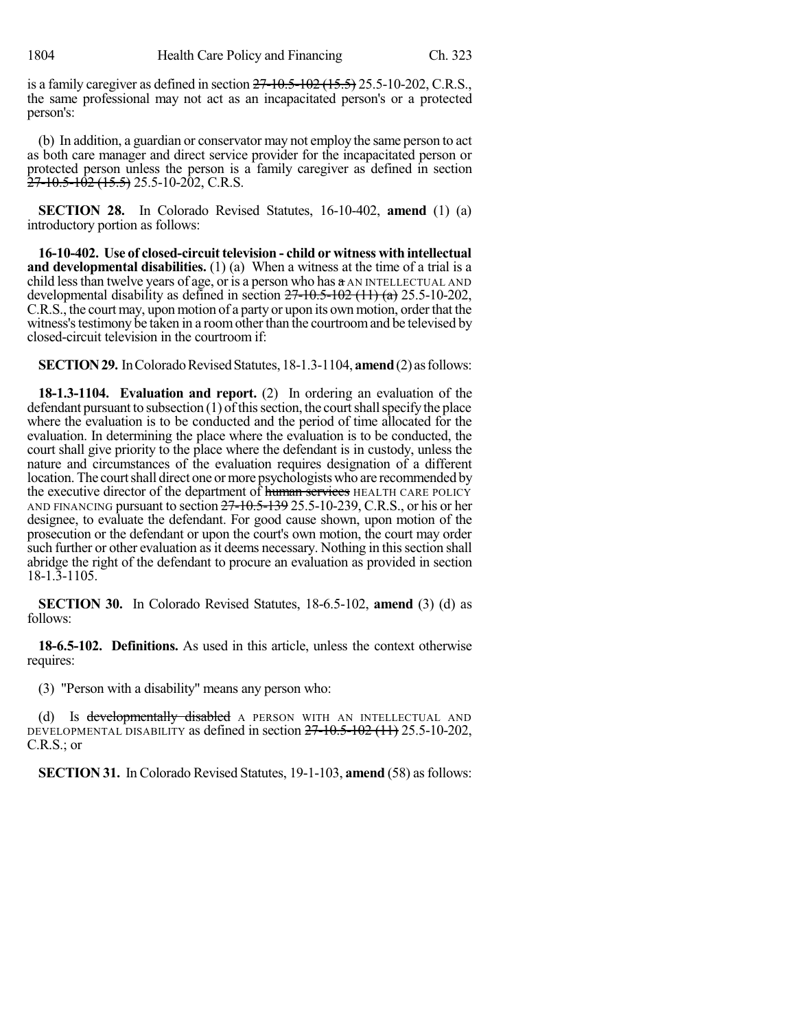is a family caregiver as defined in section ~~27-10.5-102 (15.5)~~ 25.5-10-202, C.R.S., the same professional may not act as an incapacitated person's or a protected person's:

(b) In addition, a guardian or conservator may not employ the same person to act as both care manager and direct service provider for the incapacitated person or protected person unless the person is a family caregiver as defined in section ~~27-10.5-102 (15.5)~~ 25.5-10-202, C.R.S.

**SECTION 28.** In Colorado Revised Statutes, 16-10-402, **amend** (1) (a) introductory portion as follows:

**16-10-402. Use of closed-circuit television - child or witness with intellectual and developmental disabilities.** (1) (a) When a witness at the time of a trial is a child less than twelve years of age, or is a person who has ~~a~~ AN INTELLECTUAL AND developmental disability as defined in section ~~27-10.5-102 (11) (a)~~ 25.5-10-202, C.R.S., the court may, upon motion of a party or upon its own motion, order that the witness's testimony be taken in a room other than the courtroom and be televised by closed-circuit television in the courtroom if:

**SECTION 29.** In Colorado Revised Statutes, 18-1.3-1104, **amend** (2) as follows:

**18-1.3-1104. Evaluation and report.** (2) In ordering an evaluation of the defendant pursuant to subsection (1) of this section, the court shall specify the place where the evaluation is to be conducted and the period of time allocated for the evaluation. In determining the place where the evaluation is to be conducted, the court shall give priority to the place where the defendant is in custody, unless the nature and circumstances of the evaluation requires designation of a different location. The court shall direct one or more psychologists who are recommended by the executive director of the department of ~~human services~~ HEALTH CARE POLICY AND FINANCING pursuant to section ~~27-10.5-139~~ 25.5-10-239, C.R.S., or his or her designee, to evaluate the defendant. For good cause shown, upon motion of the prosecution or the defendant or upon the court's own motion, the court may order such further or other evaluation as it deems necessary. Nothing in this section shall abridge the right of the defendant to procure an evaluation as provided in section 18-1.3-1105.

**SECTION 30.** In Colorado Revised Statutes, 18-6.5-102, **amend** (3) (d) as follows:

**18-6.5-102. Definitions.** As used in this article, unless the context otherwise requires:

(3) "Person with a disability" means any person who:

(d) Is ~~developmentally disabled~~ A PERSON WITH AN INTELLECTUAL AND DEVELOPMENTAL DISABILITY as defined in section ~~27-10.5-102 (11)~~ 25.5-10-202, C.R.S.; or

**SECTION 31.** In Colorado Revised Statutes, 19-1-103, **amend** (58) as follows: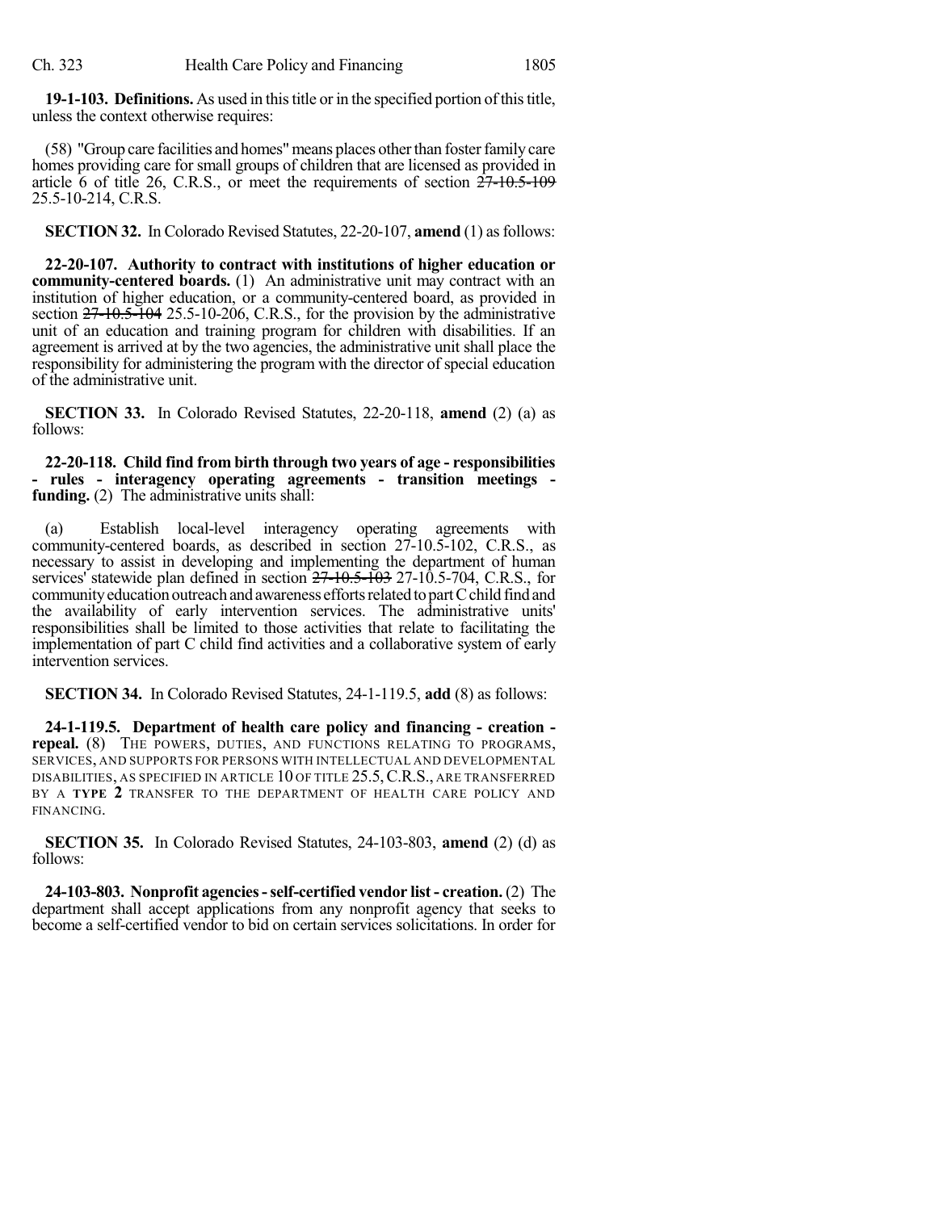**19-1-103. Definitions.** As used in this title or in the specified portion of this title, unless the context otherwise requires:

(58) "Group care facilities and homes" means places other than foster family care homes providing care for small groups of children that are licensed as provided in article 6 of title 26, C.R.S., or meet the requirements of section ~~27-10.5-109~~ 25.5-10-214, C.R.S.

**SECTION 32.** In Colorado Revised Statutes, 22-20-107, **amend** (1) as follows:

**22-20-107. Authority to contract with institutions of higher education or community-centered boards.** (1) An administrative unit may contract with an institution of higher education, or a community-centered board, as provided in section ~~27-10.5-104~~ 25.5-10-206, C.R.S., for the provision by the administrative unit of an education and training program for children with disabilities. If an agreement is arrived at by the two agencies, the administrative unit shall place the responsibility for administering the program with the director of special education of the administrative unit.

**SECTION 33.** In Colorado Revised Statutes, 22-20-118, **amend** (2) (a) as follows:

**22-20-118. Child find from birth through two years of age - responsibilities - rules - interagency operating agreements - transition meetings - funding.** (2) The administrative units shall:

(a) Establish local-level interagency operating agreements with community-centered boards, as described in section 27-10.5-102, C.R.S., as necessary to assist in developing and implementing the department of human services' statewide plan defined in section ~~27-10.5-103~~ 27-10.5-704, C.R.S., for community education outreach and awareness efforts related to part C child find and the availability of early intervention services. The administrative units' responsibilities shall be limited to those activities that relate to facilitating the implementation of part C child find activities and a collaborative system of early intervention services.

**SECTION 34.** In Colorado Revised Statutes, 24-1-119.5, **add** (8) as follows:

**24-1-119.5. Department of health care policy and financing - creation - repeal.** (8) THE POWERS, DUTIES, AND FUNCTIONS RELATING TO PROGRAMS, SERVICES, AND SUPPORTS FOR PERSONS WITH INTELLECTUAL AND DEVELOPMENTAL DISABILITIES, AS SPECIFIED IN ARTICLE 10 OF TITLE 25.5, C.R.S., ARE TRANSFERRED BY A **TYPE 2** TRANSFER TO THE DEPARTMENT OF HEALTH CARE POLICY AND FINANCING.

**SECTION 35.** In Colorado Revised Statutes, 24-103-803, **amend** (2) (d) as follows:

**24-103-803. Nonprofit agencies - self-certified vendor list - creation.** (2) The department shall accept applications from any nonprofit agency that seeks to become a self-certified vendor to bid on certain services solicitations. In order for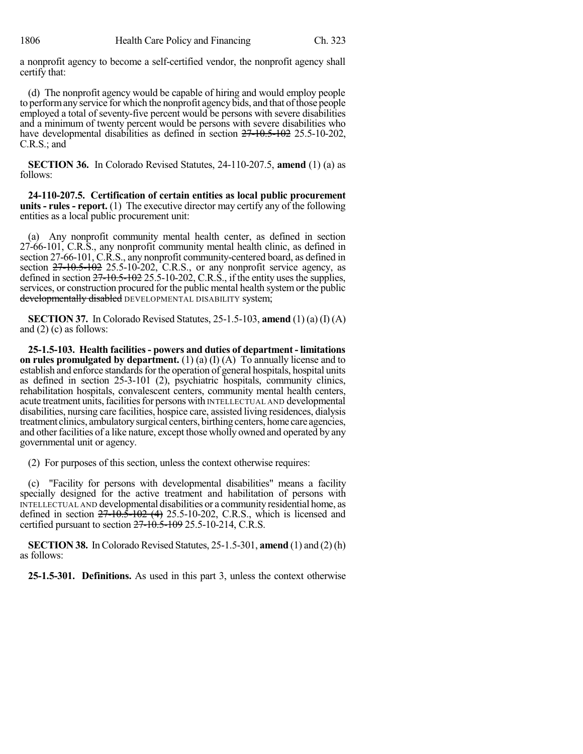a nonprofit agency to become a self-certified vendor, the nonprofit agency shall certify that:

(d) The nonprofit agency would be capable of hiring and would employ people to perform any service for which the nonprofit agency bids, and that of those people employed a total of seventy-five percent would be persons with severe disabilities and a minimum of twenty percent would be persons with severe disabilities who have developmental disabilities as defined in section ~~27-10.5-102~~ 25.5-10-202, C.R.S.; and

**SECTION 36.** In Colorado Revised Statutes, 24-110-207.5, **amend** (1) (a) as follows:

**24-110-207.5. Certification of certain entities as local public procurement units - rules - report.** (1) The executive director may certify any of the following entities as a local public procurement unit:

(a) Any nonprofit community mental health center, as defined in section 27-66-101, C.R.S., any nonprofit community mental health clinic, as defined in section 27-66-101, C.R.S., any nonprofit community-centered board, as defined in section ~~27-10.5-102~~ 25.5-10-202, C.R.S., or any nonprofit service agency, as defined in section ~~27-10.5-102~~ 25.5-10-202, C.R.S., if the entity uses the supplies, services, or construction procured for the public mental health system or the public ~~developmentally disabled~~ DEVELOPMENTAL DISABILITY system;

**SECTION 37.** In Colorado Revised Statutes, 25-1.5-103, **amend** (1) (a) (I) (A) and (2) (c) as follows:

**25-1.5-103. Health facilities - powers and duties of department - limitations on rules promulgated by department.** (1) (a) (I) (A) To annually license and to establish and enforce standards for the operation of general hospitals, hospital units as defined in section 25-3-101 (2), psychiatric hospitals, community clinics, rehabilitation hospitals, convalescent centers, community mental health centers, acute treatment units, facilities for persons with INTELLECTUAL AND developmental disabilities, nursing care facilities, hospice care, assisted living residences, dialysis treatment clinics, ambulatory surgical centers, birthing centers, home care agencies, and other facilities of a like nature, except those wholly owned and operated by any governmental unit or agency.

(2) For purposes of this section, unless the context otherwise requires:

(c) "Facility for persons with developmental disabilities" means a facility specially designed for the active treatment and habilitation of persons with INTELLECTUAL AND developmental disabilities or a community residential home, as defined in section ~~27-10.5-102 (4)~~ 25.5-10-202, C.R.S., which is licensed and certified pursuant to section ~~27-10.5-109~~ 25.5-10-214, C.R.S.

**SECTION 38.** In Colorado Revised Statutes, 25-1.5-301, **amend** (1) and (2) (h) as follows:

**25-1.5-301. Definitions.** As used in this part 3, unless the context otherwise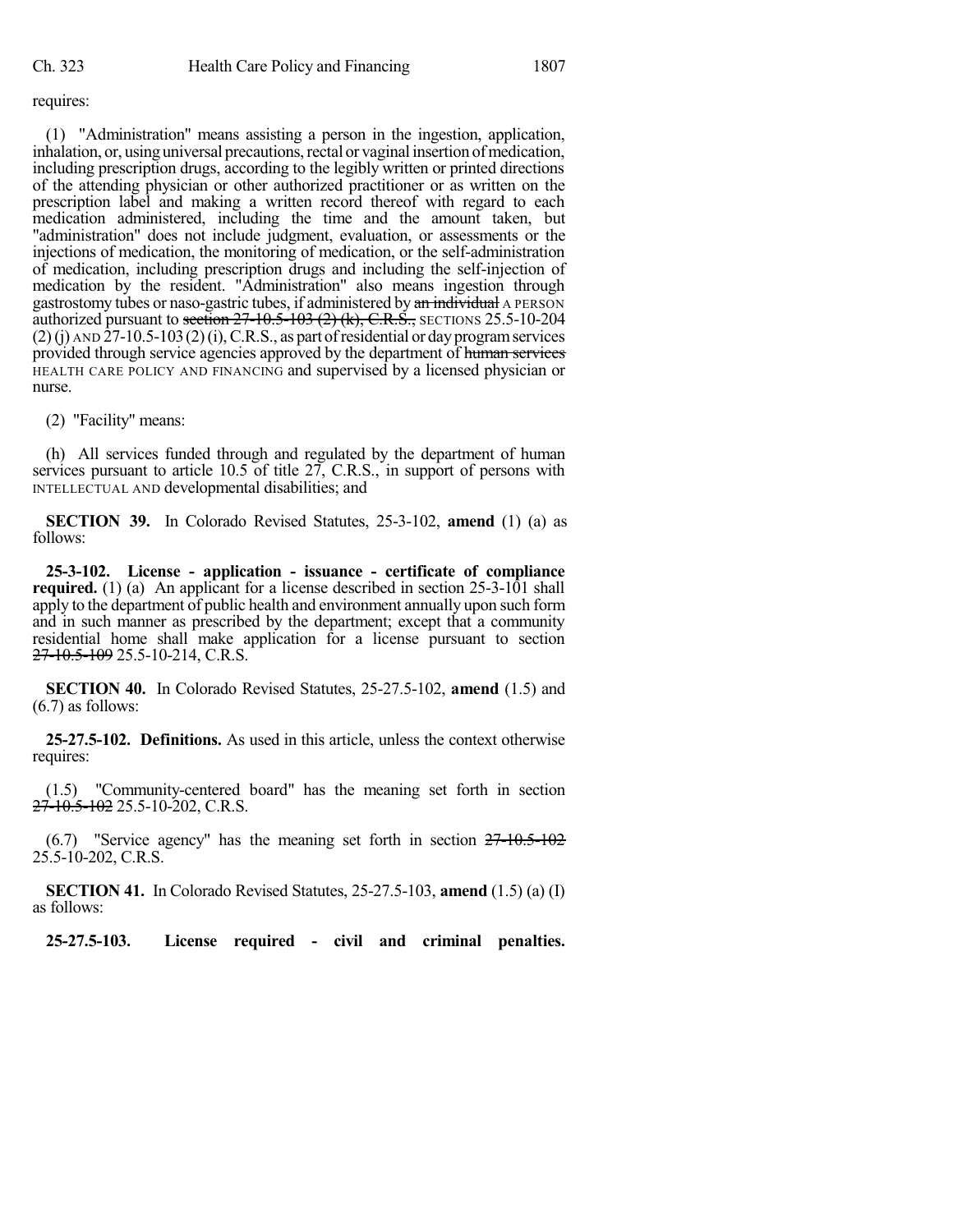requires:

(1) "Administration" means assisting a person in the ingestion, application, inhalation, or, using universal precautions, rectal or vaginal insertion of medication, including prescription drugs, according to the legibly written or printed directions of the attending physician or other authorized practitioner or as written on the prescription label and making a written record thereof with regard to each medication administered, including the time and the amount taken, but "administration" does not include judgment, evaluation, or assessments or the injections of medication, the monitoring of medication, or the self-administration of medication, including prescription drugs and including the self-injection of medication by the resident. "Administration" also means ingestion through gastrostomy tubes or naso-gastric tubes, if administered by ~~an individual~~ A PERSON authorized pursuant to ~~section 27-10.5-103 (2) (k), C.R.S.,~~ SECTIONS 25.5-10-204 (2) (j) AND 27-10.5-103 (2) (i), C.R.S., as part of residential or day program services provided through service agencies approved by the department of ~~human services~~ HEALTH CARE POLICY AND FINANCING and supervised by a licensed physician or nurse.

(2) "Facility" means:

(h) All services funded through and regulated by the department of human services pursuant to article 10.5 of title 27, C.R.S., in support of persons with INTELLECTUAL AND developmental disabilities; and

**SECTION 39.** In Colorado Revised Statutes, 25-3-102, **amend** (1) (a) as follows:

**25-3-102. License - application - issuance - certificate of compliance required.** (1) (a) An applicant for a license described in section 25-3-101 shall apply to the department of public health and environment annually upon such form and in such manner as prescribed by the department; except that a community residential home shall make application for a license pursuant to section ~~27-10.5-109~~ 25.5-10-214, C.R.S.

**SECTION 40.** In Colorado Revised Statutes, 25-27.5-102, **amend** (1.5) and (6.7) as follows:

**25-27.5-102. Definitions.** As used in this article, unless the context otherwise requires:

(1.5) "Community-centered board" has the meaning set forth in section ~~27-10.5-102~~ 25.5-10-202, C.R.S.

(6.7) "Service agency" has the meaning set forth in section ~~27-10.5-102~~ 25.5-10-202, C.R.S.

**SECTION 41.** In Colorado Revised Statutes, 25-27.5-103, **amend** (1.5) (a) (I) as follows:

**25-27.5-103. License required - civil and criminal penalties.**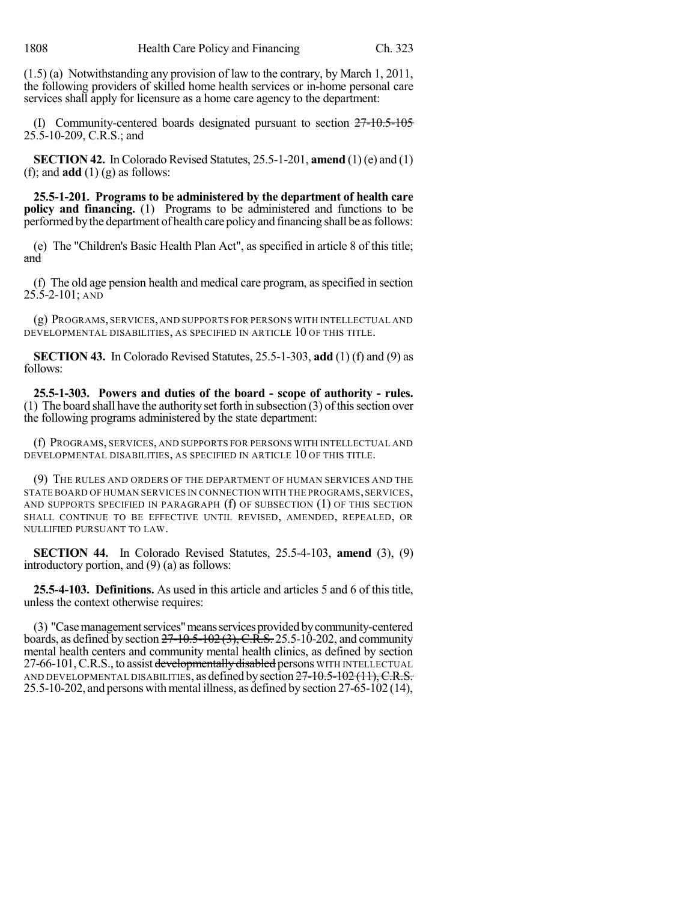(1.5) (a) Notwithstanding any provision of law to the contrary, by March 1, 2011, the following providers of skilled home health services or in-home personal care services shall apply for licensure as a home care agency to the department:

(I) Community-centered boards designated pursuant to section ~~27-10.5-105~~ 25.5-10-209, C.R.S.; and

**SECTION 42.** In Colorado Revised Statutes, 25.5-1-201, **amend** (1) (e) and (1) (f); and **add** (1) (g) as follows:

**25.5-1-201. Programs to be administered by the department of health care policy and financing.** (1) Programs to be administered and functions to be performed by the department of health care policy and financing shall be as follows:

(e) The "Children's Basic Health Plan Act", as specified in article 8 of this title; ~~and~~

(f) The old age pension health and medical care program, as specified in section 25.5-2-101; AND

(g) PROGRAMS, SERVICES, AND SUPPORTS FOR PERSONS WITH INTELLECTUAL AND DEVELOPMENTAL DISABILITIES, AS SPECIFIED IN ARTICLE 10 OF THIS TITLE.

**SECTION 43.** In Colorado Revised Statutes, 25.5-1-303, **add** (1) (f) and (9) as follows:

**25.5-1-303. Powers and duties of the board - scope of authority - rules.** (1) The board shall have the authority set forth in subsection (3) of this section over the following programs administered by the state department:

(f) PROGRAMS, SERVICES, AND SUPPORTS FOR PERSONS WITH INTELLECTUAL AND DEVELOPMENTAL DISABILITIES, AS SPECIFIED IN ARTICLE 10 OF THIS TITLE.

(9) THE RULES AND ORDERS OF THE DEPARTMENT OF HUMAN SERVICES AND THE STATE BOARD OF HUMAN SERVICES IN CONNECTION WITH THE PROGRAMS, SERVICES, AND SUPPORTS SPECIFIED IN PARAGRAPH (f) OF SUBSECTION (1) OF THIS SECTION SHALL CONTINUE TO BE EFFECTIVE UNTIL REVISED, AMENDED, REPEALED, OR NULLIFIED PURSUANT TO LAW.

**SECTION 44.** In Colorado Revised Statutes, 25.5-4-103, **amend** (3), (9) introductory portion, and (9) (a) as follows:

**25.5-4-103. Definitions.** As used in this article and articles 5 and 6 of this title, unless the context otherwise requires:

(3) "Case management services" means services provided by community-centered boards, as defined by section ~~27-10.5-102 (3), C.R.S.~~ 25.5-10-202, and community mental health centers and community mental health clinics, as defined by section 27-66-101, C.R.S., to assist ~~developmentally disabled~~ persons WITH INTELLECTUAL AND DEVELOPMENTAL DISABILITIES, as defined by section ~~27-10.5-102 (11), C.R.S.~~ 25.5-10-202, and persons with mental illness, as defined by section 27-65-102 (14),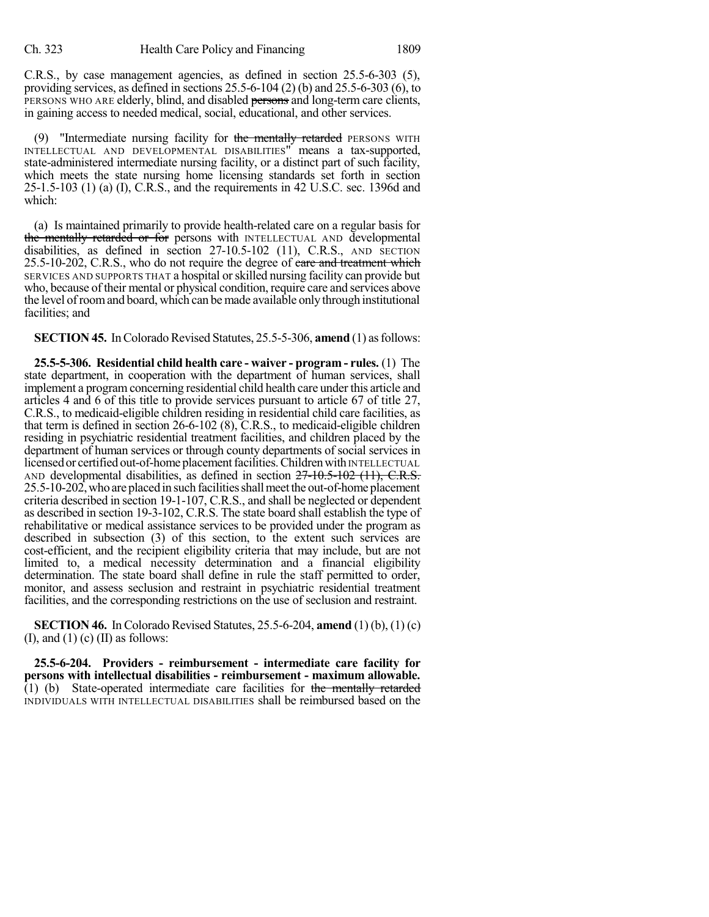C.R.S., by case management agencies, as defined in section 25.5-6-303 (5), providing services, as defined in sections 25.5-6-104 (2) (b) and 25.5-6-303 (6), to PERSONS WHO ARE elderly, blind, and disabled ~~persons~~ and long-term care clients, in gaining access to needed medical, social, educational, and other services.

(9) "Intermediate nursing facility for ~~the mentally retarded~~ PERSONS WITH INTELLECTUAL AND DEVELOPMENTAL DISABILITIES" means a tax-supported, state-administered intermediate nursing facility, or a distinct part of such facility, which meets the state nursing home licensing standards set forth in section 25-1.5-103 (1) (a) (I), C.R.S., and the requirements in 42 U.S.C. sec. 1396d and which:

(a) Is maintained primarily to provide health-related care on a regular basis for ~~the mentally retarded or for~~ persons with INTELLECTUAL AND developmental disabilities, as defined in section 27-10.5-102 (11), C.R.S., AND SECTION 25.5-10-202, C.R.S., who do not require the degree of ~~care and treatment which~~ SERVICES AND SUPPORTS THAT a hospital or skilled nursing facility can provide but who, because of their mental or physical condition, require care and services above the level of room and board, which can be made available only through institutional facilities; and

**SECTION 45.** In Colorado Revised Statutes, 25.5-5-306, **amend** (1) as follows:

**25.5-5-306. Residential child health care - waiver - program - rules.** (1) The state department, in cooperation with the department of human services, shall implement a program concerning residential child health care under this article and articles 4 and 6 of this title to provide services pursuant to article 67 of title 27, C.R.S., to medicaid-eligible children residing in residential child care facilities, as that term is defined in section 26-6-102 (8), C.R.S., to medicaid-eligible children residing in psychiatric residential treatment facilities, and children placed by the department of human services or through county departments of social services in licensed or certified out-of-home placement facilities. Children with INTELLECTUAL AND developmental disabilities, as defined in section ~~27-10.5-102 (11), C.R.S.~~ 25.5-10-202, who are placed in such facilities shall meet the out-of-home placement criteria described in section 19-1-107, C.R.S., and shall be neglected or dependent as described in section 19-3-102, C.R.S. The state board shall establish the type of rehabilitative or medical assistance services to be provided under the program as described in subsection (3) of this section, to the extent such services are cost-efficient, and the recipient eligibility criteria that may include, but are not limited to, a medical necessity determination and a financial eligibility determination. The state board shall define in rule the staff permitted to order, monitor, and assess seclusion and restraint in psychiatric residential treatment facilities, and the corresponding restrictions on the use of seclusion and restraint.

**SECTION 46.** In Colorado Revised Statutes, 25.5-6-204, **amend** (1) (b), (1) (c) (I), and (1) (c) (II) as follows:

**25.5-6-204. Providers - reimbursement - intermediate care facility for persons with intellectual disabilities - reimbursement - maximum allowable.** (1) (b) State-operated intermediate care facilities for ~~the mentally retarded~~ INDIVIDUALS WITH INTELLECTUAL DISABILITIES shall be reimbursed based on the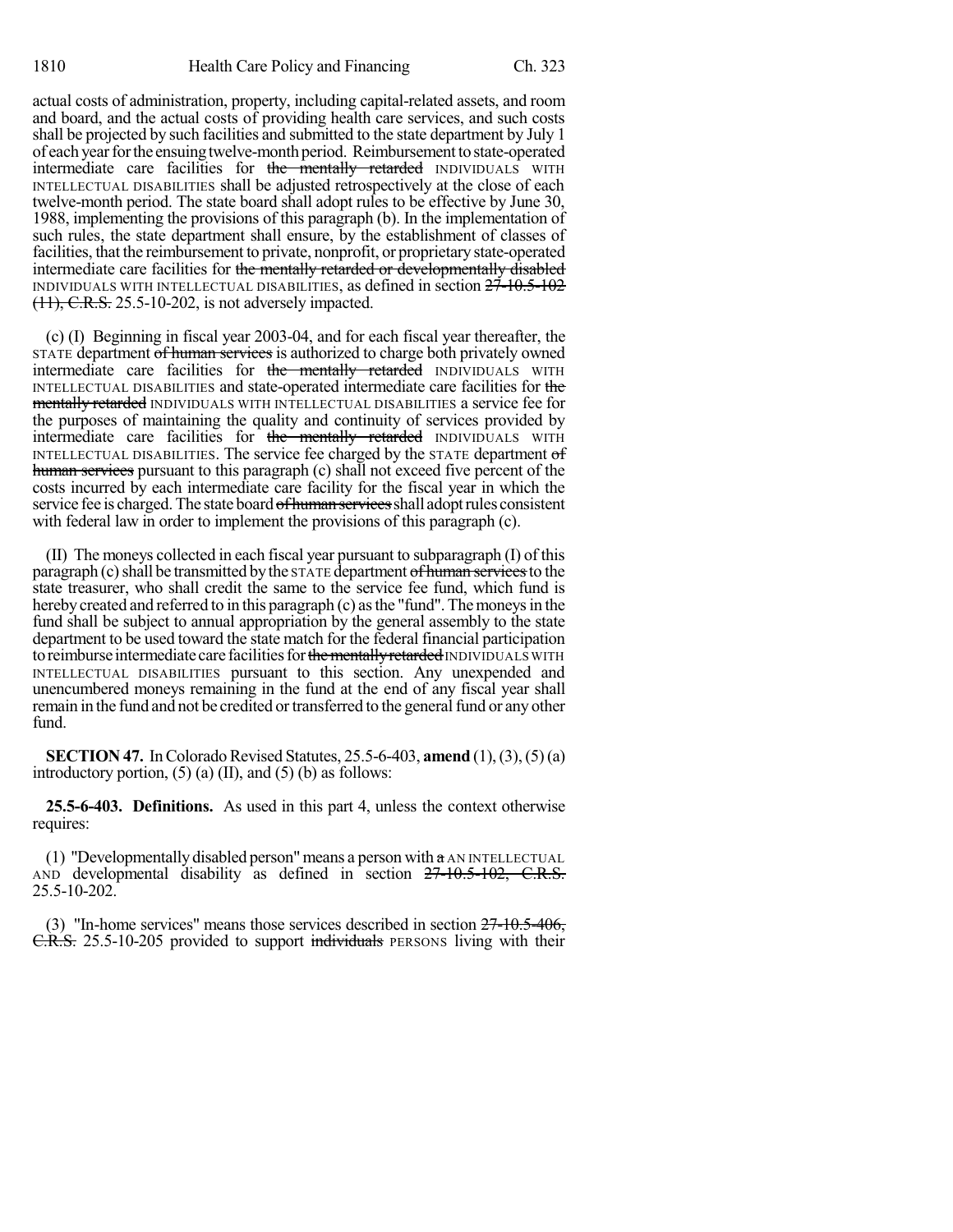actual costs of administration, property, including capital-related assets, and room and board, and the actual costs of providing health care services, and such costs shall be projected by such facilities and submitted to the state department by July 1 of each year for the ensuing twelve-month period. Reimbursement to state-operated intermediate care facilities for ~~the mentally retarded~~ INDIVIDUALS WITH INTELLECTUAL DISABILITIES shall be adjusted retrospectively at the close of each twelve-month period. The state board shall adopt rules to be effective by June 30, 1988, implementing the provisions of this paragraph (b). In the implementation of such rules, the state department shall ensure, by the establishment of classes of facilities, that the reimbursement to private, nonprofit, or proprietary state-operated intermediate care facilities for ~~the mentally retarded or developmentally disabled~~ INDIVIDUALS WITH INTELLECTUAL DISABILITIES, as defined in section ~~27-10.5-102 (11), C.R.S.~~ 25.5-10-202, is not adversely impacted.

(c) (I) Beginning in fiscal year 2003-04, and for each fiscal year thereafter, the STATE department ~~of human services~~ is authorized to charge both privately owned intermediate care facilities for ~~the mentally retarded~~ INDIVIDUALS WITH INTELLECTUAL DISABILITIES and state-operated intermediate care facilities for ~~the mentally retarded~~ INDIVIDUALS WITH INTELLECTUAL DISABILITIES a service fee for the purposes of maintaining the quality and continuity of services provided by intermediate care facilities for ~~the mentally retarded~~ INDIVIDUALS WITH INTELLECTUAL DISABILITIES. The service fee charged by the STATE department ~~of human services~~ pursuant to this paragraph (c) shall not exceed five percent of the costs incurred by each intermediate care facility for the fiscal year in which the service fee is charged. The state board ~~of human services~~ shall adopt rules consistent with federal law in order to implement the provisions of this paragraph (c).

(II) The moneys collected in each fiscal year pursuant to subparagraph (I) of this paragraph (c) shall be transmitted by the STATE department ~~of human services~~ to the state treasurer, who shall credit the same to the service fee fund, which fund is hereby created and referred to in this paragraph (c) as the "fund". The moneys in the fund shall be subject to annual appropriation by the general assembly to the state department to be used toward the state match for the federal financial participation to reimburse intermediate care facilities for ~~the mentally retarded~~ INDIVIDUALS WITH INTELLECTUAL DISABILITIES pursuant to this section. Any unexpended and unencumbered moneys remaining in the fund at the end of any fiscal year shall remain in the fund and not be credited or transferred to the general fund or any other fund.

**SECTION 47.** In Colorado Revised Statutes, 25.5-6-403, **amend** (1), (3), (5) (a) introductory portion, (5) (a) (II), and (5) (b) as follows:

**25.5-6-403. Definitions.** As used in this part 4, unless the context otherwise requires:

(1) "Developmentally disabled person" means a person with ~~a~~ AN INTELLECTUAL AND developmental disability as defined in section ~~27-10.5-102, C.R.S.~~ 25.5-10-202.

(3) "In-home services" means those services described in section ~~27-10.5-406, C.R.S.~~ 25.5-10-205 provided to support ~~individuals~~ PERSONS living with their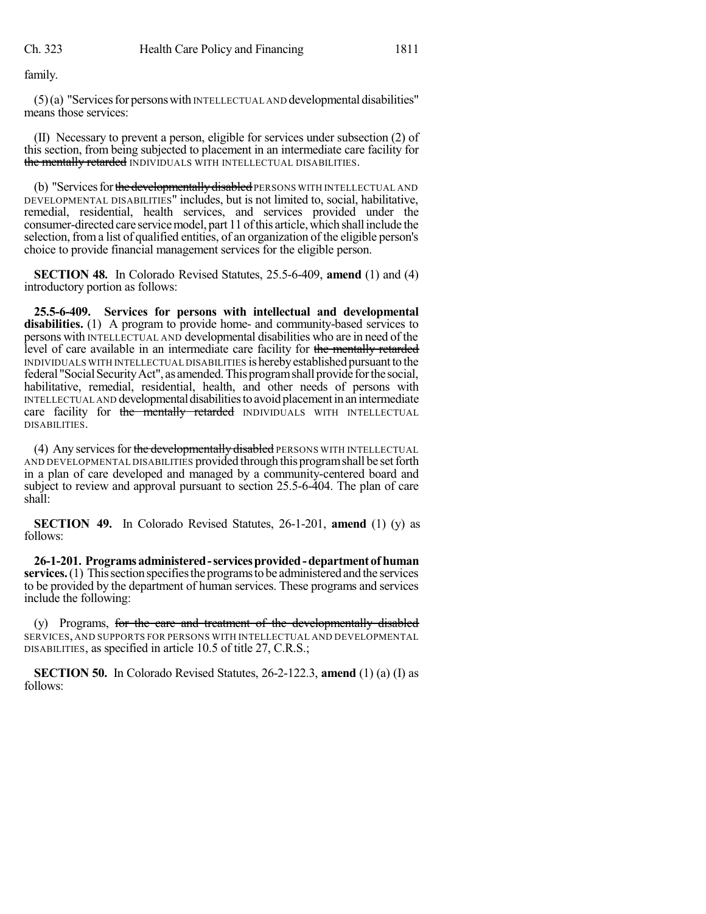family.

(5) (a) "Services for persons with INTELLECTUAL AND developmental disabilities" means those services:

(II) Necessary to prevent a person, eligible for services under subsection (2) of this section, from being subjected to placement in an intermediate care facility for ~~the mentally retarded~~ INDIVIDUALS WITH INTELLECTUAL DISABILITIES.

(b) "Services for ~~the developmentally disabled~~ PERSONS WITH INTELLECTUAL AND DEVELOPMENTAL DISABILITIES" includes, but is not limited to, social, habilitative, remedial, residential, health services, and services provided under the consumer-directed care service model, part 11 of this article, which shall include the selection, from a list of qualified entities, of an organization of the eligible person's choice to provide financial management services for the eligible person.

**SECTION 48.** In Colorado Revised Statutes, 25.5-6-409, **amend** (1) and (4) introductory portion as follows:

**25.5-6-409. Services for persons with intellectual and developmental disabilities.** (1) A program to provide home- and community-based services to persons with INTELLECTUAL AND developmental disabilities who are in need of the level of care available in an intermediate care facility for ~~the mentally retarded~~ INDIVIDUALS WITH INTELLECTUAL DISABILITIES is hereby established pursuant to the federal "Social Security Act", as amended. This program shall provide for the social, habilitative, remedial, residential, health, and other needs of persons with INTELLECTUAL AND developmental disabilities to avoid placement in an intermediate care facility for ~~the mentally retarded~~ INDIVIDUALS WITH INTELLECTUAL DISABILITIES.

(4) Any services for ~~the developmentally disabled~~ PERSONS WITH INTELLECTUAL AND DEVELOPMENTAL DISABILITIES provided through this program shall be set forth in a plan of care developed and managed by a community-centered board and subject to review and approval pursuant to section 25.5-6-404. The plan of care shall:

**SECTION 49.** In Colorado Revised Statutes, 26-1-201, **amend** (1) (y) as follows:

**26-1-201. Programs administered - services provided - department of human services.** (1) This section specifies the programs to be administered and the services to be provided by the department of human services. These programs and services include the following:

(y) Programs, ~~for the care and treatment of the developmentally disabled~~ SERVICES, AND SUPPORTS FOR PERSONS WITH INTELLECTUAL AND DEVELOPMENTAL DISABILITIES, as specified in article 10.5 of title 27, C.R.S.;

**SECTION 50.** In Colorado Revised Statutes, 26-2-122.3, **amend** (1) (a) (I) as follows: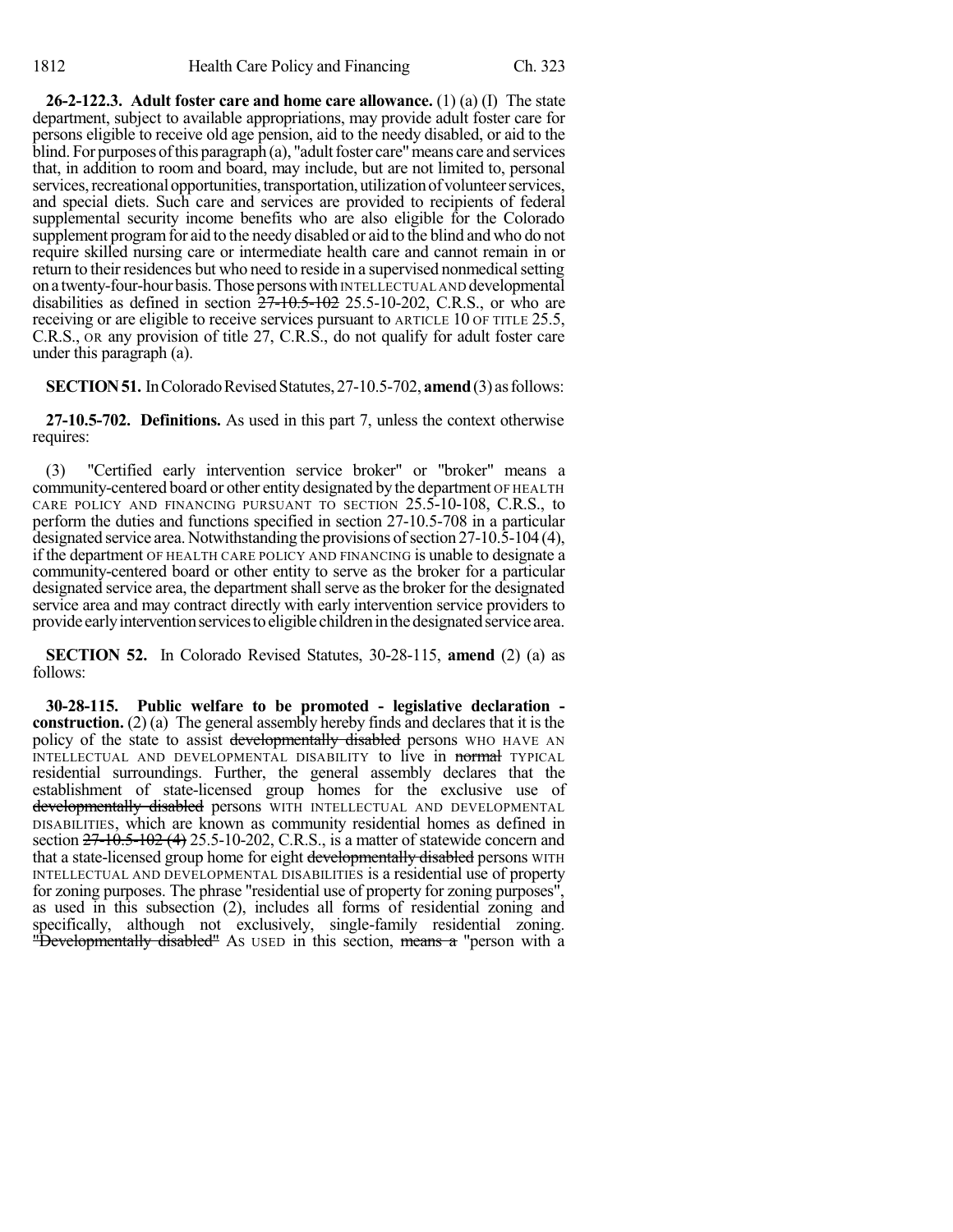**26-2-122.3. Adult foster care and home care allowance.** (1) (a) (I) The state department, subject to available appropriations, may provide adult foster care for persons eligible to receive old age pension, aid to the needy disabled, or aid to the blind. For purposes of this paragraph (a), "adult foster care" means care and services that, in addition to room and board, may include, but are not limited to, personal services, recreational opportunities, transportation, utilization of volunteer services, and special diets. Such care and services are provided to recipients of federal supplemental security income benefits who are also eligible for the Colorado supplement program for aid to the needy disabled or aid to the blind and who do not require skilled nursing care or intermediate health care and cannot remain in or return to their residences but who need to reside in a supervised nonmedical setting on a twenty-four-hour basis. Those persons with INTELLECTUAL AND developmental disabilities as defined in section ~~27-10.5-102~~ 25.5-10-202, C.R.S., or who are receiving or are eligible to receive services pursuant to ARTICLE 10 OF TITLE 25.5, C.R.S., OR any provision of title 27, C.R.S., do not qualify for adult foster care under this paragraph (a).

**SECTION 51.** In Colorado Revised Statutes, 27-10.5-702, **amend** (3) as follows:

**27-10.5-702. Definitions.** As used in this part 7, unless the context otherwise requires:

(3) "Certified early intervention service broker" or "broker" means a community-centered board or other entity designated by the department OF HEALTH CARE POLICY AND FINANCING PURSUANT TO SECTION 25.5-10-108, C.R.S., to perform the duties and functions specified in section 27-10.5-708 in a particular designated service area. Notwithstanding the provisions of section 27-10.5-104 (4), if the department OF HEALTH CARE POLICY AND FINANCING is unable to designate a community-centered board or other entity to serve as the broker for a particular designated service area, the department shall serve as the broker for the designated service area and may contract directly with early intervention service providers to provide early intervention services to eligible children in the designated service area.

**SECTION 52.** In Colorado Revised Statutes, 30-28-115, **amend** (2) (a) as follows:

**30-28-115. Public welfare to be promoted - legislative declaration - construction.** (2) (a) The general assembly hereby finds and declares that it is the policy of the state to assist ~~developmentally disabled~~ persons WHO HAVE AN INTELLECTUAL AND DEVELOPMENTAL DISABILITY to live in ~~normal~~ TYPICAL residential surroundings. Further, the general assembly declares that the establishment of state-licensed group homes for the exclusive use of ~~developmentally disabled~~ persons WITH INTELLECTUAL AND DEVELOPMENTAL DISABILITIES, which are known as community residential homes as defined in section ~~27-10.5-102 (4)~~ 25.5-10-202, C.R.S., is a matter of statewide concern and that a state-licensed group home for eight ~~developmentally disabled~~ persons WITH INTELLECTUAL AND DEVELOPMENTAL DISABILITIES is a residential use of property for zoning purposes. The phrase "residential use of property for zoning purposes", as used in this subsection (2), includes all forms of residential zoning and specifically, although not exclusively, single-family residential zoning. ~~"Developmentally disabled"~~ AS USED in this section, ~~means a~~ "person with a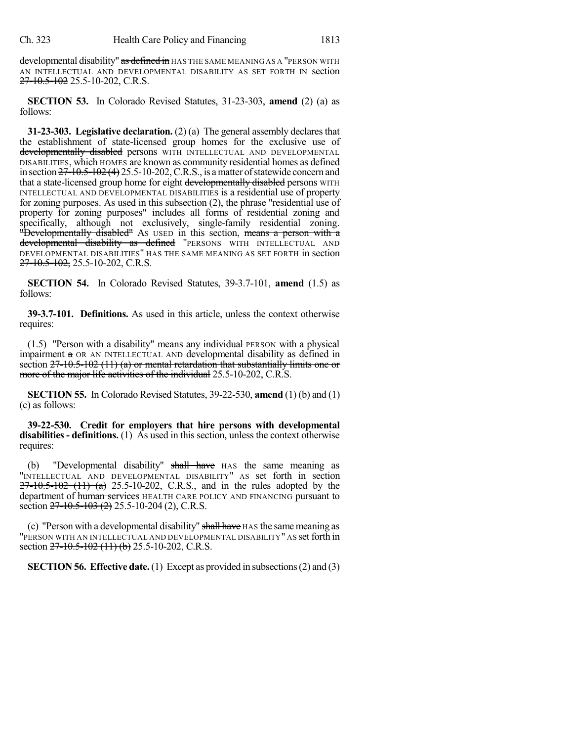developmental disability" ~~as defined in~~ HAS THE SAME MEANING AS A "PERSON WITH AN INTELLECTUAL AND DEVELOPMENTAL DISABILITY AS SET FORTH IN section ~~27-10.5-102~~ 25.5-10-202, C.R.S.

**SECTION 53.** In Colorado Revised Statutes, 31-23-303, **amend** (2) (a) as follows:

**31-23-303. Legislative declaration.** (2) (a) The general assembly declares that the establishment of state-licensed group homes for the exclusive use of ~~developmentally disabled~~ persons WITH INTELLECTUAL AND DEVELOPMENTAL DISABILITIES, which HOMES are known as community residential homes as defined in section ~~27-10.5-102 (4)~~ 25.5-10-202, C.R.S., is a matter of statewide concern and that a state-licensed group home for eight ~~developmentally disabled~~ persons WITH INTELLECTUAL AND DEVELOPMENTAL DISABILITIES is a residential use of property for zoning purposes. As used in this subsection (2), the phrase "residential use of property for zoning purposes" includes all forms of residential zoning and specifically, although not exclusively, single-family residential zoning. ~~"Developmentally disabled"~~ AS USED in this section, ~~means a person with a developmental disability as defined~~ "PERSONS WITH INTELLECTUAL AND DEVELOPMENTAL DISABILITIES" HAS THE SAME MEANING AS SET FORTH in section ~~27-10.5-102,~~ 25.5-10-202, C.R.S.

**SECTION 54.** In Colorado Revised Statutes, 39-3.7-101, **amend** (1.5) as follows:

**39-3.7-101. Definitions.** As used in this article, unless the context otherwise requires:

(1.5) "Person with a disability" means any ~~individual~~ PERSON with a physical impairment ~~a~~ OR AN INTELLECTUAL AND developmental disability as defined in section ~~27-10.5-102 (11) (a) or mental retardation that substantially limits one or more of the major life activities of the individual~~ 25.5-10-202, C.R.S.

**SECTION 55.** In Colorado Revised Statutes, 39-22-530, **amend** (1) (b) and (1) (c) as follows:

**39-22-530. Credit for employers that hire persons with developmental disabilities - definitions.** (1) As used in this section, unless the context otherwise requires:

(b) "Developmental disability" ~~shall have~~ HAS the same meaning as "INTELLECTUAL AND DEVELOPMENTAL DISABILITY" AS set forth in section ~~27-10.5-102 (11) (a)~~ 25.5-10-202, C.R.S., and in the rules adopted by the department of ~~human services~~ HEALTH CARE POLICY AND FINANCING pursuant to section ~~27-10.5-103 (2)~~ 25.5-10-204 (2), C.R.S.

(c) "Person with a developmental disability" ~~shall have~~ HAS the same meaning as "PERSON WITH AN INTELLECTUAL AND DEVELOPMENTAL DISABILITY" AS set forth in section ~~27-10.5-102 (11) (b)~~ 25.5-10-202, C.R.S.

**SECTION 56. Effective date.** (1) Except as provided in subsections (2) and (3)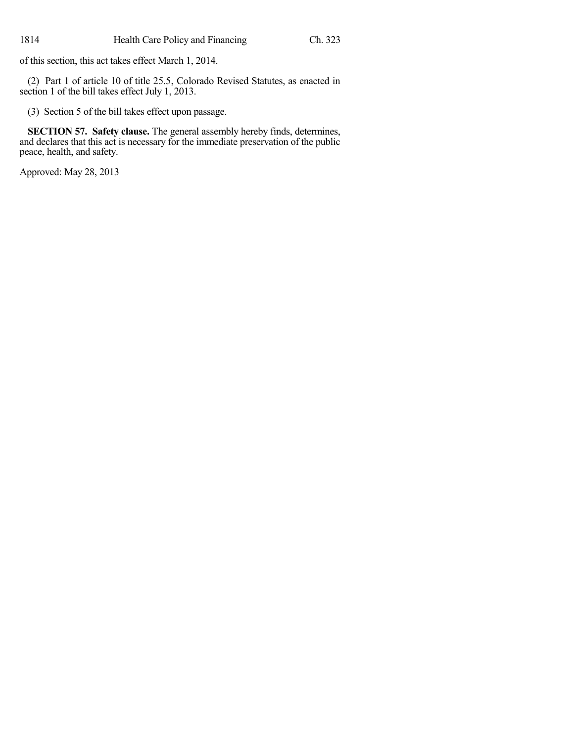of this section, this act takes effect March 1, 2014.

(2) Part 1 of article 10 of title 25.5, Colorado Revised Statutes, as enacted in section 1 of the bill takes effect July 1, 2013.

(3) Section 5 of the bill takes effect upon passage.

**SECTION 57. Safety clause.** The general assembly hereby finds, determines, and declares that this act is necessary for the immediate preservation of the public peace, health, and safety.

Approved: May 28, 2013